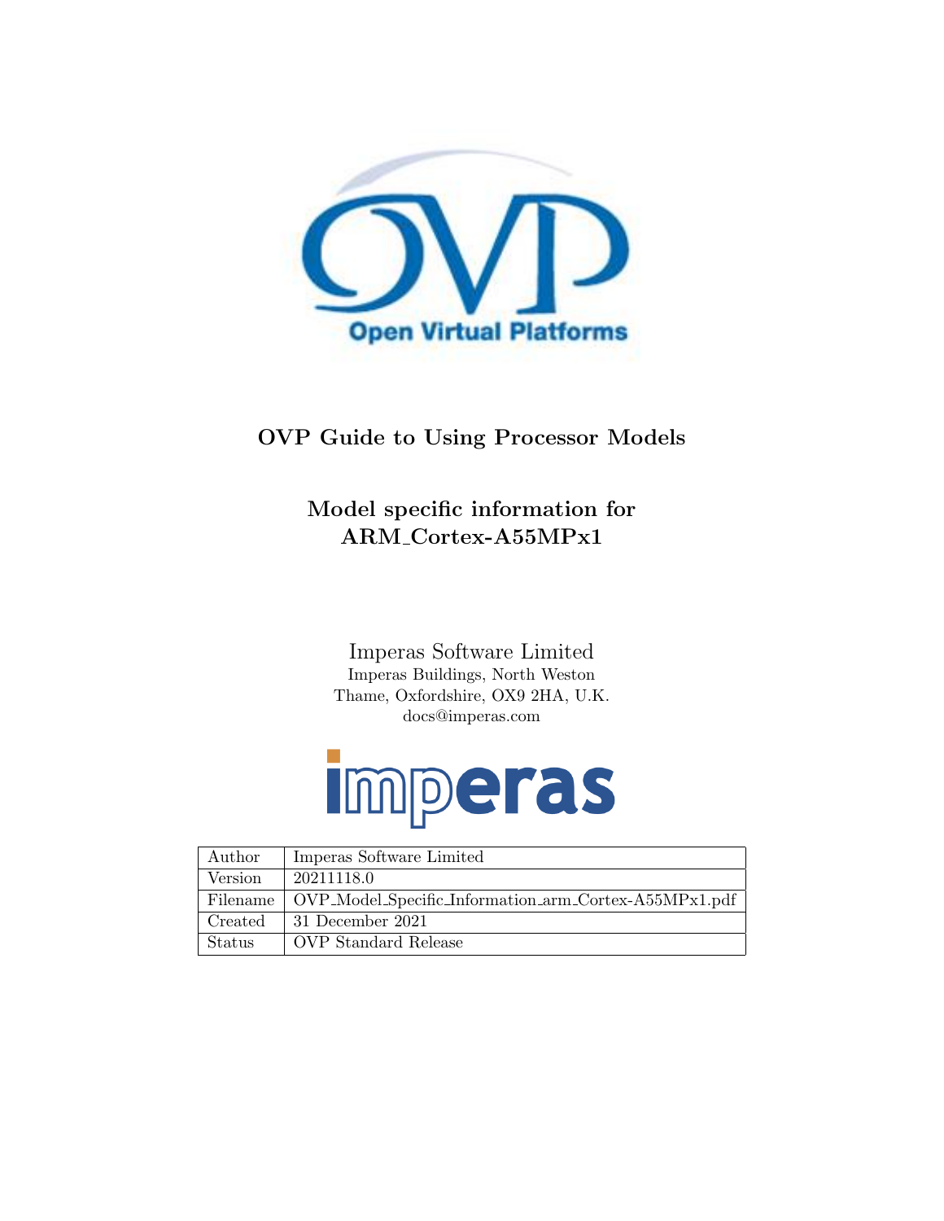# OVP Guide to Using Processor Models

## Model specific information for ARM_Cortex-A55MPx1

Imperas Software Limited
Imperas Buildings, North Weston
Thame, Oxfordshire, OX9 2HA, U.K.
docs@imperas.com

| | |
|---|---|
| Author | Imperas Software Limited |
| Version | 20211118.0 |
| Filename | OVP_Model_Specific_Information_arm_Cortex-A55MPx1.pdf |
| Created | 31 December 2021 |
| Status | OVP Standard Release |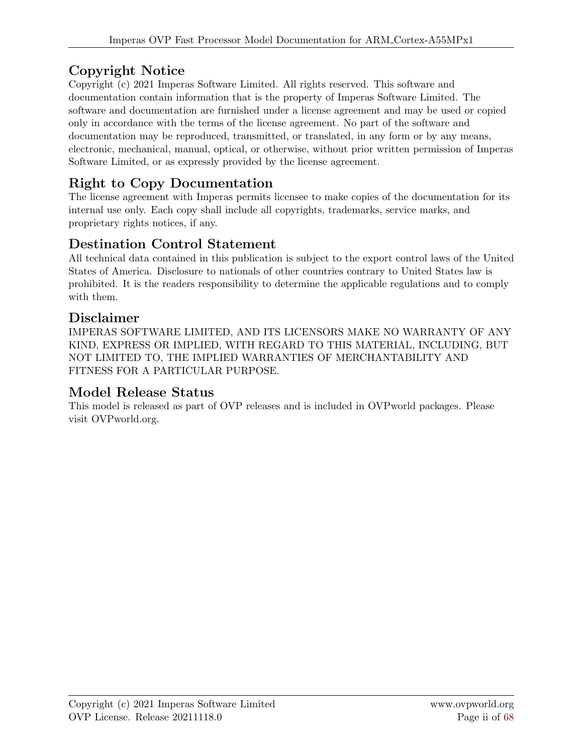## Copyright Notice

Copyright (c) 2021 Imperas Software Limited. All rights reserved. This software and documentation contain information that is the property of Imperas Software Limited. The software and documentation are furnished under a license agreement and may be used or copied only in accordance with the terms of the license agreement. No part of the software and documentation may be reproduced, transmitted, or translated, in any form or by any means, electronic, mechanical, manual, optical, or otherwise, without prior written permission of Imperas Software Limited, or as expressly provided by the license agreement.

## Right to Copy Documentation

The license agreement with Imperas permits licensee to make copies of the documentation for its internal use only. Each copy shall include all copyrights, trademarks, service marks, and proprietary rights notices, if any.

## Destination Control Statement

All technical data contained in this publication is subject to the export control laws of the United States of America. Disclosure to nationals of other countries contrary to United States law is prohibited. It is the readers responsibility to determine the applicable regulations and to comply with them.

## Disclaimer

IMPERAS SOFTWARE LIMITED, AND ITS LICENSORS MAKE NO WARRANTY OF ANY KIND, EXPRESS OR IMPLIED, WITH REGARD TO THIS MATERIAL, INCLUDING, BUT NOT LIMITED TO, THE IMPLIED WARRANTIES OF MERCHANTABILITY AND FITNESS FOR A PARTICULAR PURPOSE.

## Model Release Status

This model is released as part of OVP releases and is included in OVPworld packages. Please visit OVPworld.org.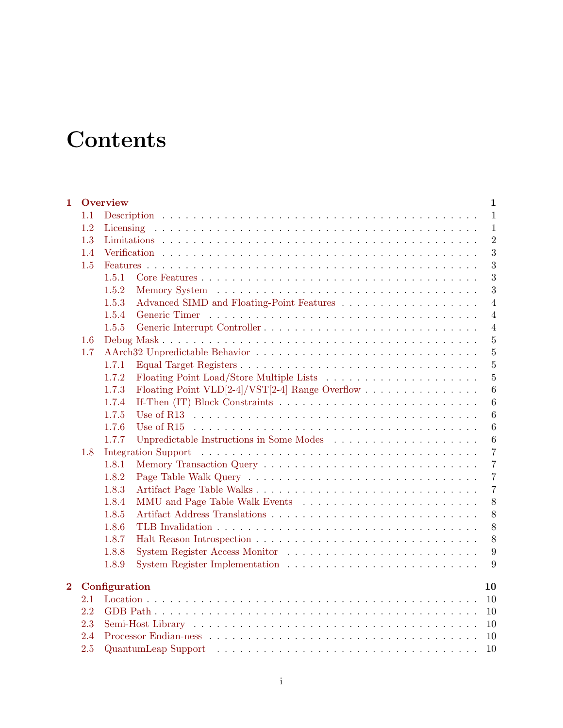# Contents

**1 Overview** **1**

- 1.1 Description . . . 1
- 1.2 Licensing . . . 1
- 1.3 Limitations . . . 2
- 1.4 Verification . . . 3
- 1.5 Features . . . 3
  - 1.5.1 Core Features . . . 3
  - 1.5.2 Memory System . . . 3
  - 1.5.3 Advanced SIMD and Floating-Point Features . . . 4
  - 1.5.4 Generic Timer . . . 4
  - 1.5.5 Generic Interrupt Controller . . . 4
- 1.6 Debug Mask . . . 5
- 1.7 AArch32 Unpredictable Behavior . . . 5
  - 1.7.1 Equal Target Registers . . . 5
  - 1.7.2 Floating Point Load/Store Multiple Lists . . . 5
  - 1.7.3 Floating Point VLD[2-4]/VST[2-4] Range Overflow . . . 6
  - 1.7.4 If-Then (IT) Block Constraints . . . 6
  - 1.7.5 Use of R13 . . . 6
  - 1.7.6 Use of R15 . . . 6
  - 1.7.7 Unpredictable Instructions in Some Modes . . . 6
- 1.8 Integration Support . . . 7
  - 1.8.1 Memory Transaction Query . . . 7
  - 1.8.2 Page Table Walk Query . . . 7
  - 1.8.3 Artifact Page Table Walks . . . 7
  - 1.8.4 MMU and Page Table Walk Events . . . 8
  - 1.8.5 Artifact Address Translations . . . 8
  - 1.8.6 TLB Invalidation . . . 8
  - 1.8.7 Halt Reason Introspection . . . 8
  - 1.8.8 System Register Access Monitor . . . 9
  - 1.8.9 System Register Implementation . . . 9

**2 Configuration** **10**

- 2.1 Location . . . 10
- 2.2 GDB Path . . . 10
- 2.3 Semi-Host Library . . . 10
- 2.4 Processor Endian-ness . . . 10
- 2.5 QuantumLeap Support . . . 10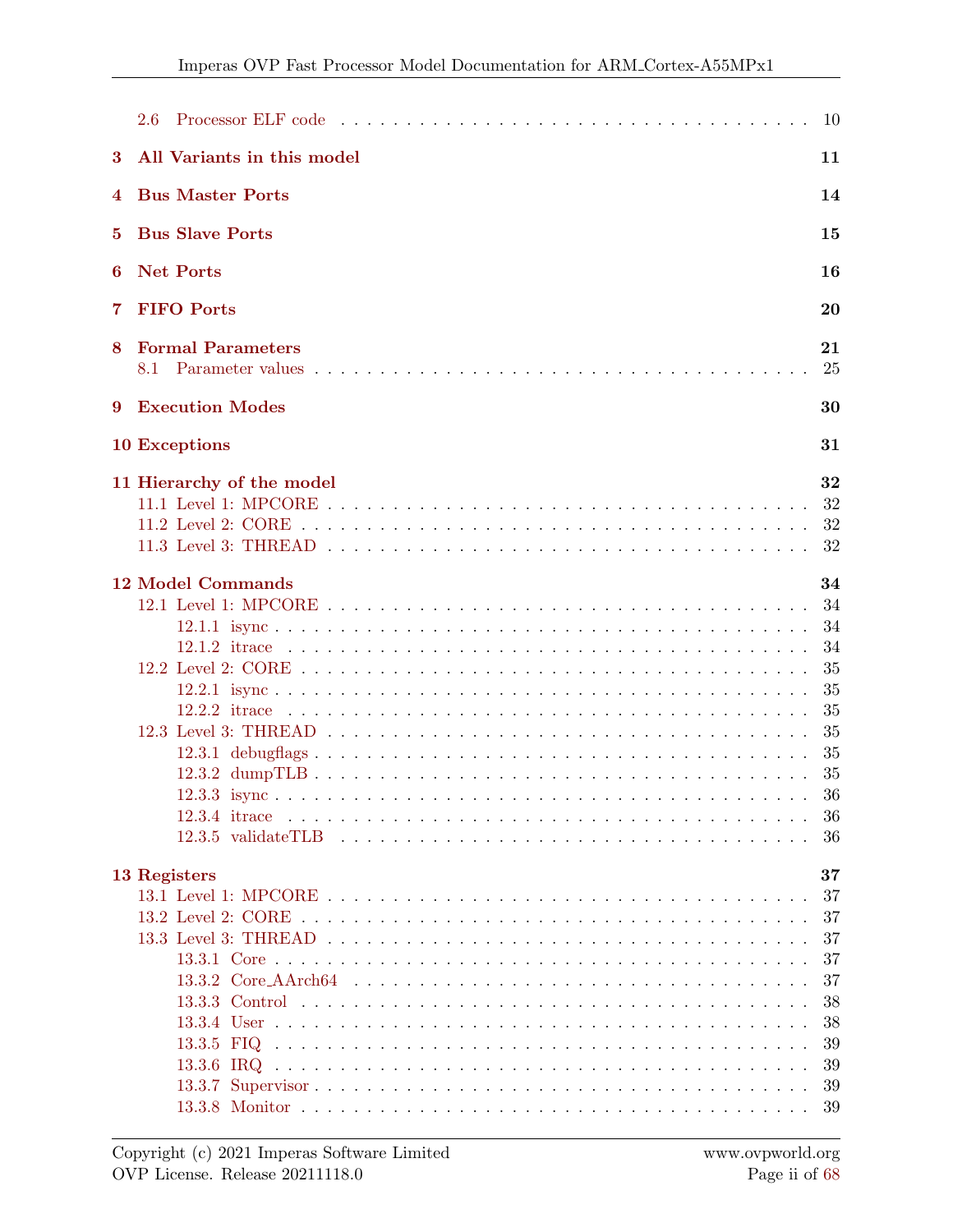2.6 Processor ELF code . . . . . . . . . . . . . . . . . . . . . . . . . . . . . . . 10

**3 All Variants in this model** **11**

**4 Bus Master Ports** **14**

**5 Bus Slave Ports** **15**

**6 Net Ports** **16**

**7 FIFO Ports** **20**

**8 Formal Parameters** **21**
8.1 Parameter values . . . . . . . . . . . . . . . . . . . . . . . . . . . . . . . . 25

**9 Execution Modes** **30**

**10 Exceptions** **31**

**11 Hierarchy of the model** **32**
11.1 Level 1: MPCORE . . . . . . . . . . . . . . . . . . . . . . . . . . . . . . . 32
11.2 Level 2: CORE . . . . . . . . . . . . . . . . . . . . . . . . . . . . . . . . . 32
11.3 Level 3: THREAD . . . . . . . . . . . . . . . . . . . . . . . . . . . . . . . 32

**12 Model Commands** **34**
12.1 Level 1: MPCORE . . . . . . . . . . . . . . . . . . . . . . . . . . . . . . . 34
12.1.1 isync . . . . . . . . . . . . . . . . . . . . . . . . . . . . . . . . . . 34
12.1.2 itrace . . . . . . . . . . . . . . . . . . . . . . . . . . . . . . . . . . 34
12.2 Level 2: CORE . . . . . . . . . . . . . . . . . . . . . . . . . . . . . . . . . 35
12.2.1 isync . . . . . . . . . . . . . . . . . . . . . . . . . . . . . . . . . . 35
12.2.2 itrace . . . . . . . . . . . . . . . . . . . . . . . . . . . . . . . . . . 35
12.3 Level 3: THREAD . . . . . . . . . . . . . . . . . . . . . . . . . . . . . . . 35
12.3.1 debugflags . . . . . . . . . . . . . . . . . . . . . . . . . . . . . . . 35
12.3.2 dumpTLB . . . . . . . . . . . . . . . . . . . . . . . . . . . . . . . . 35
12.3.3 isync . . . . . . . . . . . . . . . . . . . . . . . . . . . . . . . . . . 36
12.3.4 itrace . . . . . . . . . . . . . . . . . . . . . . . . . . . . . . . . . . 36
12.3.5 validateTLB . . . . . . . . . . . . . . . . . . . . . . . . . . . . . . 36

**13 Registers** **37**
13.1 Level 1: MPCORE . . . . . . . . . . . . . . . . . . . . . . . . . . . . . . . 37
13.2 Level 2: CORE . . . . . . . . . . . . . . . . . . . . . . . . . . . . . . . . . 37
13.3 Level 3: THREAD . . . . . . . . . . . . . . . . . . . . . . . . . . . . . . . 37
13.3.1 Core . . . . . . . . . . . . . . . . . . . . . . . . . . . . . . . . . . . 37
13.3.2 Core_AArch64 . . . . . . . . . . . . . . . . . . . . . . . . . . . . . 37
13.3.3 Control . . . . . . . . . . . . . . . . . . . . . . . . . . . . . . . . . 38
13.3.4 User . . . . . . . . . . . . . . . . . . . . . . . . . . . . . . . . . . . 38
13.3.5 FIQ . . . . . . . . . . . . . . . . . . . . . . . . . . . . . . . . . . . 39
13.3.6 IRQ . . . . . . . . . . . . . . . . . . . . . . . . . . . . . . . . . . . 39
13.3.7 Supervisor . . . . . . . . . . . . . . . . . . . . . . . . . . . . . . . . 39
13.3.8 Monitor . . . . . . . . . . . . . . . . . . . . . . . . . . . . . . . . . 39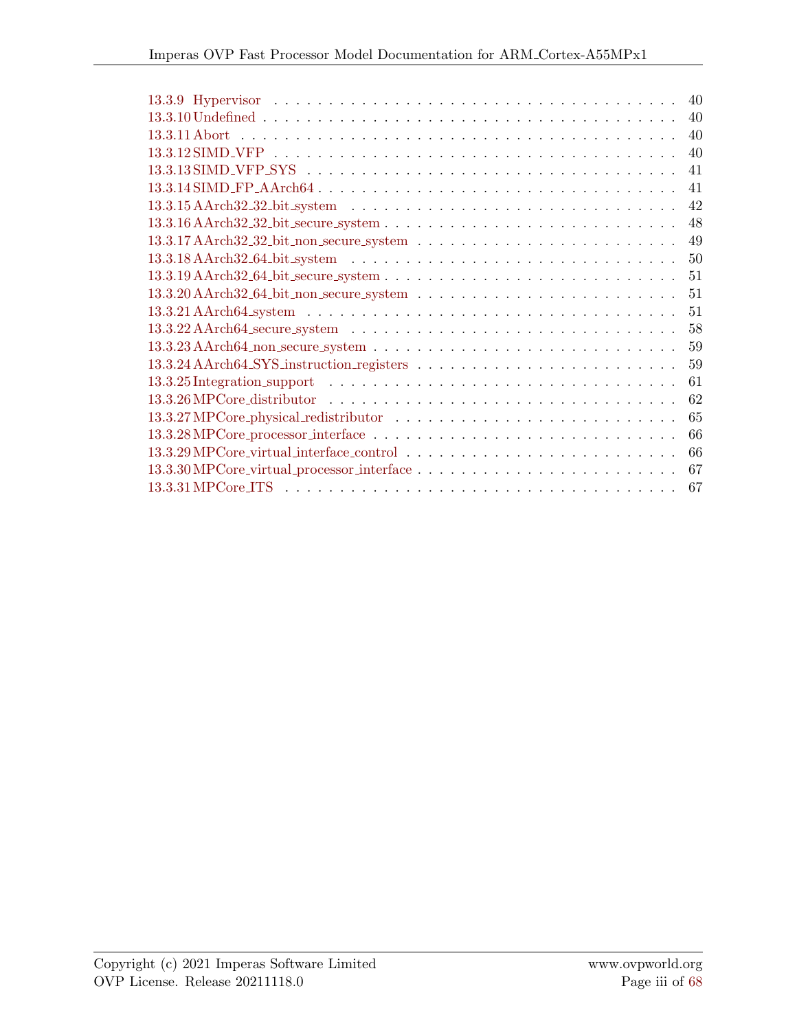13.3.9 Hypervisor . . . . . . . . . . . . . . . . . . . . . . . . . . . . . . . . . . 40
13.3.10 Undefined . . . . . . . . . . . . . . . . . . . . . . . . . . . . . . . . . . 40
13.3.11 Abort . . . . . . . . . . . . . . . . . . . . . . . . . . . . . . . . . . . . 40
13.3.12 SIMD_VFP . . . . . . . . . . . . . . . . . . . . . . . . . . . . . . . . . 40
13.3.13 SIMD_VFP_SYS . . . . . . . . . . . . . . . . . . . . . . . . . . . . . . 41
13.3.14 SIMD_FP_AArch64 . . . . . . . . . . . . . . . . . . . . . . . . . . . . 41
13.3.15 AArch32_32_bit_system . . . . . . . . . . . . . . . . . . . . . . . . . . 42
13.3.16 AArch32_32_bit_secure_system . . . . . . . . . . . . . . . . . . . . . . 48
13.3.17 AArch32_32_bit_non_secure_system . . . . . . . . . . . . . . . . . . . 49
13.3.18 AArch32_64_bit_system . . . . . . . . . . . . . . . . . . . . . . . . . . 50
13.3.19 AArch32_64_bit_secure_system . . . . . . . . . . . . . . . . . . . . . . 51
13.3.20 AArch32_64_bit_non_secure_system . . . . . . . . . . . . . . . . . . . 51
13.3.21 AArch64_system . . . . . . . . . . . . . . . . . . . . . . . . . . . . . . 51
13.3.22 AArch64_secure_system . . . . . . . . . . . . . . . . . . . . . . . . . . 58
13.3.23 AArch64_non_secure_system . . . . . . . . . . . . . . . . . . . . . . . 59
13.3.24 AArch64_SYS_instruction_registers . . . . . . . . . . . . . . . . . . . 59
13.3.25 Integration_support . . . . . . . . . . . . . . . . . . . . . . . . . . . . 61
13.3.26 MPCore_distributor . . . . . . . . . . . . . . . . . . . . . . . . . . . . 62
13.3.27 MPCore_physical_redistributor . . . . . . . . . . . . . . . . . . . . . . 65
13.3.28 MPCore_processor_interface . . . . . . . . . . . . . . . . . . . . . . . 66
13.3.29 MPCore_virtual_interface_control . . . . . . . . . . . . . . . . . . . . 66
13.3.30 MPCore_virtual_processor_interface . . . . . . . . . . . . . . . . . . . 67
13.3.31 MPCore_ITS . . . . . . . . . . . . . . . . . . . . . . . . . . . . . . . . 67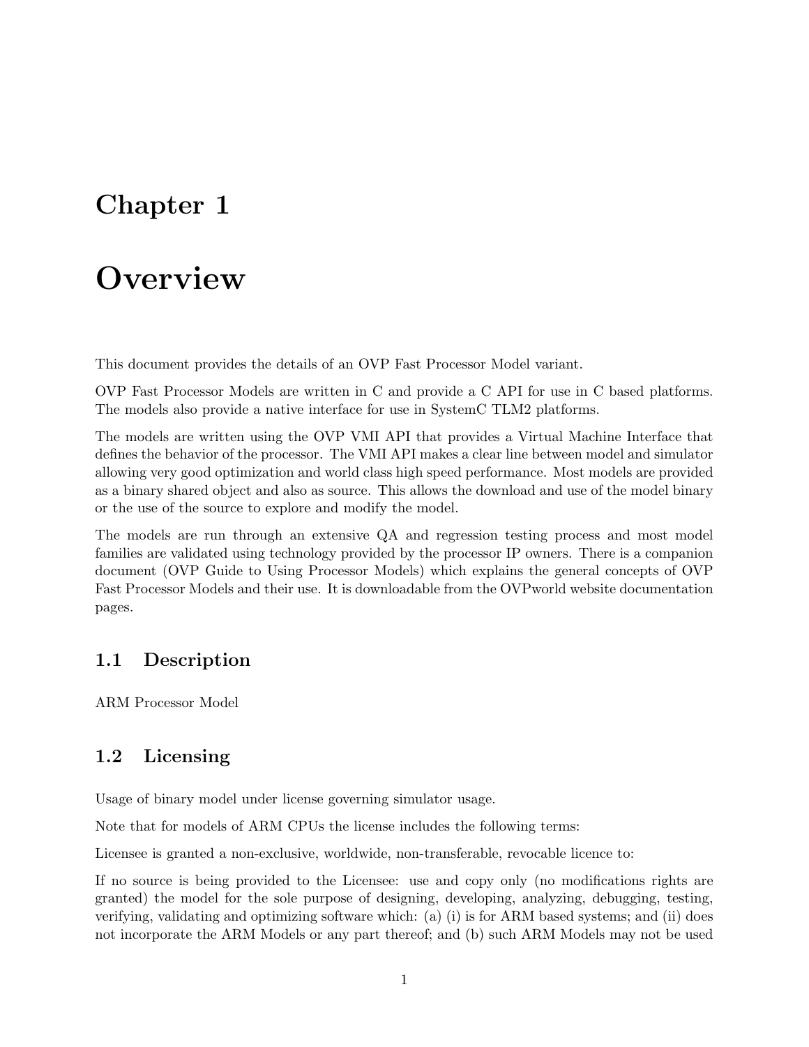# Chapter 1

# Overview

This document provides the details of an OVP Fast Processor Model variant.

OVP Fast Processor Models are written in C and provide a C API for use in C based platforms. The models also provide a native interface for use in SystemC TLM2 platforms.

The models are written using the OVP VMI API that provides a Virtual Machine Interface that defines the behavior of the processor. The VMI API makes a clear line between model and simulator allowing very good optimization and world class high speed performance. Most models are provided as a binary shared object and also as source. This allows the download and use of the model binary or the use of the source to explore and modify the model.

The models are run through an extensive QA and regression testing process and most model families are validated using technology provided by the processor IP owners. There is a companion document (OVP Guide to Using Processor Models) which explains the general concepts of OVP Fast Processor Models and their use. It is downloadable from the OVPworld website documentation pages.

## 1.1 Description

ARM Processor Model

## 1.2 Licensing

Usage of binary model under license governing simulator usage.

Note that for models of ARM CPUs the license includes the following terms:

Licensee is granted a non-exclusive, worldwide, non-transferable, revocable licence to:

If no source is being provided to the Licensee: use and copy only (no modifications rights are granted) the model for the sole purpose of designing, developing, analyzing, debugging, testing, verifying, validating and optimizing software which: (a) (i) is for ARM based systems; and (ii) does not incorporate the ARM Models or any part thereof; and (b) such ARM Models may not be used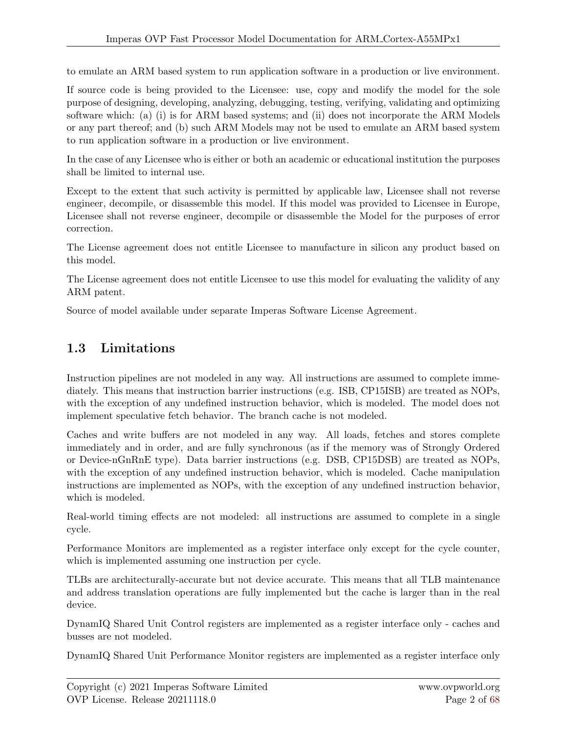to emulate an ARM based system to run application software in a production or live environment.

If source code is being provided to the Licensee: use, copy and modify the model for the sole purpose of designing, developing, analyzing, debugging, testing, verifying, validating and optimizing software which: (a) (i) is for ARM based systems; and (ii) does not incorporate the ARM Models or any part thereof; and (b) such ARM Models may not be used to emulate an ARM based system to run application software in a production or live environment.

In the case of any Licensee who is either or both an academic or educational institution the purposes shall be limited to internal use.

Except to the extent that such activity is permitted by applicable law, Licensee shall not reverse engineer, decompile, or disassemble this model. If this model was provided to Licensee in Europe, Licensee shall not reverse engineer, decompile or disassemble the Model for the purposes of error correction.

The License agreement does not entitle Licensee to manufacture in silicon any product based on this model.

The License agreement does not entitle Licensee to use this model for evaluating the validity of any ARM patent.

Source of model available under separate Imperas Software License Agreement.

## 1.3 Limitations

Instruction pipelines are not modeled in any way. All instructions are assumed to complete immediately. This means that instruction barrier instructions (e.g. ISB, CP15ISB) are treated as NOPs, with the exception of any undefined instruction behavior, which is modeled. The model does not implement speculative fetch behavior. The branch cache is not modeled.

Caches and write buffers are not modeled in any way. All loads, fetches and stores complete immediately and in order, and are fully synchronous (as if the memory was of Strongly Ordered or Device-nGnRnE type). Data barrier instructions (e.g. DSB, CP15DSB) are treated as NOPs, with the exception of any undefined instruction behavior, which is modeled. Cache manipulation instructions are implemented as NOPs, with the exception of any undefined instruction behavior, which is modeled.

Real-world timing effects are not modeled: all instructions are assumed to complete in a single cycle.

Performance Monitors are implemented as a register interface only except for the cycle counter, which is implemented assuming one instruction per cycle.

TLBs are architecturally-accurate but not device accurate. This means that all TLB maintenance and address translation operations are fully implemented but the cache is larger than in the real device.

DynamIQ Shared Unit Control registers are implemented as a register interface only - caches and busses are not modeled.

DynamIQ Shared Unit Performance Monitor registers are implemented as a register interface only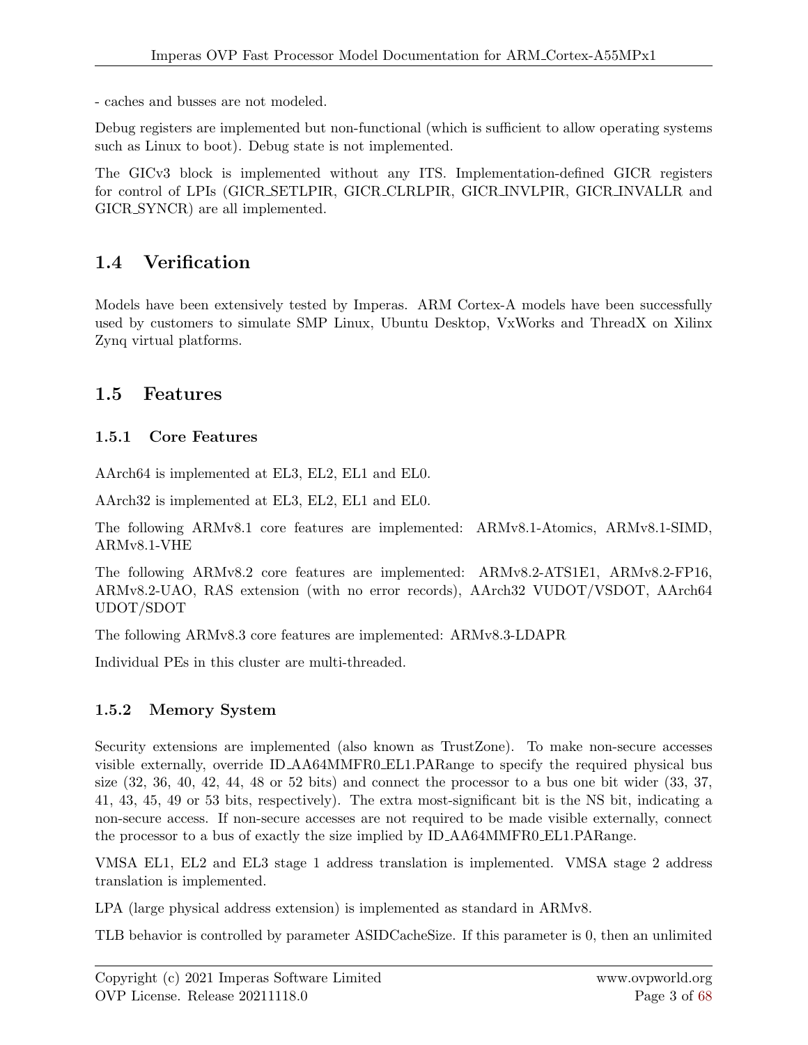- caches and busses are not modeled.

Debug registers are implemented but non-functional (which is sufficient to allow operating systems such as Linux to boot). Debug state is not implemented.

The GICv3 block is implemented without any ITS. Implementation-defined GICR registers for control of LPIs (GICR_SETLPIR, GICR_CLRLPIR, GICR_INVLPIR, GICR_INVALLR and GICR_SYNCR) are all implemented.

## 1.4 Verification

Models have been extensively tested by Imperas. ARM Cortex-A models have been successfully used by customers to simulate SMP Linux, Ubuntu Desktop, VxWorks and ThreadX on Xilinx Zynq virtual platforms.

## 1.5 Features

### 1.5.1 Core Features

AArch64 is implemented at EL3, EL2, EL1 and EL0.

AArch32 is implemented at EL3, EL2, EL1 and EL0.

The following ARMv8.1 core features are implemented: ARMv8.1-Atomics, ARMv8.1-SIMD, ARMv8.1-VHE

The following ARMv8.2 core features are implemented: ARMv8.2-ATS1E1, ARMv8.2-FP16, ARMv8.2-UAO, RAS extension (with no error records), AArch32 VUDOT/VSDOT, AArch64 UDOT/SDOT

The following ARMv8.3 core features are implemented: ARMv8.3-LDAPR

Individual PEs in this cluster are multi-threaded.

### 1.5.2 Memory System

Security extensions are implemented (also known as TrustZone). To make non-secure accesses visible externally, override ID_AA64MMFR0_EL1.PARange to specify the required physical bus size (32, 36, 40, 42, 44, 48 or 52 bits) and connect the processor to a bus one bit wider (33, 37, 41, 43, 45, 49 or 53 bits, respectively). The extra most-significant bit is the NS bit, indicating a non-secure access. If non-secure accesses are not required to be made visible externally, connect the processor to a bus of exactly the size implied by ID_AA64MMFR0_EL1.PARange.

VMSA EL1, EL2 and EL3 stage 1 address translation is implemented. VMSA stage 2 address translation is implemented.

LPA (large physical address extension) is implemented as standard in ARMv8.

TLB behavior is controlled by parameter ASIDCacheSize. If this parameter is 0, then an unlimited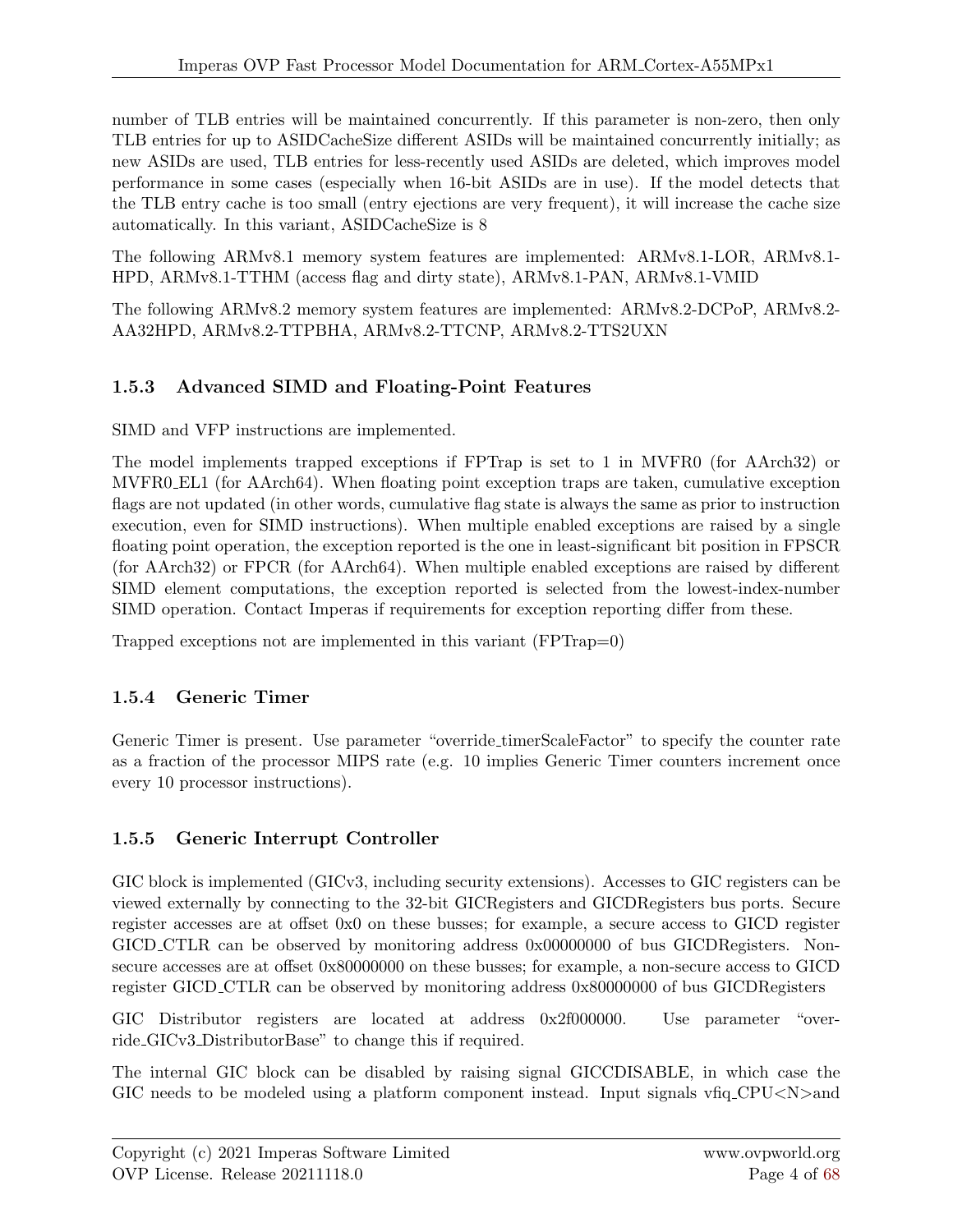number of TLB entries will be maintained concurrently. If this parameter is non-zero, then only TLB entries for up to ASIDCacheSize different ASIDs will be maintained concurrently initially; as new ASIDs are used, TLB entries for less-recently used ASIDs are deleted, which improves model performance in some cases (especially when 16-bit ASIDs are in use). If the model detects that the TLB entry cache is too small (entry ejections are very frequent), it will increase the cache size automatically. In this variant, ASIDCacheSize is 8

The following ARMv8.1 memory system features are implemented: ARMv8.1-LOR, ARMv8.1-HPD, ARMv8.1-TTHM (access flag and dirty state), ARMv8.1-PAN, ARMv8.1-VMID

The following ARMv8.2 memory system features are implemented: ARMv8.2-DCPoP, ARMv8.2-AA32HPD, ARMv8.2-TTPBHA, ARMv8.2-TTCNP, ARMv8.2-TTS2UXN

### 1.5.3 Advanced SIMD and Floating-Point Features

SIMD and VFP instructions are implemented.

The model implements trapped exceptions if FPTrap is set to 1 in MVFR0 (for AArch32) or MVFR0_EL1 (for AArch64). When floating point exception traps are taken, cumulative exception flags are not updated (in other words, cumulative flag state is always the same as prior to instruction execution, even for SIMD instructions). When multiple enabled exceptions are raised by a single floating point operation, the exception reported is the one in least-significant bit position in FPSCR (for AArch32) or FPCR (for AArch64). When multiple enabled exceptions are raised by different SIMD element computations, the exception reported is selected from the lowest-index-number SIMD operation. Contact Imperas if requirements for exception reporting differ from these.

Trapped exceptions not are implemented in this variant (FPTrap=0)

### 1.5.4 Generic Timer

Generic Timer is present. Use parameter "override_timerScaleFactor" to specify the counter rate as a fraction of the processor MIPS rate (e.g. 10 implies Generic Timer counters increment once every 10 processor instructions).

### 1.5.5 Generic Interrupt Controller

GIC block is implemented (GICv3, including security extensions). Accesses to GIC registers can be viewed externally by connecting to the 32-bit GICRegisters and GICDRegisters bus ports. Secure register accesses are at offset 0x0 on these busses; for example, a secure access to GICD register GICD_CTLR can be observed by monitoring address 0x00000000 of bus GICDRegisters. Non-secure accesses are at offset 0x80000000 on these busses; for example, a non-secure access to GICD register GICD_CTLR can be observed by monitoring address 0x80000000 of bus GICDRegisters

GIC Distributor registers are located at address 0x2f000000. Use parameter "override_GICv3_DistributorBase" to change this if required.

The internal GIC block can be disabled by raising signal GICCDISABLE, in which case the GIC needs to be modeled using a platform component instead. Input signals vfiq_CPU<N>and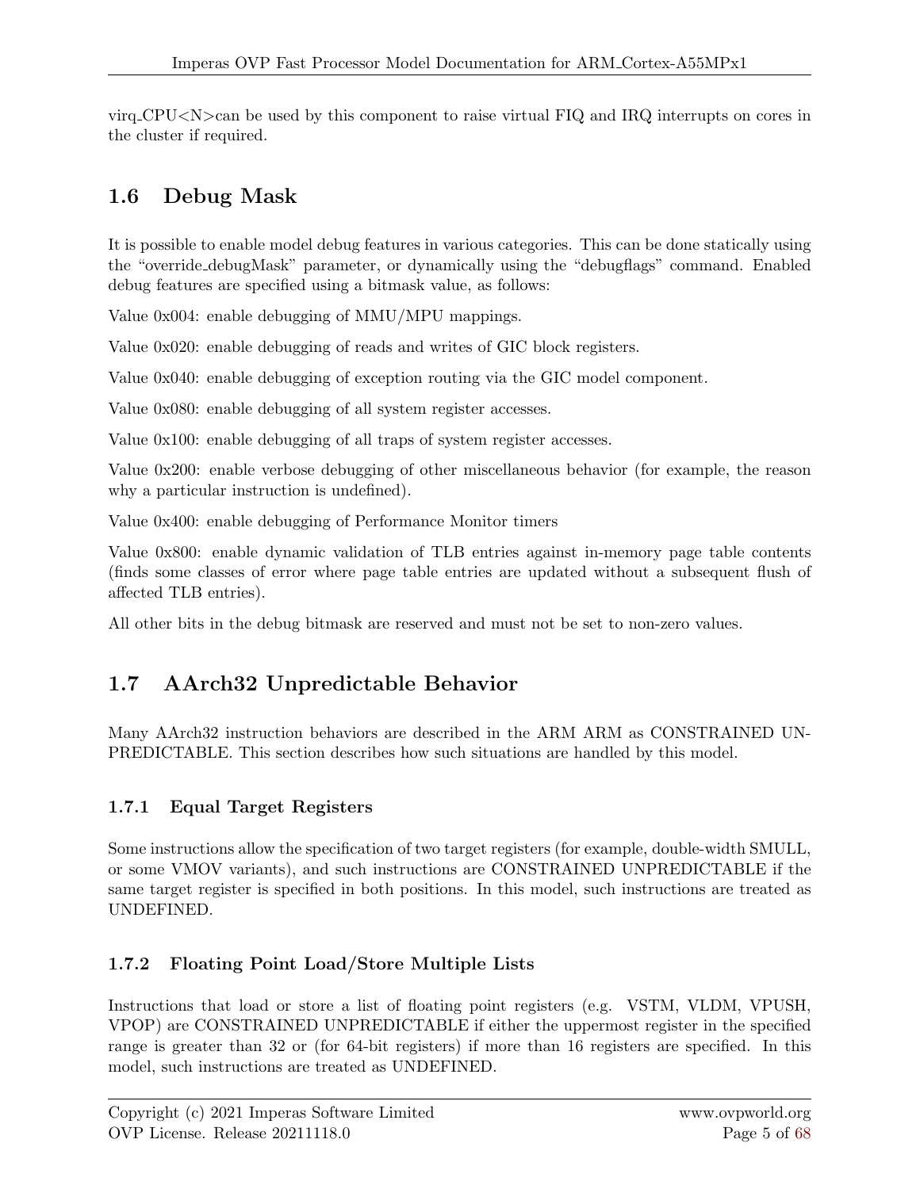virq_CPU<N>can be used by this component to raise virtual FIQ and IRQ interrupts on cores in the cluster if required.

## 1.6 Debug Mask

It is possible to enable model debug features in various categories. This can be done statically using the "override_debugMask" parameter, or dynamically using the "debugflags" command. Enabled debug features are specified using a bitmask value, as follows:

Value 0x004: enable debugging of MMU/MPU mappings.

Value 0x020: enable debugging of reads and writes of GIC block registers.

Value 0x040: enable debugging of exception routing via the GIC model component.

Value 0x080: enable debugging of all system register accesses.

Value 0x100: enable debugging of all traps of system register accesses.

Value 0x200: enable verbose debugging of other miscellaneous behavior (for example, the reason why a particular instruction is undefined).

Value 0x400: enable debugging of Performance Monitor timers

Value 0x800: enable dynamic validation of TLB entries against in-memory page table contents (finds some classes of error where page table entries are updated without a subsequent flush of affected TLB entries).

All other bits in the debug bitmask are reserved and must not be set to non-zero values.

## 1.7 AArch32 Unpredictable Behavior

Many AArch32 instruction behaviors are described in the ARM ARM as CONSTRAINED UNPREDICTABLE. This section describes how such situations are handled by this model.

### 1.7.1 Equal Target Registers

Some instructions allow the specification of two target registers (for example, double-width SMULL, or some VMOV variants), and such instructions are CONSTRAINED UNPREDICTABLE if the same target register is specified in both positions. In this model, such instructions are treated as UNDEFINED.

### 1.7.2 Floating Point Load/Store Multiple Lists

Instructions that load or store a list of floating point registers (e.g. VSTM, VLDM, VPUSH, VPOP) are CONSTRAINED UNPREDICTABLE if either the uppermost register in the specified range is greater than 32 or (for 64-bit registers) if more than 16 registers are specified. In this model, such instructions are treated as UNDEFINED.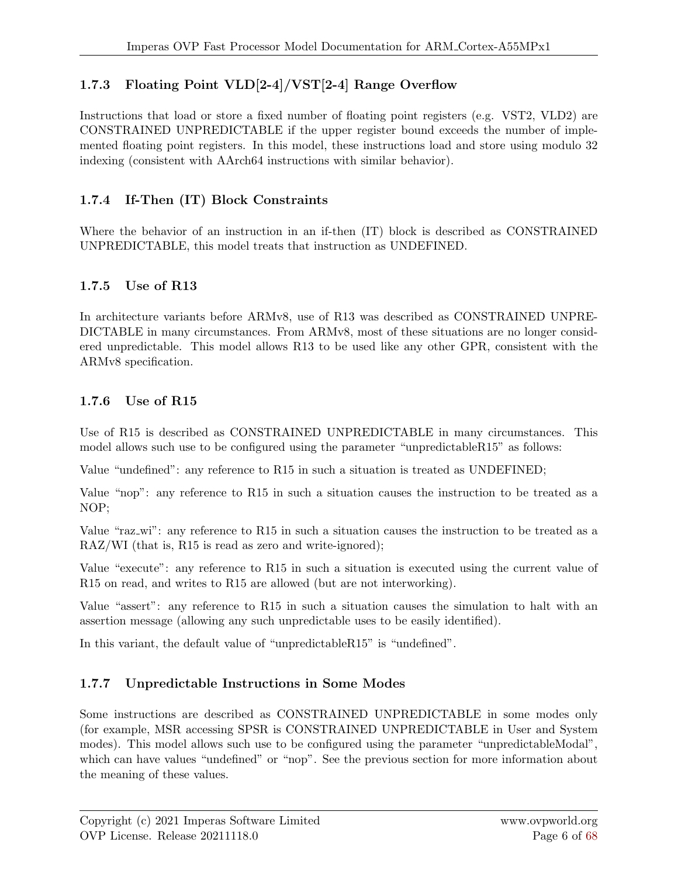### 1.7.3 Floating Point VLD[2-4]/VST[2-4] Range Overflow

Instructions that load or store a fixed number of floating point registers (e.g. VST2, VLD2) are CONSTRAINED UNPREDICTABLE if the upper register bound exceeds the number of implemented floating point registers. In this model, these instructions load and store using modulo 32 indexing (consistent with AArch64 instructions with similar behavior).

### 1.7.4 If-Then (IT) Block Constraints

Where the behavior of an instruction in an if-then (IT) block is described as CONSTRAINED UNPREDICTABLE, this model treats that instruction as UNDEFINED.

### 1.7.5 Use of R13

In architecture variants before ARMv8, use of R13 was described as CONSTRAINED UNPREDICTABLE in many circumstances. From ARMv8, most of these situations are no longer considered unpredictable. This model allows R13 to be used like any other GPR, consistent with the ARMv8 specification.

### 1.7.6 Use of R15

Use of R15 is described as CONSTRAINED UNPREDICTABLE in many circumstances. This model allows such use to be configured using the parameter "unpredictableR15" as follows:

Value "undefined": any reference to R15 in such a situation is treated as UNDEFINED;

Value "nop": any reference to R15 in such a situation causes the instruction to be treated as a NOP;

Value "raz_wi": any reference to R15 in such a situation causes the instruction to be treated as a RAZ/WI (that is, R15 is read as zero and write-ignored);

Value "execute": any reference to R15 in such a situation is executed using the current value of R15 on read, and writes to R15 are allowed (but are not interworking).

Value "assert": any reference to R15 in such a situation causes the simulation to halt with an assertion message (allowing any such unpredictable uses to be easily identified).

In this variant, the default value of "unpredictableR15" is "undefined".

### 1.7.7 Unpredictable Instructions in Some Modes

Some instructions are described as CONSTRAINED UNPREDICTABLE in some modes only (for example, MSR accessing SPSR is CONSTRAINED UNPREDICTABLE in User and System modes). This model allows such use to be configured using the parameter "unpredictableModal", which can have values "undefined" or "nop". See the previous section for more information about the meaning of these values.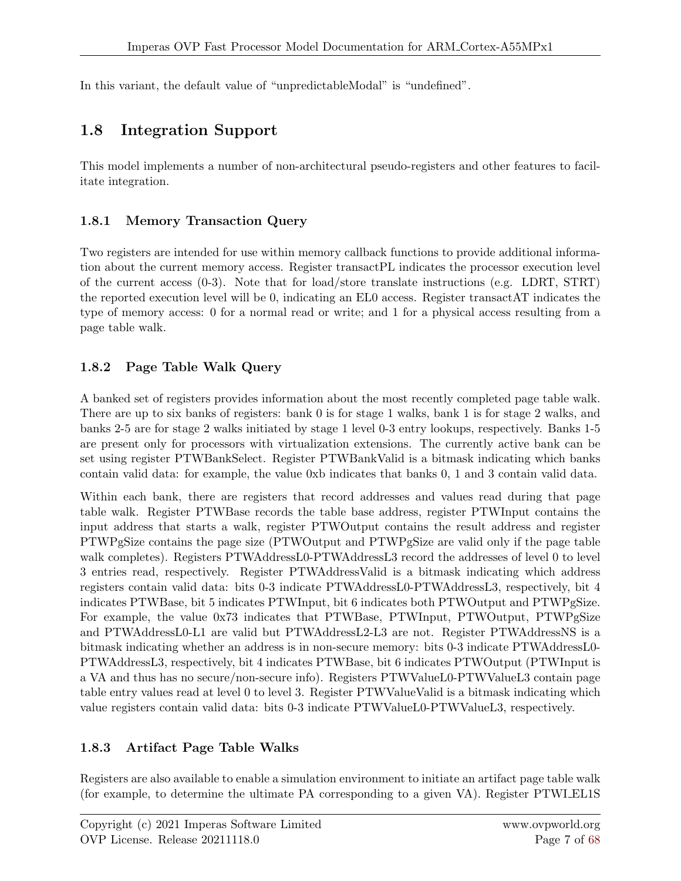In this variant, the default value of "unpredictableModal" is "undefined".

## 1.8 Integration Support

This model implements a number of non-architectural pseudo-registers and other features to facilitate integration.

### 1.8.1 Memory Transaction Query

Two registers are intended for use within memory callback functions to provide additional information about the current memory access. Register transactPL indicates the processor execution level of the current access (0-3). Note that for load/store translate instructions (e.g. LDRT, STRT) the reported execution level will be 0, indicating an EL0 access. Register transactAT indicates the type of memory access: 0 for a normal read or write; and 1 for a physical access resulting from a page table walk.

### 1.8.2 Page Table Walk Query

A banked set of registers provides information about the most recently completed page table walk. There are up to six banks of registers: bank 0 is for stage 1 walks, bank 1 is for stage 2 walks, and banks 2-5 are for stage 2 walks initiated by stage 1 level 0-3 entry lookups, respectively. Banks 1-5 are present only for processors with virtualization extensions. The currently active bank can be set using register PTWBankSelect. Register PTWBankValid is a bitmask indicating which banks contain valid data: for example, the value 0xb indicates that banks 0, 1 and 3 contain valid data.

Within each bank, there are registers that record addresses and values read during that page table walk. Register PTWBase records the table base address, register PTWInput contains the input address that starts a walk, register PTWOutput contains the result address and register PTWPgSize contains the page size (PTWOutput and PTWPgSize are valid only if the page table walk completes). Registers PTWAddressL0-PTWAddressL3 record the addresses of level 0 to level 3 entries read, respectively. Register PTWAddressValid is a bitmask indicating which address registers contain valid data: bits 0-3 indicate PTWAddressL0-PTWAddressL3, respectively, bit 4 indicates PTWBase, bit 5 indicates PTWInput, bit 6 indicates both PTWOutput and PTWPgSize. For example, the value 0x73 indicates that PTWBase, PTWInput, PTWOutput, PTWPgSize and PTWAddressL0-L1 are valid but PTWAddressL2-L3 are not. Register PTWAddressNS is a bitmask indicating whether an address is in non-secure memory: bits 0-3 indicate PTWAddressL0-PTWAddressL3, respectively, bit 4 indicates PTWBase, bit 6 indicates PTWOutput (PTWInput is a VA and thus has no secure/non-secure info). Registers PTWValueL0-PTWValueL3 contain page table entry values read at level 0 to level 3. Register PTWValueValid is a bitmask indicating which value registers contain valid data: bits 0-3 indicate PTWValueL0-PTWValueL3, respectively.

### 1.8.3 Artifact Page Table Walks

Registers are also available to enable a simulation environment to initiate an artifact page table walk (for example, to determine the ultimate PA corresponding to a given VA). Register PTWI_EL1S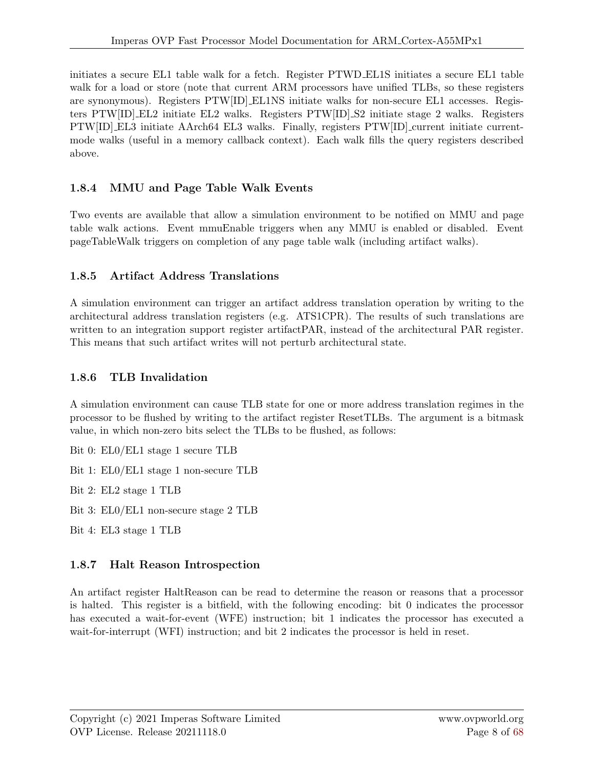initiates a secure EL1 table walk for a fetch. Register PTWD_EL1S initiates a secure EL1 table walk for a load or store (note that current ARM processors have unified TLBs, so these registers are synonymous). Registers PTW[ID]_EL1NS initiate walks for non-secure EL1 accesses. Registers PTW[ID]_EL2 initiate EL2 walks. Registers PTW[ID]_S2 initiate stage 2 walks. Registers PTW[ID]_EL3 initiate AArch64 EL3 walks. Finally, registers PTW[ID]_current initiate current-mode walks (useful in a memory callback context). Each walk fills the query registers described above.

### 1.8.4 MMU and Page Table Walk Events

Two events are available that allow a simulation environment to be notified on MMU and page table walk actions. Event mmuEnable triggers when any MMU is enabled or disabled. Event pageTableWalk triggers on completion of any page table walk (including artifact walks).

### 1.8.5 Artifact Address Translations

A simulation environment can trigger an artifact address translation operation by writing to the architectural address translation registers (e.g. ATS1CPR). The results of such translations are written to an integration support register artifactPAR, instead of the architectural PAR register. This means that such artifact writes will not perturb architectural state.

### 1.8.6 TLB Invalidation

A simulation environment can cause TLB state for one or more address translation regimes in the processor to be flushed by writing to the artifact register ResetTLBs. The argument is a bitmask value, in which non-zero bits select the TLBs to be flushed, as follows:

Bit 0: EL0/EL1 stage 1 secure TLB

Bit 1: EL0/EL1 stage 1 non-secure TLB

Bit 2: EL2 stage 1 TLB

Bit 3: EL0/EL1 non-secure stage 2 TLB

Bit 4: EL3 stage 1 TLB

### 1.8.7 Halt Reason Introspection

An artifact register HaltReason can be read to determine the reason or reasons that a processor is halted. This register is a bitfield, with the following encoding: bit 0 indicates the processor has executed a wait-for-event (WFE) instruction; bit 1 indicates the processor has executed a wait-for-interrupt (WFI) instruction; and bit 2 indicates the processor is held in reset.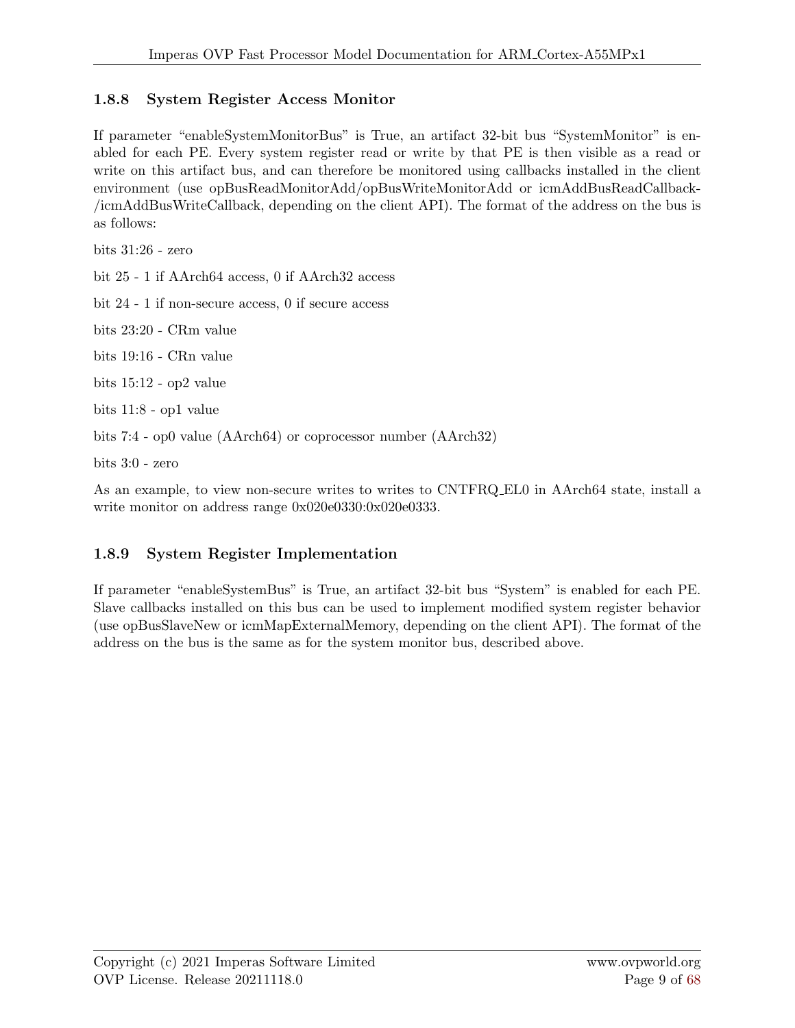### 1.8.8 System Register Access Monitor

If parameter "enableSystemMonitorBus" is True, an artifact 32-bit bus "SystemMonitor" is enabled for each PE. Every system register read or write by that PE is then visible as a read or write on this artifact bus, and can therefore be monitored using callbacks installed in the client environment (use opBusReadMonitorAdd/opBusWriteMonitorAdd or icmAddBusReadCallback-/icmAddBusWriteCallback, depending on the client API). The format of the address on the bus is as follows:

bits 31:26 - zero

bit 25 - 1 if AArch64 access, 0 if AArch32 access

bit 24 - 1 if non-secure access, 0 if secure access

bits 23:20 - CRm value

bits 19:16 - CRn value

bits 15:12 - op2 value

bits 11:8 - op1 value

bits 7:4 - op0 value (AArch64) or coprocessor number (AArch32)

bits 3:0 - zero

As an example, to view non-secure writes to writes to CNTFRQ_EL0 in AArch64 state, install a write monitor on address range 0x020e0330:0x020e0333.

### 1.8.9 System Register Implementation

If parameter "enableSystemBus" is True, an artifact 32-bit bus "System" is enabled for each PE. Slave callbacks installed on this bus can be used to implement modified system register behavior (use opBusSlaveNew or icmMapExternalMemory, depending on the client API). The format of the address on the bus is the same as for the system monitor bus, described above.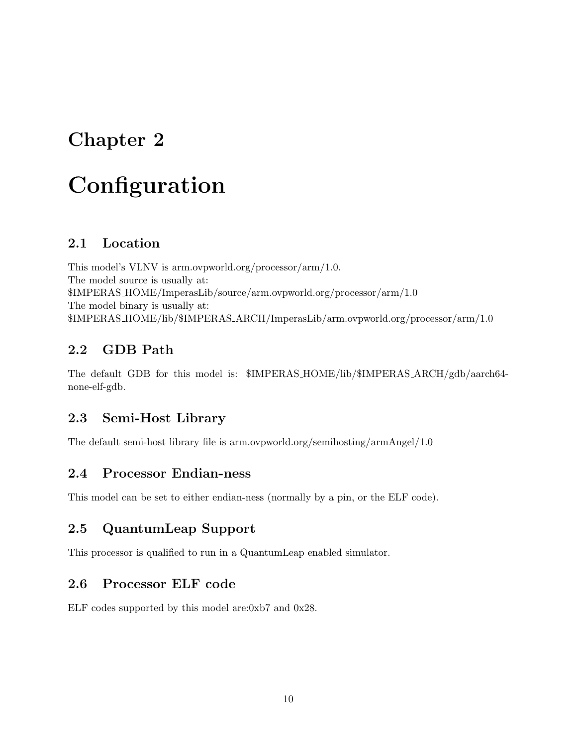# Chapter 2

# Configuration

## 2.1 Location

This model's VLNV is arm.ovpworld.org/processor/arm/1.0.
The model source is usually at:
$IMPERAS_HOME/ImperasLib/source/arm.ovpworld.org/processor/arm/1.0
The model binary is usually at:
$IMPERAS_HOME/lib/$IMPERAS_ARCH/ImperasLib/arm.ovpworld.org/processor/arm/1.0

## 2.2 GDB Path

The default GDB for this model is: $IMPERAS_HOME/lib/$IMPERAS_ARCH/gdb/aarch64-none-elf-gdb.

## 2.3 Semi-Host Library

The default semi-host library file is arm.ovpworld.org/semihosting/armAngel/1.0

## 2.4 Processor Endian-ness

This model can be set to either endian-ness (normally by a pin, or the ELF code).

## 2.5 QuantumLeap Support

This processor is qualified to run in a QuantumLeap enabled simulator.

## 2.6 Processor ELF code

ELF codes supported by this model are:0xb7 and 0x28.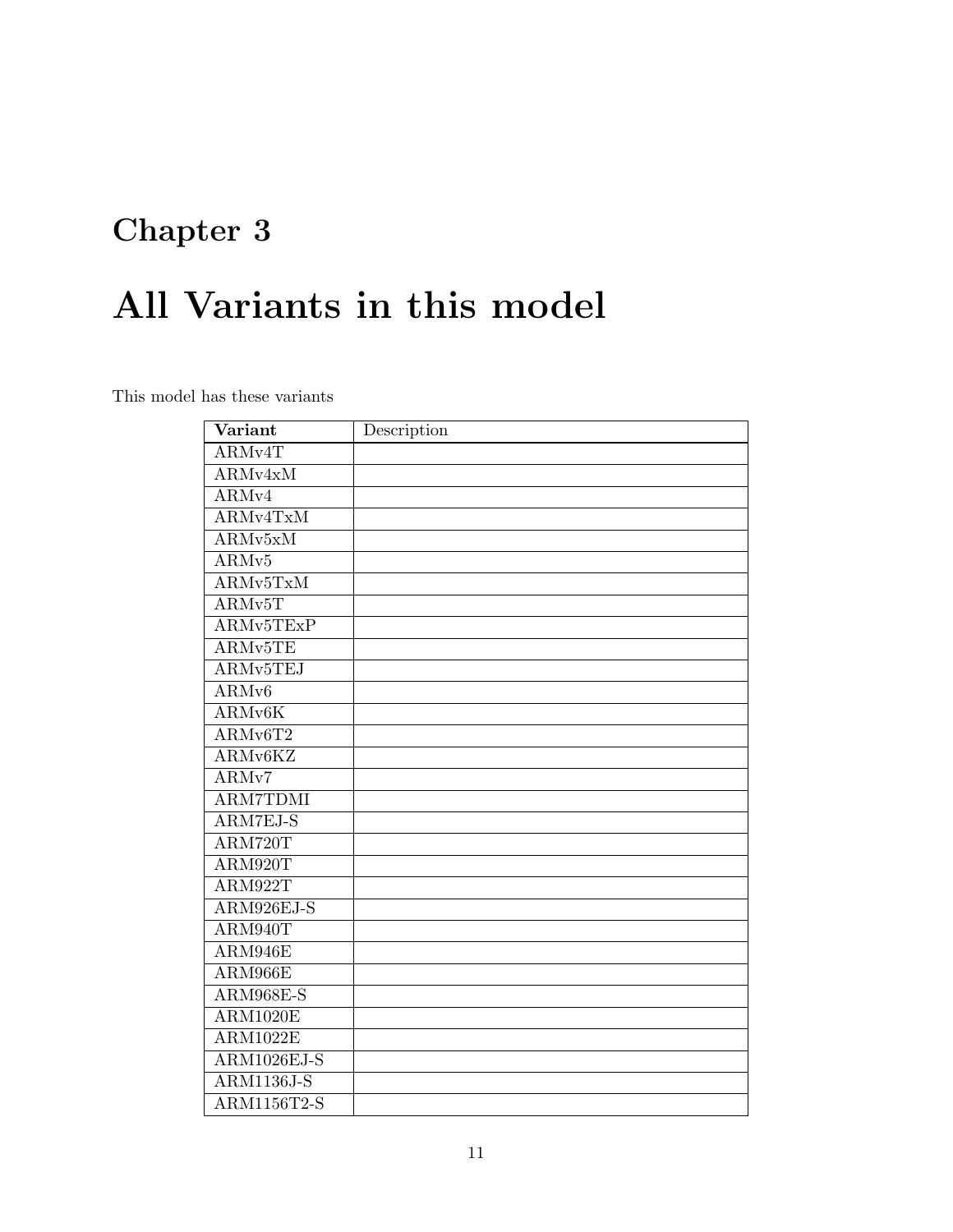# Chapter 3

# All Variants in this model

This model has these variants

| **Variant** | Description |
|---|---|
| ARMv4T | |
| ARMv4xM | |
| ARMv4 | |
| ARMv4TxM | |
| ARMv5xM | |
| ARMv5 | |
| ARMv5TxM | |
| ARMv5T | |
| ARMv5TExP | |
| ARMv5TE | |
| ARMv5TEJ | |
| ARMv6 | |
| ARMv6K | |
| ARMv6T2 | |
| ARMv6KZ | |
| ARMv7 | |
| ARM7TDMI | |
| ARM7EJ-S | |
| ARM720T | |
| ARM920T | |
| ARM922T | |
| ARM926EJ-S | |
| ARM940T | |
| ARM946E | |
| ARM966E | |
| ARM968E-S | |
| ARM1020E | |
| ARM1022E | |
| ARM1026EJ-S | |
| ARM1136J-S | |
| ARM1156T2-S | |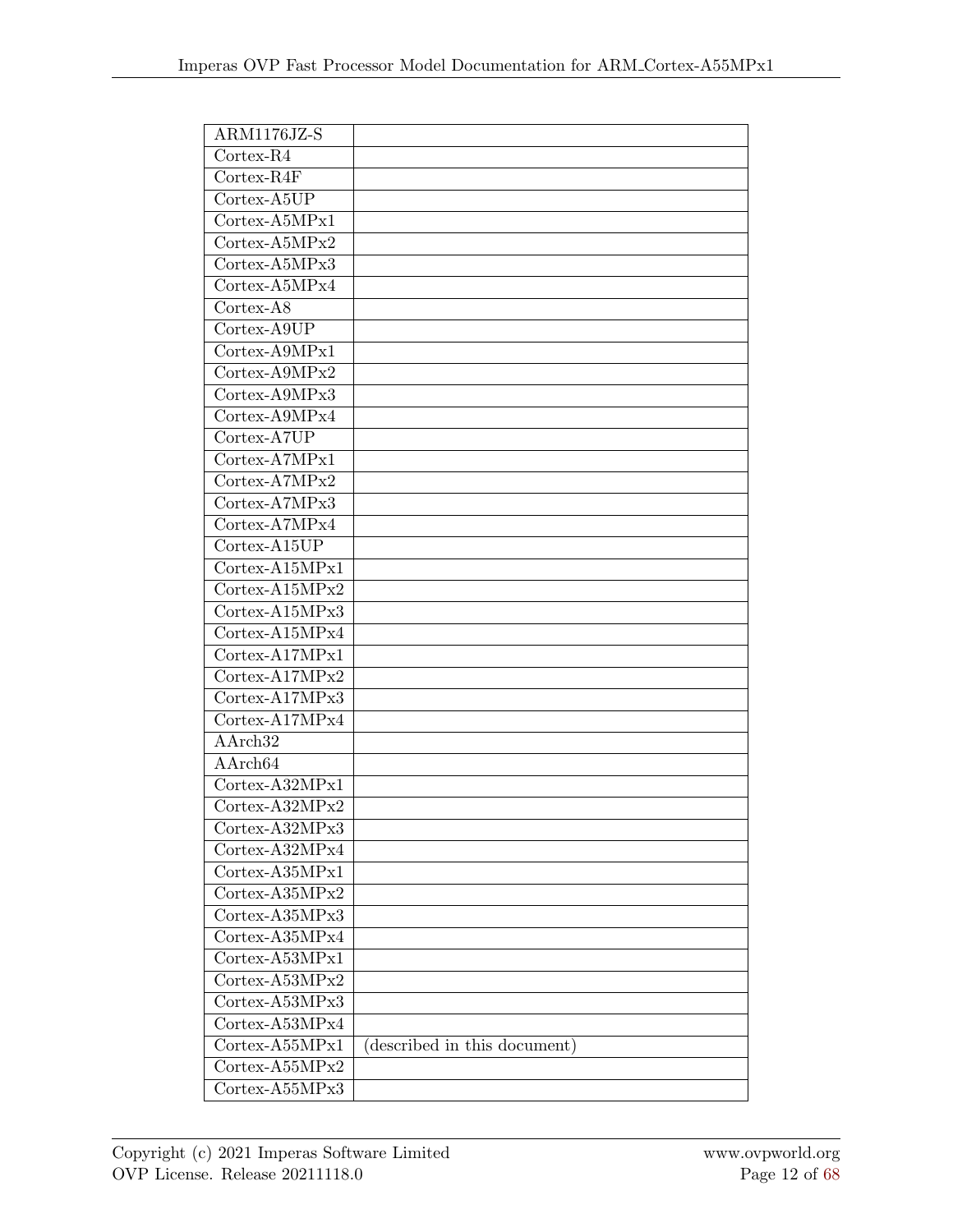| | |
|---|---|
| ARM1176JZ-S | |
| Cortex-R4 | |
| Cortex-R4F | |
| Cortex-A5UP | |
| Cortex-A5MPx1 | |
| Cortex-A5MPx2 | |
| Cortex-A5MPx3 | |
| Cortex-A5MPx4 | |
| Cortex-A8 | |
| Cortex-A9UP | |
| Cortex-A9MPx1 | |
| Cortex-A9MPx2 | |
| Cortex-A9MPx3 | |
| Cortex-A9MPx4 | |
| Cortex-A7UP | |
| Cortex-A7MPx1 | |
| Cortex-A7MPx2 | |
| Cortex-A7MPx3 | |
| Cortex-A7MPx4 | |
| Cortex-A15UP | |
| Cortex-A15MPx1 | |
| Cortex-A15MPx2 | |
| Cortex-A15MPx3 | |
| Cortex-A15MPx4 | |
| Cortex-A17MPx1 | |
| Cortex-A17MPx2 | |
| Cortex-A17MPx3 | |
| Cortex-A17MPx4 | |
| AArch32 | |
| AArch64 | |
| Cortex-A32MPx1 | |
| Cortex-A32MPx2 | |
| Cortex-A32MPx3 | |
| Cortex-A32MPx4 | |
| Cortex-A35MPx1 | |
| Cortex-A35MPx2 | |
| Cortex-A35MPx3 | |
| Cortex-A35MPx4 | |
| Cortex-A53MPx1 | |
| Cortex-A53MPx2 | |
| Cortex-A53MPx3 | |
| Cortex-A53MPx4 | |
| Cortex-A55MPx1 | (described in this document) |
| Cortex-A55MPx2 | |
| Cortex-A55MPx3 | |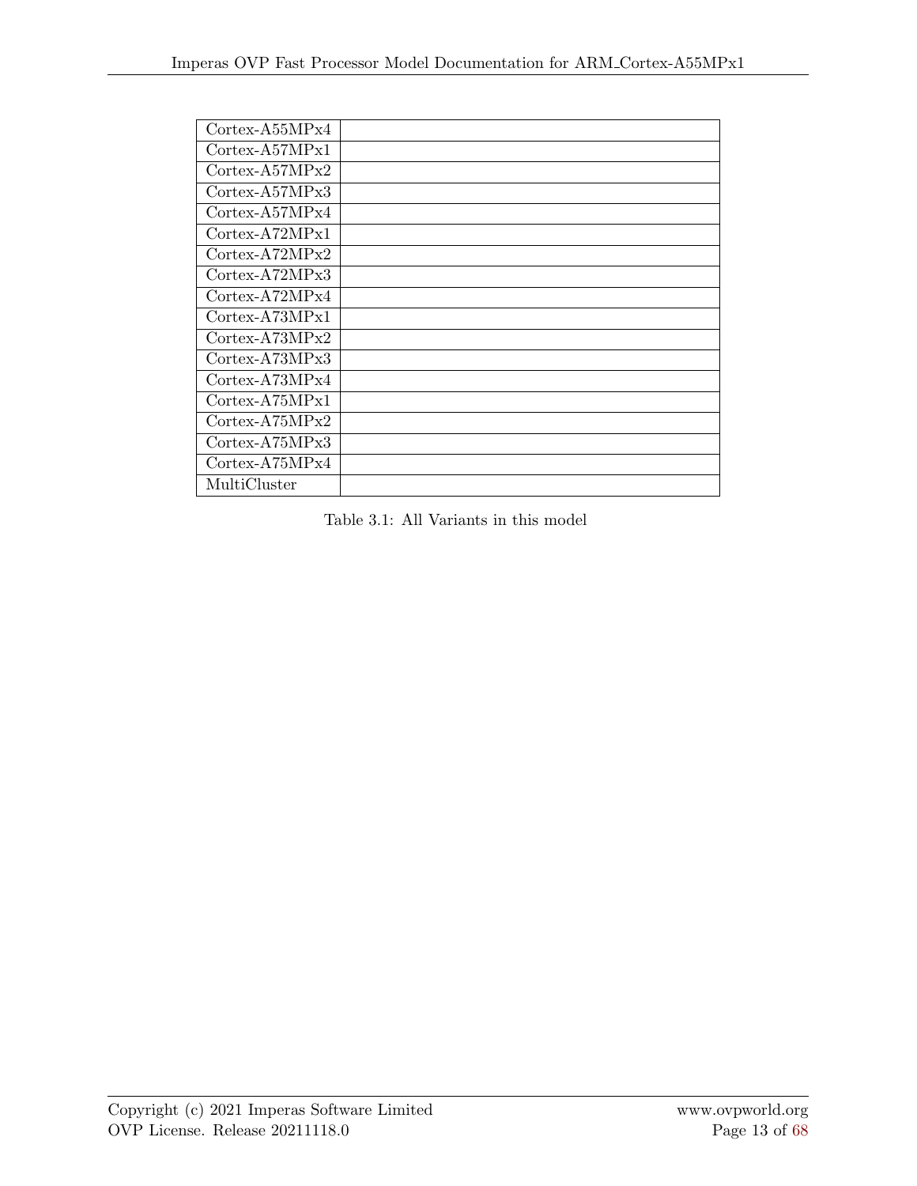| | |
|---|---|
| Cortex-A55MPx4 | |
| Cortex-A57MPx1 | |
| Cortex-A57MPx2 | |
| Cortex-A57MPx3 | |
| Cortex-A57MPx4 | |
| Cortex-A72MPx1 | |
| Cortex-A72MPx2 | |
| Cortex-A72MPx3 | |
| Cortex-A72MPx4 | |
| Cortex-A73MPx1 | |
| Cortex-A73MPx2 | |
| Cortex-A73MPx3 | |
| Cortex-A73MPx4 | |
| Cortex-A75MPx1 | |
| Cortex-A75MPx2 | |
| Cortex-A75MPx3 | |
| Cortex-A75MPx4 | |
| MultiCluster | |

Table 3.1: All Variants in this model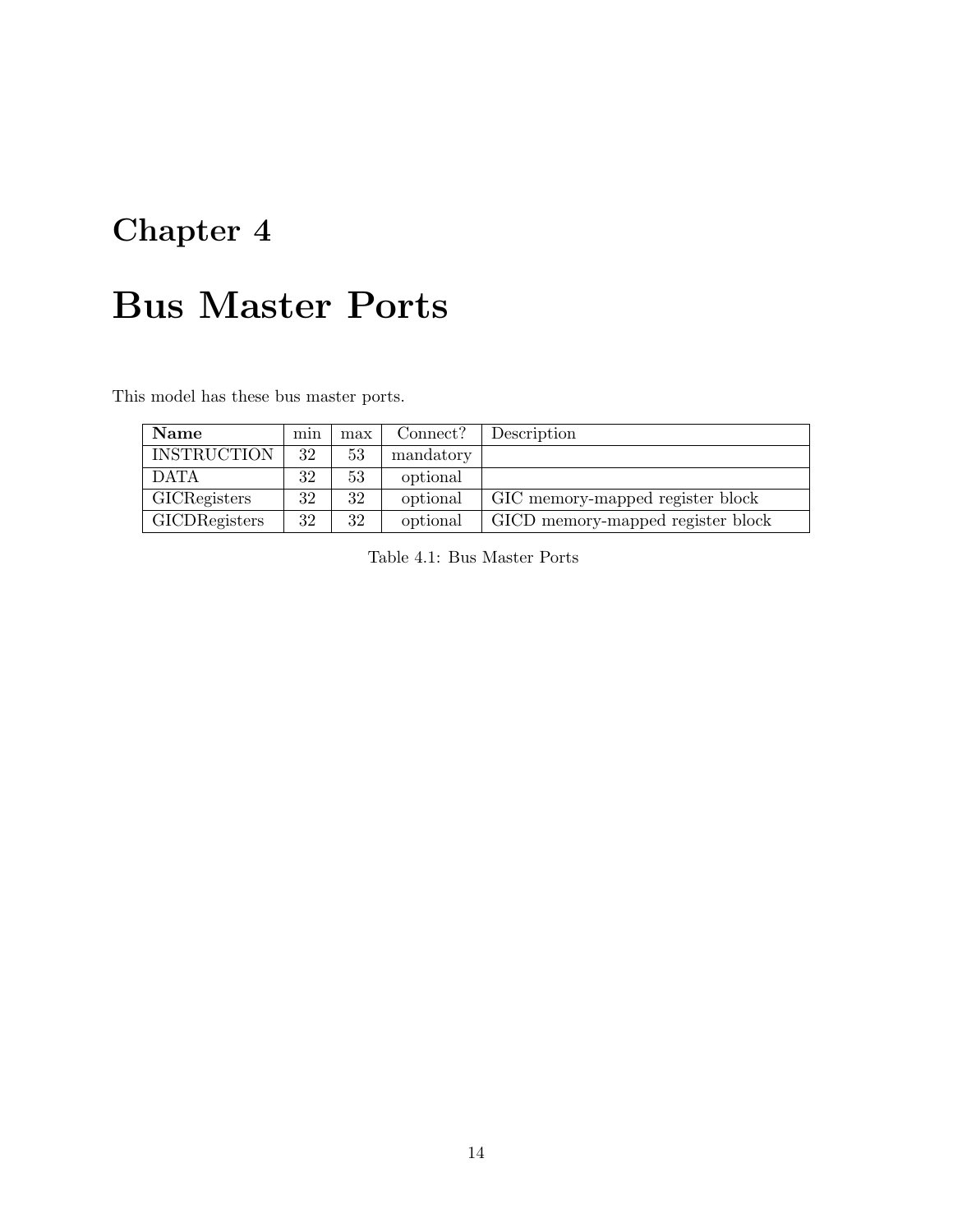# Chapter 4

# Bus Master Ports

This model has these bus master ports.

| **Name** | min | max | Connect? | Description |
|---|---|---|---|---|
| INSTRUCTION | 32 | 53 | mandatory | |
| DATA | 32 | 53 | optional | |
| GICRegisters | 32 | 32 | optional | GIC memory-mapped register block |
| GICDRegisters | 32 | 32 | optional | GICD memory-mapped register block |

Table 4.1: Bus Master Ports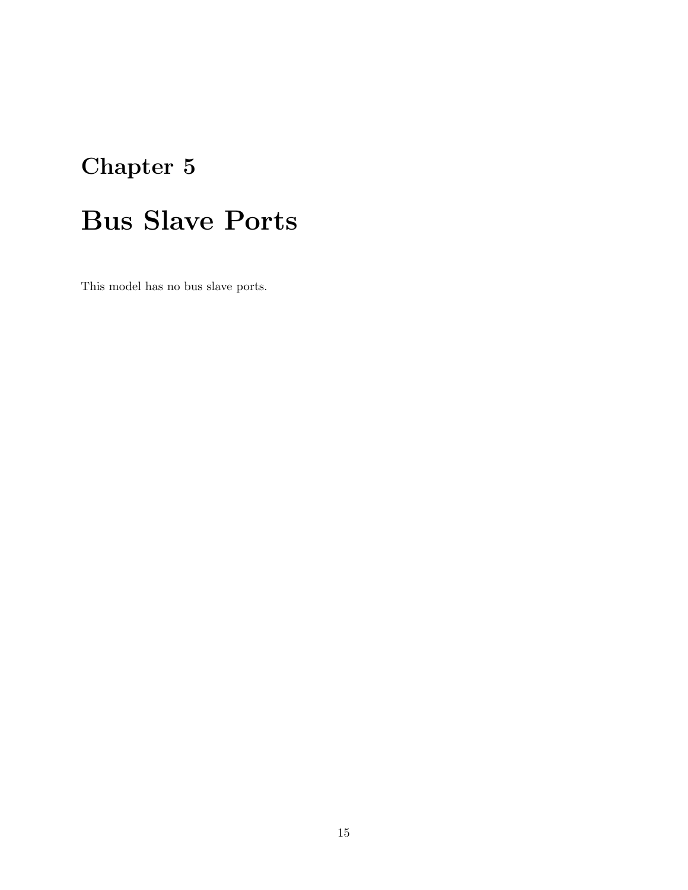# Chapter 5

# Bus Slave Ports

This model has no bus slave ports.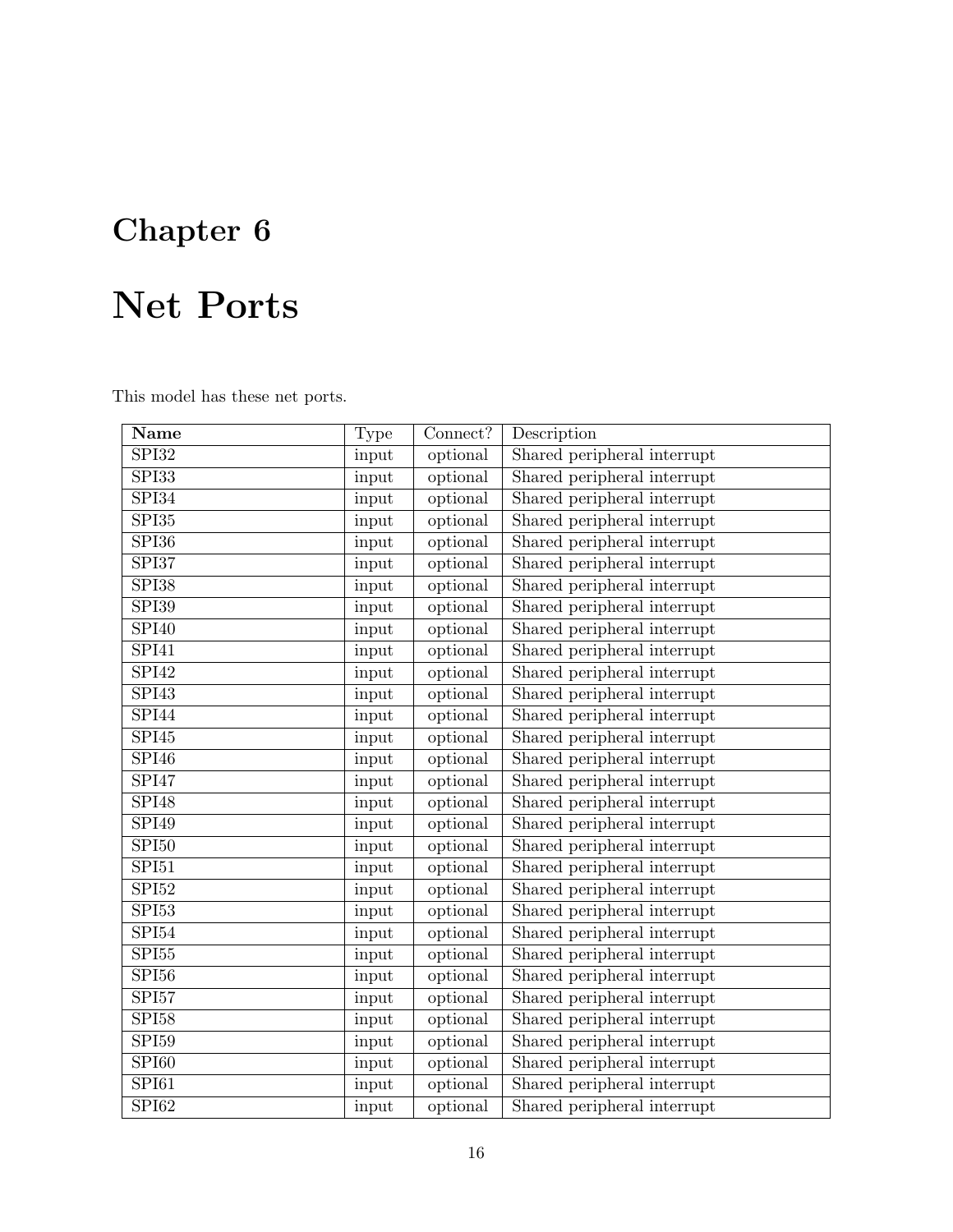# Chapter 6

# Net Ports

This model has these net ports.

| Name | Type | Connect? | Description |
|---|---|---|---|
| SPI32 | input | optional | Shared peripheral interrupt |
| SPI33 | input | optional | Shared peripheral interrupt |
| SPI34 | input | optional | Shared peripheral interrupt |
| SPI35 | input | optional | Shared peripheral interrupt |
| SPI36 | input | optional | Shared peripheral interrupt |
| SPI37 | input | optional | Shared peripheral interrupt |
| SPI38 | input | optional | Shared peripheral interrupt |
| SPI39 | input | optional | Shared peripheral interrupt |
| SPI40 | input | optional | Shared peripheral interrupt |
| SPI41 | input | optional | Shared peripheral interrupt |
| SPI42 | input | optional | Shared peripheral interrupt |
| SPI43 | input | optional | Shared peripheral interrupt |
| SPI44 | input | optional | Shared peripheral interrupt |
| SPI45 | input | optional | Shared peripheral interrupt |
| SPI46 | input | optional | Shared peripheral interrupt |
| SPI47 | input | optional | Shared peripheral interrupt |
| SPI48 | input | optional | Shared peripheral interrupt |
| SPI49 | input | optional | Shared peripheral interrupt |
| SPI50 | input | optional | Shared peripheral interrupt |
| SPI51 | input | optional | Shared peripheral interrupt |
| SPI52 | input | optional | Shared peripheral interrupt |
| SPI53 | input | optional | Shared peripheral interrupt |
| SPI54 | input | optional | Shared peripheral interrupt |
| SPI55 | input | optional | Shared peripheral interrupt |
| SPI56 | input | optional | Shared peripheral interrupt |
| SPI57 | input | optional | Shared peripheral interrupt |
| SPI58 | input | optional | Shared peripheral interrupt |
| SPI59 | input | optional | Shared peripheral interrupt |
| SPI60 | input | optional | Shared peripheral interrupt |
| SPI61 | input | optional | Shared peripheral interrupt |
| SPI62 | input | optional | Shared peripheral interrupt |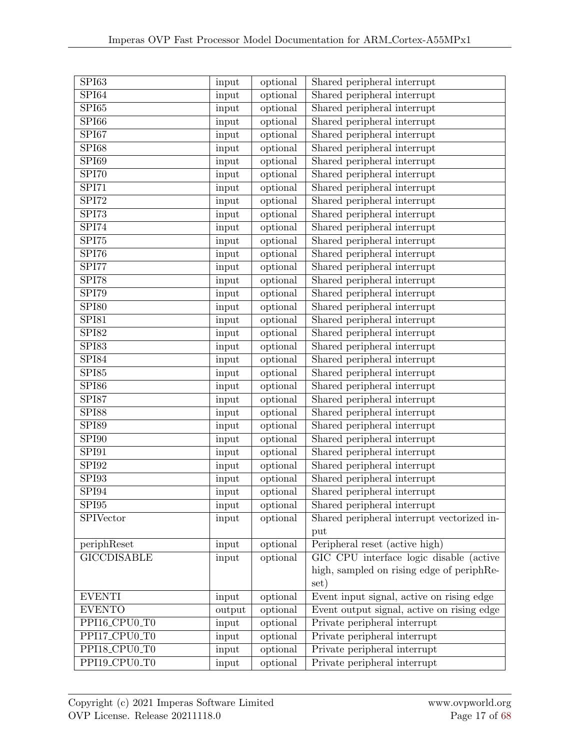| | | | |
|---|---|---|---|
| SPI63 | input | optional | Shared peripheral interrupt |
| SPI64 | input | optional | Shared peripheral interrupt |
| SPI65 | input | optional | Shared peripheral interrupt |
| SPI66 | input | optional | Shared peripheral interrupt |
| SPI67 | input | optional | Shared peripheral interrupt |
| SPI68 | input | optional | Shared peripheral interrupt |
| SPI69 | input | optional | Shared peripheral interrupt |
| SPI70 | input | optional | Shared peripheral interrupt |
| SPI71 | input | optional | Shared peripheral interrupt |
| SPI72 | input | optional | Shared peripheral interrupt |
| SPI73 | input | optional | Shared peripheral interrupt |
| SPI74 | input | optional | Shared peripheral interrupt |
| SPI75 | input | optional | Shared peripheral interrupt |
| SPI76 | input | optional | Shared peripheral interrupt |
| SPI77 | input | optional | Shared peripheral interrupt |
| SPI78 | input | optional | Shared peripheral interrupt |
| SPI79 | input | optional | Shared peripheral interrupt |
| SPI80 | input | optional | Shared peripheral interrupt |
| SPI81 | input | optional | Shared peripheral interrupt |
| SPI82 | input | optional | Shared peripheral interrupt |
| SPI83 | input | optional | Shared peripheral interrupt |
| SPI84 | input | optional | Shared peripheral interrupt |
| SPI85 | input | optional | Shared peripheral interrupt |
| SPI86 | input | optional | Shared peripheral interrupt |
| SPI87 | input | optional | Shared peripheral interrupt |
| SPI88 | input | optional | Shared peripheral interrupt |
| SPI89 | input | optional | Shared peripheral interrupt |
| SPI90 | input | optional | Shared peripheral interrupt |
| SPI91 | input | optional | Shared peripheral interrupt |
| SPI92 | input | optional | Shared peripheral interrupt |
| SPI93 | input | optional | Shared peripheral interrupt |
| SPI94 | input | optional | Shared peripheral interrupt |
| SPI95 | input | optional | Shared peripheral interrupt |
| SPIVector | input | optional | Shared peripheral interrupt vectorized input |
| periphReset | input | optional | Peripheral reset (active high) |
| GICCDISABLE | input | optional | GIC CPU interface logic disable (active high, sampled on rising edge of periphReset) |
| EVENTI | input | optional | Event input signal, active on rising edge |
| EVENTO | output | optional | Event output signal, active on rising edge |
| PPI16_CPU0_T0 | input | optional | Private peripheral interrupt |
| PPI17_CPU0_T0 | input | optional | Private peripheral interrupt |
| PPI18_CPU0_T0 | input | optional | Private peripheral interrupt |
| PPI19_CPU0_T0 | input | optional | Private peripheral interrupt |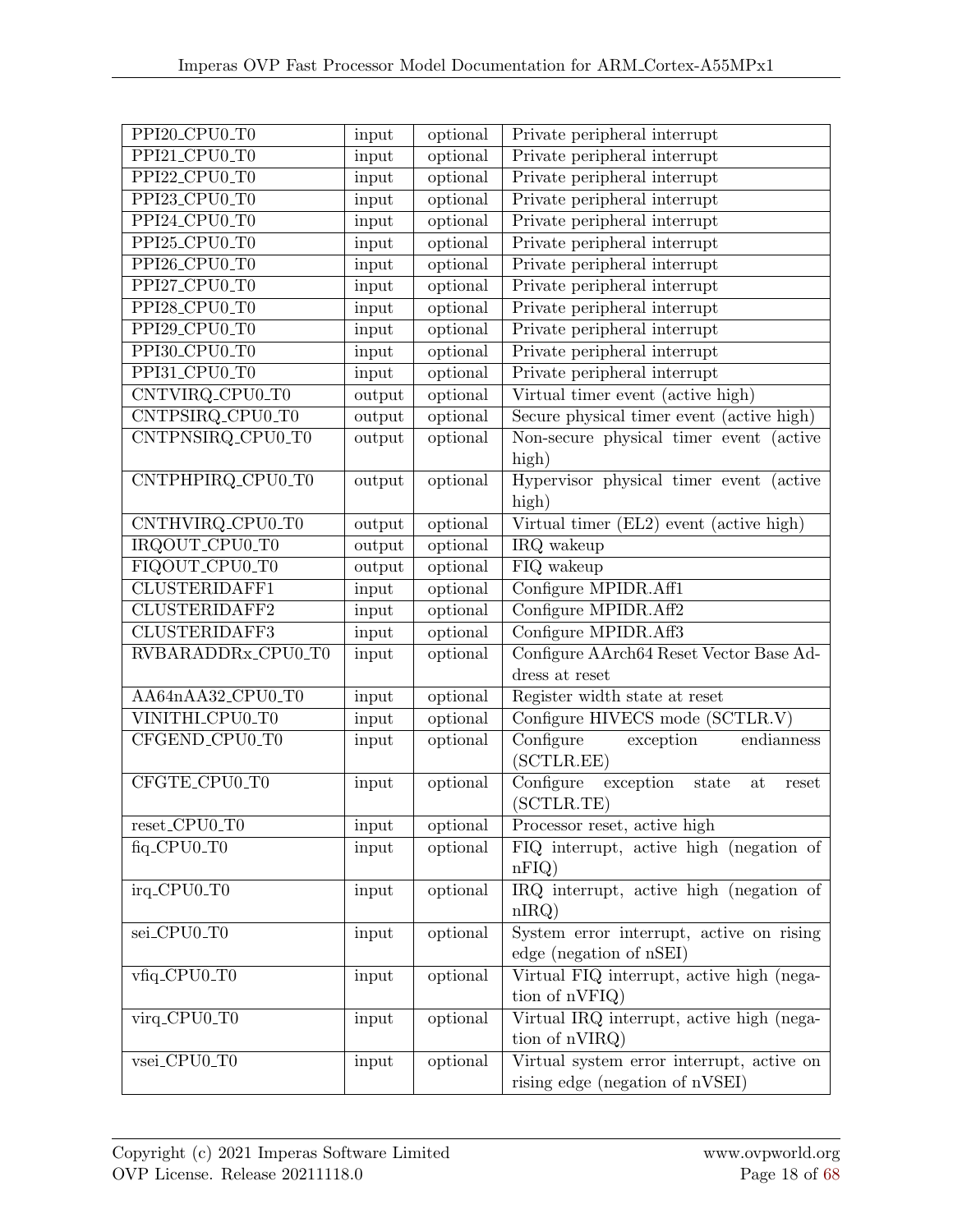| | | | |
|---|---|---|---|
| PPI20_CPU0_T0 | input | optional | Private peripheral interrupt |
| PPI21_CPU0_T0 | input | optional | Private peripheral interrupt |
| PPI22_CPU0_T0 | input | optional | Private peripheral interrupt |
| PPI23_CPU0_T0 | input | optional | Private peripheral interrupt |
| PPI24_CPU0_T0 | input | optional | Private peripheral interrupt |
| PPI25_CPU0_T0 | input | optional | Private peripheral interrupt |
| PPI26_CPU0_T0 | input | optional | Private peripheral interrupt |
| PPI27_CPU0_T0 | input | optional | Private peripheral interrupt |
| PPI28_CPU0_T0 | input | optional | Private peripheral interrupt |
| PPI29_CPU0_T0 | input | optional | Private peripheral interrupt |
| PPI30_CPU0_T0 | input | optional | Private peripheral interrupt |
| PPI31_CPU0_T0 | input | optional | Private peripheral interrupt |
| CNTVIRQ_CPU0_T0 | output | optional | Virtual timer event (active high) |
| CNTPSIRQ_CPU0_T0 | output | optional | Secure physical timer event (active high) |
| CNTPNSIRQ_CPU0_T0 | output | optional | Non-secure physical timer event (active high) |
| CNTPHPIRQ_CPU0_T0 | output | optional | Hypervisor physical timer event (active high) |
| CNTHVIRQ_CPU0_T0 | output | optional | Virtual timer (EL2) event (active high) |
| IRQOUT_CPU0_T0 | output | optional | IRQ wakeup |
| FIQOUT_CPU0_T0 | output | optional | FIQ wakeup |
| CLUSTERIDAFF1 | input | optional | Configure MPIDR.Aff1 |
| CLUSTERIDAFF2 | input | optional | Configure MPIDR.Aff2 |
| CLUSTERIDAFF3 | input | optional | Configure MPIDR.Aff3 |
| RVBARADDRx_CPU0_T0 | input | optional | Configure AArch64 Reset Vector Base Address at reset |
| AA64nAA32_CPU0_T0 | input | optional | Register width state at reset |
| VINITHI_CPU0_T0 | input | optional | Configure HIVECS mode (SCTLR.V) |
| CFGEND_CPU0_T0 | input | optional | Configure exception endianness (SCTLR.EE) |
| CFGTE_CPU0_T0 | input | optional | Configure exception state at reset (SCTLR.TE) |
| reset_CPU0_T0 | input | optional | Processor reset, active high |
| fiq_CPU0_T0 | input | optional | FIQ interrupt, active high (negation of nFIQ) |
| irq_CPU0_T0 | input | optional | IRQ interrupt, active high (negation of nIRQ) |
| sei_CPU0_T0 | input | optional | System error interrupt, active on rising edge (negation of nSEI) |
| vfiq_CPU0_T0 | input | optional | Virtual FIQ interrupt, active high (negation of nVFIQ) |
| virq_CPU0_T0 | input | optional | Virtual IRQ interrupt, active high (negation of nVIRQ) |
| vsei_CPU0_T0 | input | optional | Virtual system error interrupt, active on rising edge (negation of nVSEI) |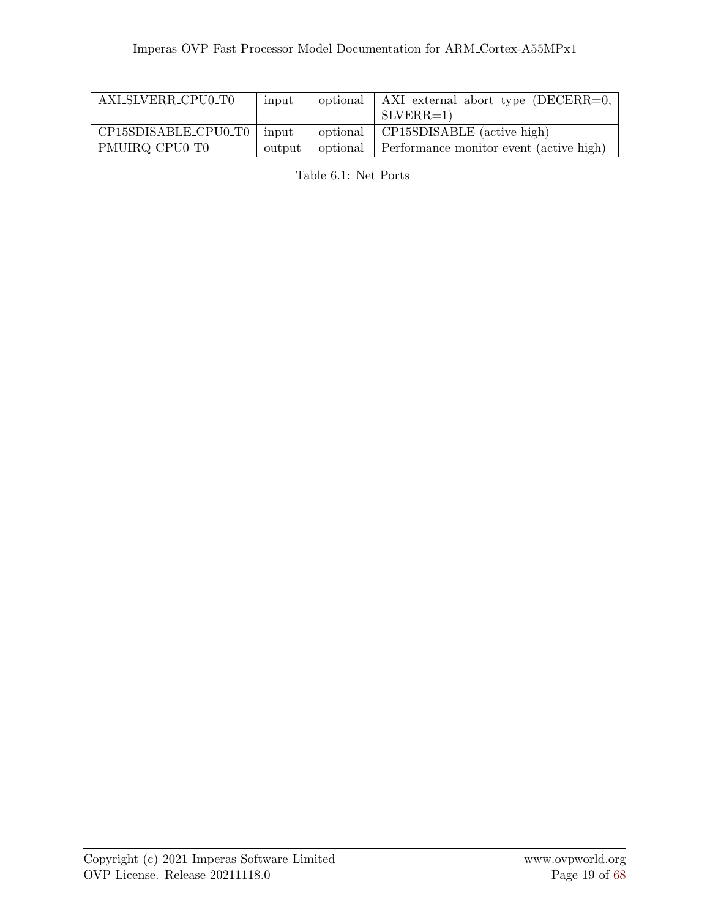| | | | |
|---|---|---|---|
| AXI_SLVERR_CPU0_T0 | input | optional | AXI external abort type (DECERR=0, SLVERR=1) |
| CP15SDISABLE_CPU0_T0 | input | optional | CP15SDISABLE (active high) |
| PMUIRQ_CPU0_T0 | output | optional | Performance monitor event (active high) |

Table 6.1: Net Ports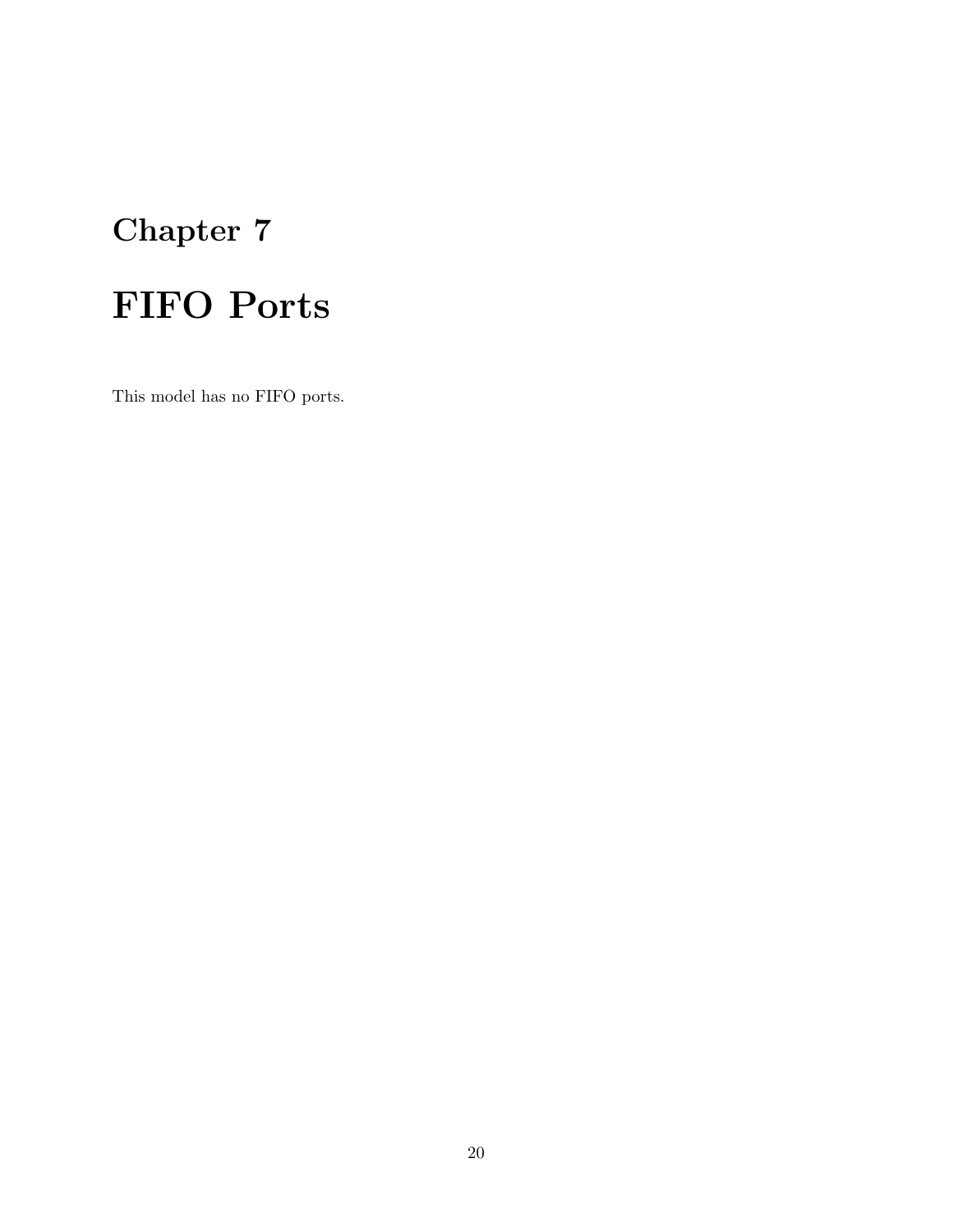# Chapter 7

# FIFO Ports

This model has no FIFO ports.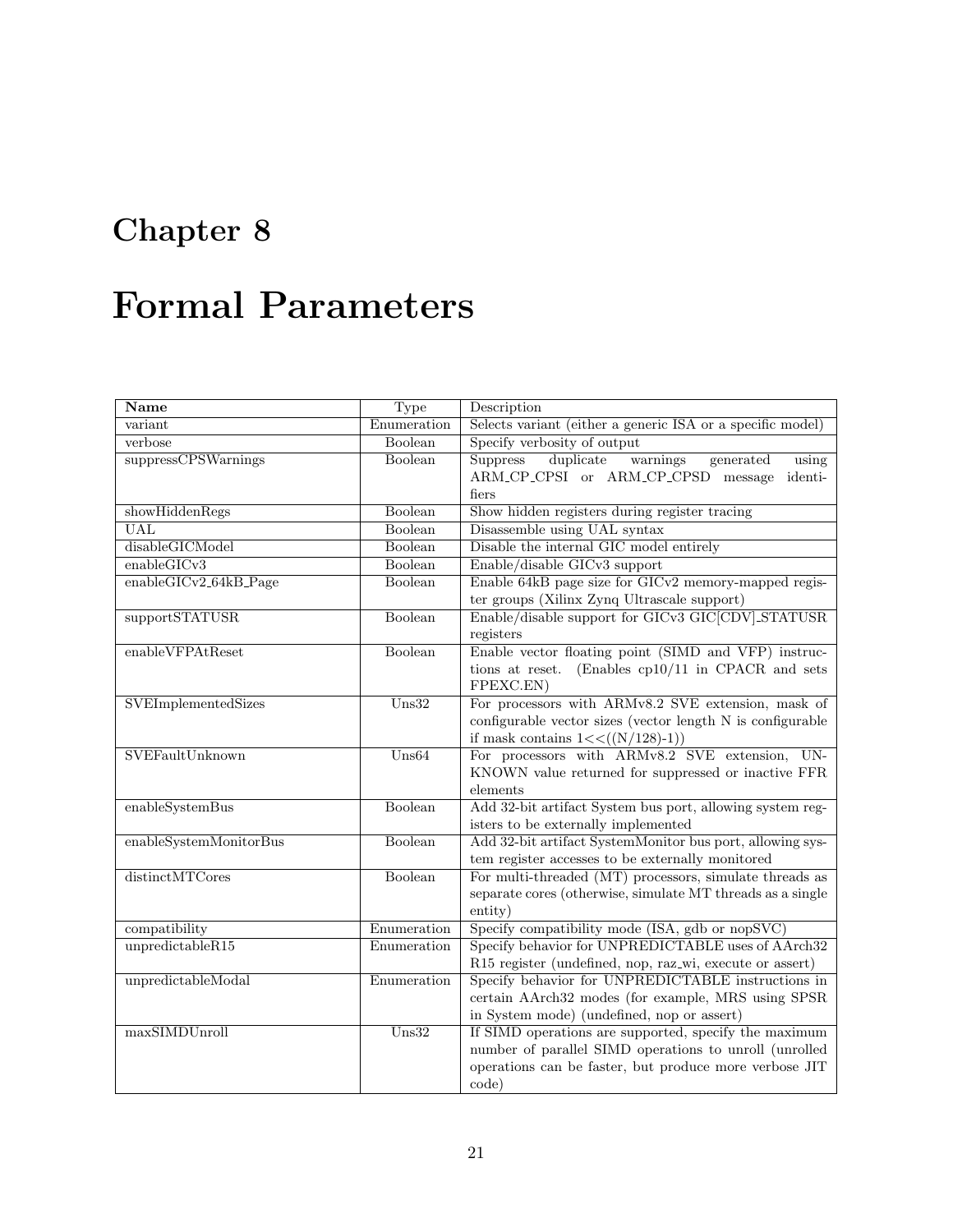# Chapter 8

# Formal Parameters

| Name | Type | Description |
|---|---|---|
| variant | Enumeration | Selects variant (either a generic ISA or a specific model) |
| verbose | Boolean | Specify verbosity of output |
| suppressCPSWarnings | Boolean | Suppress duplicate warnings generated using ARM_CP_CPSI or ARM_CP_CPSD message identifiers |
| showHiddenRegs | Boolean | Show hidden registers during register tracing |
| UAL | Boolean | Disassemble using UAL syntax |
| disableGICModel | Boolean | Disable the internal GIC model entirely |
| enableGICv3 | Boolean | Enable/disable GICv3 support |
| enableGICv2_64kB_Page | Boolean | Enable 64kB page size for GICv2 memory-mapped register groups (Xilinx Zynq Ultrascale support) |
| supportSTATUSR | Boolean | Enable/disable support for GICv3 GIC[CDV]_STATUSR registers |
| enableVFPAtReset | Boolean | Enable vector floating point (SIMD and VFP) instructions at reset. (Enables cp10/11 in CPACR and sets FPEXC.EN) |
| SVEImplementedSizes | Uns32 | For processors with ARMv8.2 SVE extension, mask of configurable vector sizes (vector length N is configurable if mask contains 1<<((N/128)-1)) |
| SVEFaultUnknown | Uns64 | For processors with ARMv8.2 SVE extension, UNKNOWN value returned for suppressed or inactive FFR elements |
| enableSystemBus | Boolean | Add 32-bit artifact System bus port, allowing system registers to be externally implemented |
| enableSystemMonitorBus | Boolean | Add 32-bit artifact SystemMonitor bus port, allowing system register accesses to be externally monitored |
| distinctMTCores | Boolean | For multi-threaded (MT) processors, simulate threads as separate cores (otherwise, simulate MT threads as a single entity) |
| compatibility | Enumeration | Specify compatibility mode (ISA, gdb or nopSVC) |
| unpredictableR15 | Enumeration | Specify behavior for UNPREDICTABLE uses of AArch32 R15 register (undefined, nop, raz_wi, execute or assert) |
| unpredictableModal | Enumeration | Specify behavior for UNPREDICTABLE instructions in certain AArch32 modes (for example, MRS using SPSR in System mode) (undefined, nop or assert) |
| maxSIMDUnroll | Uns32 | If SIMD operations are supported, specify the maximum number of parallel SIMD operations to unroll (unrolled operations can be faster, but produce more verbose JIT code) |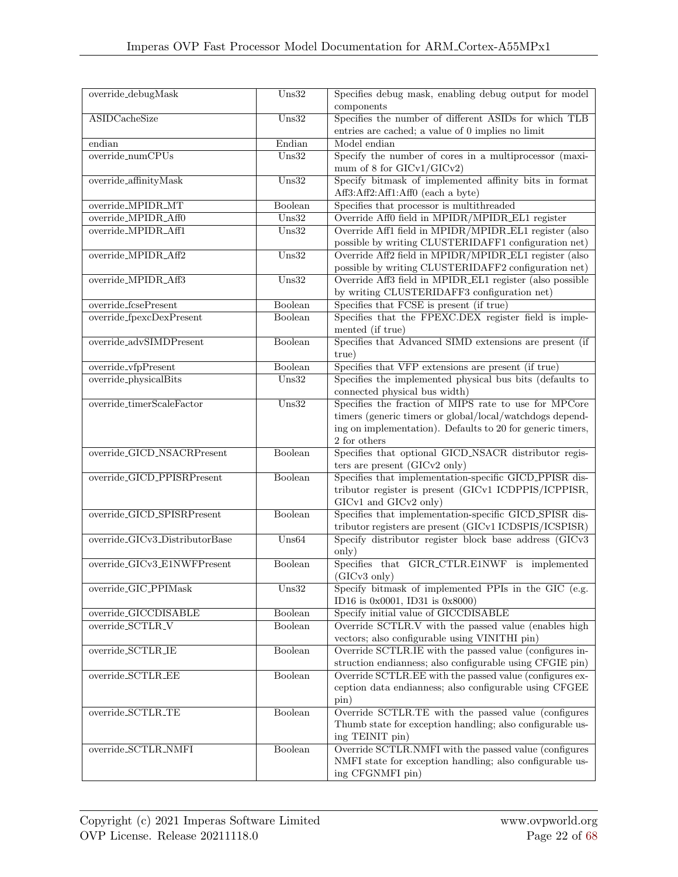| | | |
|---|---|---|
| override_debugMask | Uns32 | Specifies debug mask, enabling debug output for model components |
| ASIDCacheSize | Uns32 | Specifies the number of different ASIDs for which TLB entries are cached; a value of 0 implies no limit |
| endian | Endian | Model endian |
| override_numCPUs | Uns32 | Specify the number of cores in a multiprocessor (maximum of 8 for GICv1/GICv2) |
| override_affinityMask | Uns32 | Specify bitmask of implemented affinity bits in format Aff3:Aff2:Aff1:Aff0 (each a byte) |
| override_MPIDR_MT | Boolean | Specifies that processor is multithreaded |
| override_MPIDR_Aff0 | Uns32 | Override Aff0 field in MPIDR/MPIDR_EL1 register |
| override_MPIDR_Aff1 | Uns32 | Override Aff1 field in MPIDR/MPIDR_EL1 register (also possible by writing CLUSTERIDAFF1 configuration net) |
| override_MPIDR_Aff2 | Uns32 | Override Aff2 field in MPIDR/MPIDR_EL1 register (also possible by writing CLUSTERIDAFF2 configuration net) |
| override_MPIDR_Aff3 | Uns32 | Override Aff3 field in MPIDR_EL1 register (also possible by writing CLUSTERIDAFF3 configuration net) |
| override_fcsePresent | Boolean | Specifies that FCSE is present (if true) |
| override_fpexcDexPresent | Boolean | Specifies that the FPEXC.DEX register field is implemented (if true) |
| override_advSIMDPresent | Boolean | Specifies that Advanced SIMD extensions are present (if true) |
| override_vfpPresent | Boolean | Specifies that VFP extensions are present (if true) |
| override_physicalBits | Uns32 | Specifies the implemented physical bus bits (defaults to connected physical bus width) |
| override_timerScaleFactor | Uns32 | Specifies the fraction of MIPS rate to use for MPCore timers (generic timers or global/local/watchdogs depending on implementation). Defaults to 20 for generic timers, 2 for others |
| override_GICD_NSACRPresent | Boolean | Specifies that optional GICD_NSACR distributor registers are present (GICv2 only) |
| override_GICD_PPISRPresent | Boolean | Specifies that implementation-specific GICD_PPISR distributor register is present (GICv1 ICDPPIS/ICPPISR, GICv1 and GICv2 only) |
| override_GICD_SPISRPresent | Boolean | Specifies that implementation-specific GICD_SPISR distributor registers are present (GICv1 ICDSPIS/ICSPISR) |
| override_GICv3_DistributorBase | Uns64 | Specify distributor register block base address (GICv3 only) |
| override_GICv3_E1NWFPresent | Boolean | Specifies that GICR_CTLR.E1NWF is implemented (GICv3 only) |
| override_GIC_PPIMask | Uns32 | Specify bitmask of implemented PPIs in the GIC (e.g. ID16 is 0x0001, ID31 is 0x8000) |
| override_GICCDISABLE | Boolean | Specify initial value of GICCDISABLE |
| override_SCTLR_V | Boolean | Override SCTLR.V with the passed value (enables high vectors; also configurable using VINITHI pin) |
| override_SCTLR_IE | Boolean | Override SCTLR.IE with the passed value (configures instruction endianness; also configurable using CFGIE pin) |
| override_SCTLR_EE | Boolean | Override SCTLR.EE with the passed value (configures exception data endianness; also configurable using CFGEE pin) |
| override_SCTLR_TE | Boolean | Override SCTLR.TE with the passed value (configures Thumb state for exception handling; also configurable using TEINIT pin) |
| override_SCTLR_NMFI | Boolean | Override SCTLR.NMFI with the passed value (configures NMFI state for exception handling; also configurable using CFGNMFI pin) |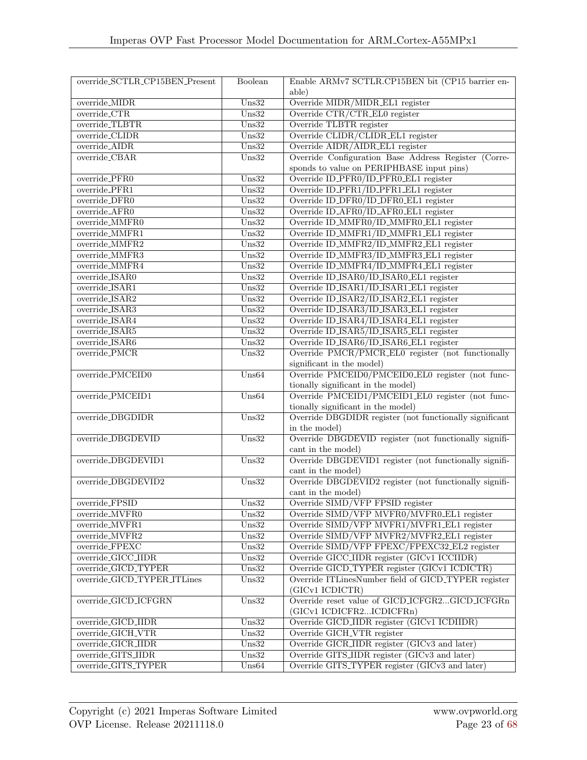| | | |
|---|---|---|
| override_SCTLR_CP15BEN_Present | Boolean | Enable ARMv7 SCTLR.CP15BEN bit (CP15 barrier enable) |
| override_MIDR | Uns32 | Override MIDR/MIDR_EL1 register |
| override_CTR | Uns32 | Override CTR/CTR_EL0 register |
| override_TLBTR | Uns32 | Override TLBTR register |
| override_CLIDR | Uns32 | Override CLIDR/CLIDR_EL1 register |
| override_AIDR | Uns32 | Override AIDR/AIDR_EL1 register |
| override_CBAR | Uns32 | Override Configuration Base Address Register (Corresponds to value on PERIPHBASE input pins) |
| override_PFR0 | Uns32 | Override ID_PFR0/ID_PFR0_EL1 register |
| override_PFR1 | Uns32 | Override ID_PFR1/ID_PFR1_EL1 register |
| override_DFR0 | Uns32 | Override ID_DFR0/ID_DFR0_EL1 register |
| override_AFR0 | Uns32 | Override ID_AFR0/ID_AFR0_EL1 register |
| override_MMFR0 | Uns32 | Override ID_MMFR0/ID_MMFR0_EL1 register |
| override_MMFR1 | Uns32 | Override ID_MMFR1/ID_MMFR1_EL1 register |
| override_MMFR2 | Uns32 | Override ID_MMFR2/ID_MMFR2_EL1 register |
| override_MMFR3 | Uns32 | Override ID_MMFR3/ID_MMFR3_EL1 register |
| override_MMFR4 | Uns32 | Override ID_MMFR4/ID_MMFR4_EL1 register |
| override_ISAR0 | Uns32 | Override ID_ISAR0/ID_ISAR0_EL1 register |
| override_ISAR1 | Uns32 | Override ID_ISAR1/ID_ISAR1_EL1 register |
| override_ISAR2 | Uns32 | Override ID_ISAR2/ID_ISAR2_EL1 register |
| override_ISAR3 | Uns32 | Override ID_ISAR3/ID_ISAR3_EL1 register |
| override_ISAR4 | Uns32 | Override ID_ISAR4/ID_ISAR4_EL1 register |
| override_ISAR5 | Uns32 | Override ID_ISAR5/ID_ISAR5_EL1 register |
| override_ISAR6 | Uns32 | Override ID_ISAR6/ID_ISAR6_EL1 register |
| override_PMCR | Uns32 | Override PMCR/PMCR_EL0 register (not functionally significant in the model) |
| override_PMCEID0 | Uns64 | Override PMCEID0/PMCEID0_EL0 register (not functionally significant in the model) |
| override_PMCEID1 | Uns64 | Override PMCEID1/PMCEID1_EL0 register (not functionally significant in the model) |
| override_DBGDIDR | Uns32 | Override DBGDIDR register (not functionally significant in the model) |
| override_DBGDEVID | Uns32 | Override DBGDEVID register (not functionally significant in the model) |
| override_DBGDEVID1 | Uns32 | Override DBGDEVID1 register (not functionally significant in the model) |
| override_DBGDEVID2 | Uns32 | Override DBGDEVID2 register (not functionally significant in the model) |
| override_FPSID | Uns32 | Override SIMD/VFP FPSID register |
| override_MVFR0 | Uns32 | Override SIMD/VFP MVFR0/MVFR0_EL1 register |
| override_MVFR1 | Uns32 | Override SIMD/VFP MVFR1/MVFR1_EL1 register |
| override_MVFR2 | Uns32 | Override SIMD/VFP MVFR2/MVFR2_EL1 register |
| override_FPEXC | Uns32 | Override SIMD/VFP FPEXC/FPEXC32_EL2 register |
| override_GICC_IIDR | Uns32 | Override GICC_IIDR register (GICv1 ICCIIDR) |
| override_GICD_TYPER | Uns32 | Override GICD_TYPER register (GICv1 ICDICTR) |
| override_GICD_TYPER_ITLines | Uns32 | Override ITLinesNumber field of GICD_TYPER register (GICv1 ICDICTR) |
| override_GICD_ICFGRN | Uns32 | Override reset value of GICD_ICFGR2...GICD_ICFGRn (GICv1 ICDICFR2...ICDICFRn) |
| override_GICD_IIDR | Uns32 | Override GICD_IIDR register (GICv1 ICDIIDR) |
| override_GICH_VTR | Uns32 | Override GICH_VTR register |
| override_GICR_IIDR | Uns32 | Override GICR_IIDR register (GICv3 and later) |
| override_GITS_IIDR | Uns32 | Override GITS_IIDR register (GICv3 and later) |
| override_GITS_TYPER | Uns64 | Override GITS_TYPER register (GICv3 and later) |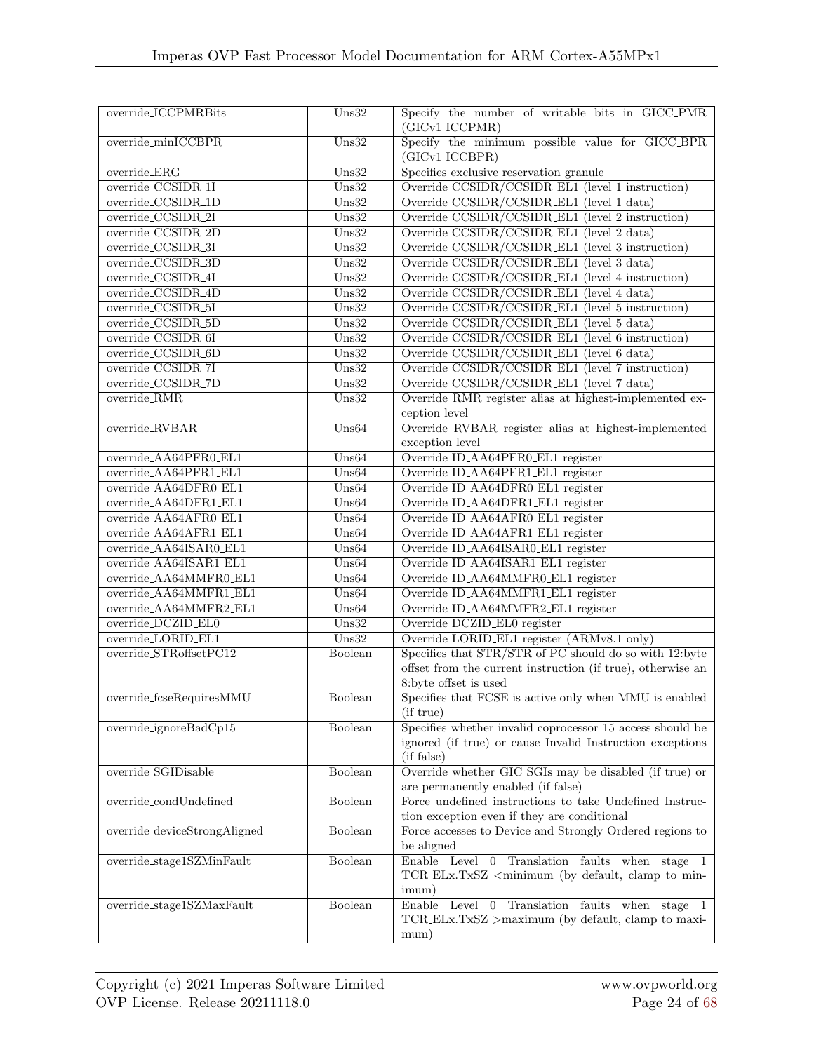| | | |
|---|---|---|
| override_ICCPMRBits | Uns32 | Specify the number of writable bits in GICC_PMR (GICv1 ICCPMR) |
| override_minICCBPR | Uns32 | Specify the minimum possible value for GICC_BPR (GICv1 ICCBPR) |
| override_ERG | Uns32 | Specifies exclusive reservation granule |
| override_CCSIDR_1I | Uns32 | Override CCSIDR/CCSIDR_EL1 (level 1 instruction) |
| override_CCSIDR_1D | Uns32 | Override CCSIDR/CCSIDR_EL1 (level 1 data) |
| override_CCSIDR_2I | Uns32 | Override CCSIDR/CCSIDR_EL1 (level 2 instruction) |
| override_CCSIDR_2D | Uns32 | Override CCSIDR/CCSIDR_EL1 (level 2 data) |
| override_CCSIDR_3I | Uns32 | Override CCSIDR/CCSIDR_EL1 (level 3 instruction) |
| override_CCSIDR_3D | Uns32 | Override CCSIDR/CCSIDR_EL1 (level 3 data) |
| override_CCSIDR_4I | Uns32 | Override CCSIDR/CCSIDR_EL1 (level 4 instruction) |
| override_CCSIDR_4D | Uns32 | Override CCSIDR/CCSIDR_EL1 (level 4 data) |
| override_CCSIDR_5I | Uns32 | Override CCSIDR/CCSIDR_EL1 (level 5 instruction) |
| override_CCSIDR_5D | Uns32 | Override CCSIDR/CCSIDR_EL1 (level 5 data) |
| override_CCSIDR_6I | Uns32 | Override CCSIDR/CCSIDR_EL1 (level 6 instruction) |
| override_CCSIDR_6D | Uns32 | Override CCSIDR/CCSIDR_EL1 (level 6 data) |
| override_CCSIDR_7I | Uns32 | Override CCSIDR/CCSIDR_EL1 (level 7 instruction) |
| override_CCSIDR_7D | Uns32 | Override CCSIDR/CCSIDR_EL1 (level 7 data) |
| override_RMR | Uns32 | Override RMR register alias at highest-implemented exception level |
| override_RVBAR | Uns64 | Override RVBAR register alias at highest-implemented exception level |
| override_AA64PFR0_EL1 | Uns64 | Override ID_AA64PFR0_EL1 register |
| override_AA64PFR1_EL1 | Uns64 | Override ID_AA64PFR1_EL1 register |
| override_AA64DFR0_EL1 | Uns64 | Override ID_AA64DFR0_EL1 register |
| override_AA64DFR1_EL1 | Uns64 | Override ID_AA64DFR1_EL1 register |
| override_AA64AFR0_EL1 | Uns64 | Override ID_AA64AFR0_EL1 register |
| override_AA64AFR1_EL1 | Uns64 | Override ID_AA64AFR1_EL1 register |
| override_AA64ISAR0_EL1 | Uns64 | Override ID_AA64ISAR0_EL1 register |
| override_AA64ISAR1_EL1 | Uns64 | Override ID_AA64ISAR1_EL1 register |
| override_AA64MMFR0_EL1 | Uns64 | Override ID_AA64MMFR0_EL1 register |
| override_AA64MMFR1_EL1 | Uns64 | Override ID_AA64MMFR1_EL1 register |
| override_AA64MMFR2_EL1 | Uns64 | Override ID_AA64MMFR2_EL1 register |
| override_DCZID_EL0 | Uns32 | Override DCZID_EL0 register |
| override_LORID_EL1 | Uns32 | Override LORID_EL1 register (ARMv8.1 only) |
| override_STRoffsetPC12 | Boolean | Specifies that STR/STR of PC should do so with 12:byte offset from the current instruction (if true), otherwise an 8:byte offset is used |
| override_fcseRequiresMMU | Boolean | Specifies that FCSE is active only when MMU is enabled (if true) |
| override_ignoreBadCp15 | Boolean | Specifies whether invalid coprocessor 15 access should be ignored (if true) or cause Invalid Instruction exceptions (if false) |
| override_SGIDisable | Boolean | Override whether GIC SGIs may be disabled (if true) or are permanently enabled (if false) |
| override_condUndefined | Boolean | Force undefined instructions to take Undefined Instruction exception even if they are conditional |
| override_deviceStrongAligned | Boolean | Force accesses to Device and Strongly Ordered regions to be aligned |
| override_stage1SZMinFault | Boolean | Enable Level 0 Translation faults when stage 1 TCR_ELx.TxSZ <minimum (by default, clamp to minimum) |
| override_stage1SZMaxFault | Boolean | Enable Level 0 Translation faults when stage 1 TCR_ELx.TxSZ >maximum (by default, clamp to maximum) |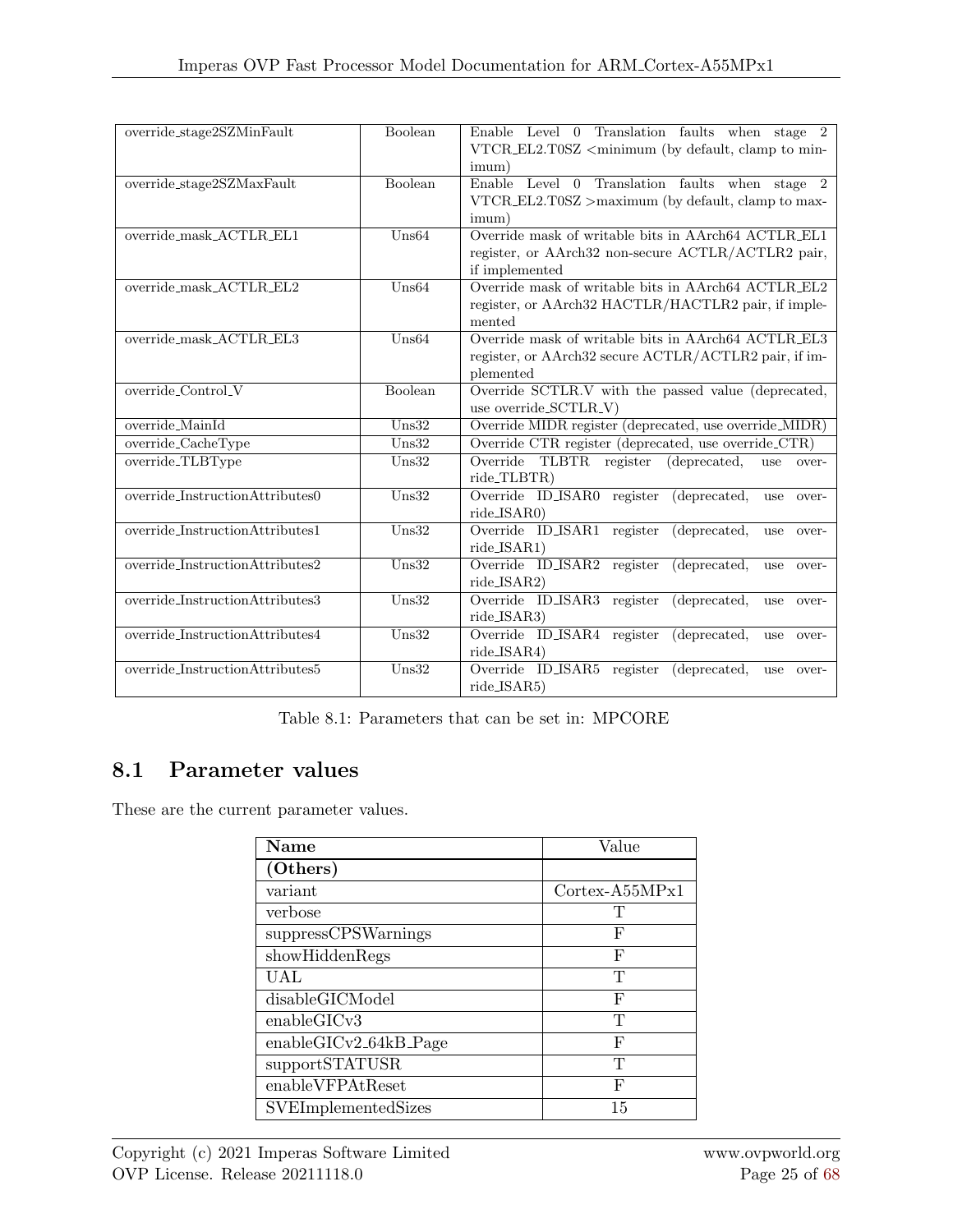| | | |
|---|---|---|
| override_stage2SZMinFault | Boolean | Enable Level 0 Translation faults when stage 2 VTCR_EL2.T0SZ <minimum (by default, clamp to minimum) |
| override_stage2SZMaxFault | Boolean | Enable Level 0 Translation faults when stage 2 VTCR_EL2.T0SZ >maximum (by default, clamp to maximum) |
| override_mask_ACTLR_EL1 | Uns64 | Override mask of writable bits in AArch64 ACTLR_EL1 register, or AArch32 non-secure ACTLR/ACTLR2 pair, if implemented |
| override_mask_ACTLR_EL2 | Uns64 | Override mask of writable bits in AArch64 ACTLR_EL2 register, or AArch32 HACTLR/HACTLR2 pair, if implemented |
| override_mask_ACTLR_EL3 | Uns64 | Override mask of writable bits in AArch64 ACTLR_EL3 register, or AArch32 secure ACTLR/ACTLR2 pair, if implemented |
| override_Control_V | Boolean | Override SCTLR.V with the passed value (deprecated, use override_SCTLR_V) |
| override_MainId | Uns32 | Override MIDR register (deprecated, use override_MIDR) |
| override_CacheType | Uns32 | Override CTR register (deprecated, use override_CTR) |
| override_TLBType | Uns32 | Override TLBTR register (deprecated, use override_TLBTR) |
| override_InstructionAttributes0 | Uns32 | Override ID_ISAR0 register (deprecated, use override_ISAR0) |
| override_InstructionAttributes1 | Uns32 | Override ID_ISAR1 register (deprecated, use override_ISAR1) |
| override_InstructionAttributes2 | Uns32 | Override ID_ISAR2 register (deprecated, use override_ISAR2) |
| override_InstructionAttributes3 | Uns32 | Override ID_ISAR3 register (deprecated, use override_ISAR3) |
| override_InstructionAttributes4 | Uns32 | Override ID_ISAR4 register (deprecated, use override_ISAR4) |
| override_InstructionAttributes5 | Uns32 | Override ID_ISAR5 register (deprecated, use override_ISAR5) |

Table 8.1: Parameters that can be set in: MPCORE

## 8.1 Parameter values

These are the current parameter values.

| Name | Value |
|---|---|
| **(Others)** | |
| variant | Cortex-A55MPx1 |
| verbose | T |
| suppressCPSWarnings | F |
| showHiddenRegs | F |
| UAL | T |
| disableGICModel | F |
| enableGICv3 | T |
| enableGICv2_64kB_Page | F |
| supportSTATUSR | T |
| enableVFPAtReset | F |
| SVEImplementedSizes | 15 |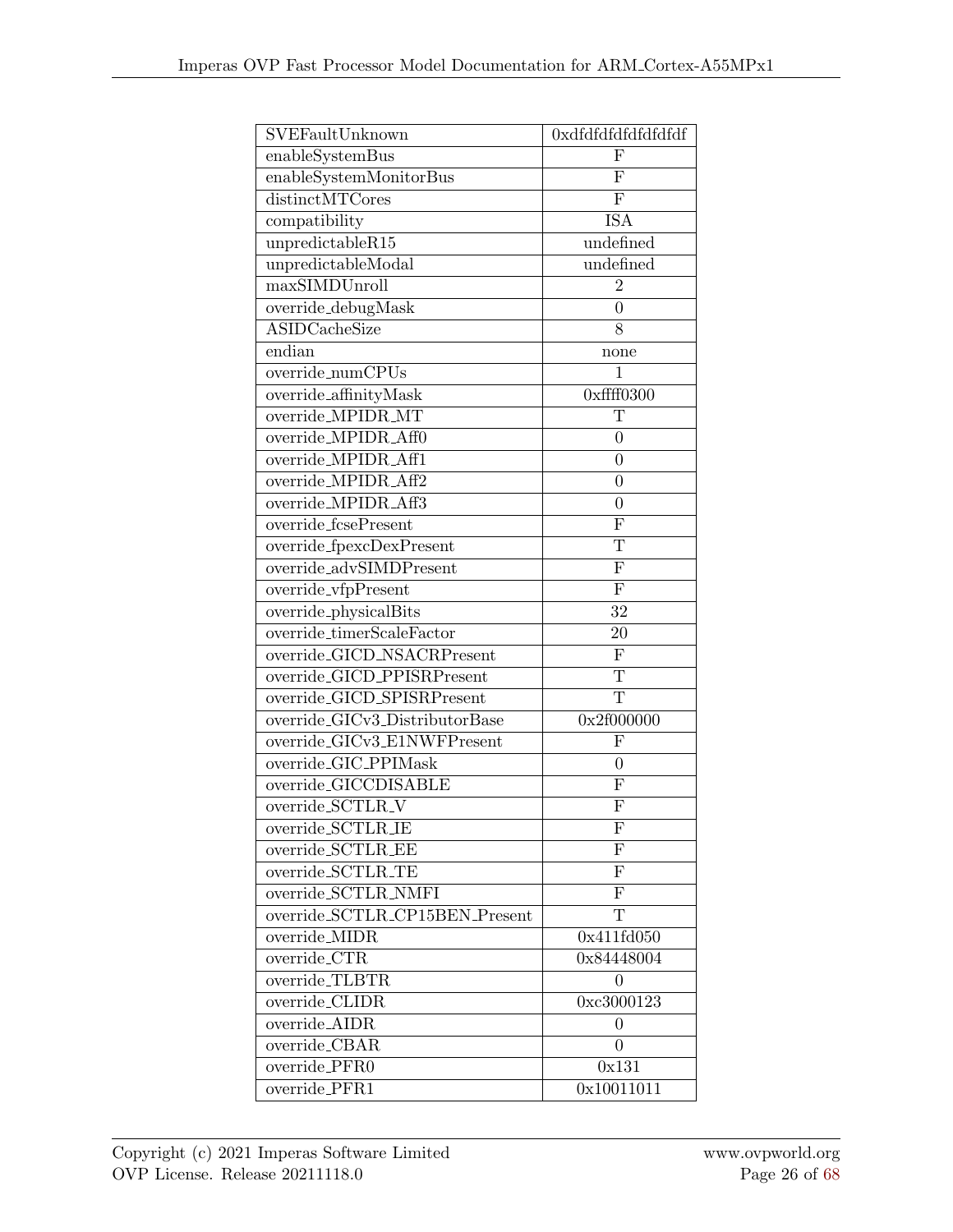| | |
|---|---|
| SVEFaultUnknown | 0xdfdfdfdfdfdfdfdf |
| enableSystemBus | F |
| enableSystemMonitorBus | F |
| distinctMTCores | F |
| compatibility | ISA |
| unpredictableR15 | undefined |
| unpredictableModal | undefined |
| maxSIMDUnroll | 2 |
| override_debugMask | 0 |
| ASIDCacheSize | 8 |
| endian | none |
| override_numCPUs | 1 |
| override_affinityMask | 0xffff0300 |
| override_MPIDR_MT | T |
| override_MPIDR_Aff0 | 0 |
| override_MPIDR_Aff1 | 0 |
| override_MPIDR_Aff2 | 0 |
| override_MPIDR_Aff3 | 0 |
| override_fcsePresent | F |
| override_fpexcDexPresent | T |
| override_advSIMDPresent | F |
| override_vfpPresent | F |
| override_physicalBits | 32 |
| override_timerScaleFactor | 20 |
| override_GICD_NSACRPresent | F |
| override_GICD_PPISRPresent | T |
| override_GICD_SPISRPresent | T |
| override_GICv3_DistributorBase | 0x2f000000 |
| override_GICv3_E1NWFPresent | F |
| override_GIC_PPIMask | 0 |
| override_GICCDISABLE | F |
| override_SCTLR_V | F |
| override_SCTLR_IE | F |
| override_SCTLR_EE | F |
| override_SCTLR_TE | F |
| override_SCTLR_NMFI | F |
| override_SCTLR_CP15BEN_Present | T |
| override_MIDR | 0x411fd050 |
| override_CTR | 0x84448004 |
| override_TLBTR | 0 |
| override_CLIDR | 0xc3000123 |
| override_AIDR | 0 |
| override_CBAR | 0 |
| override_PFR0 | 0x131 |
| override_PFR1 | 0x10011011 |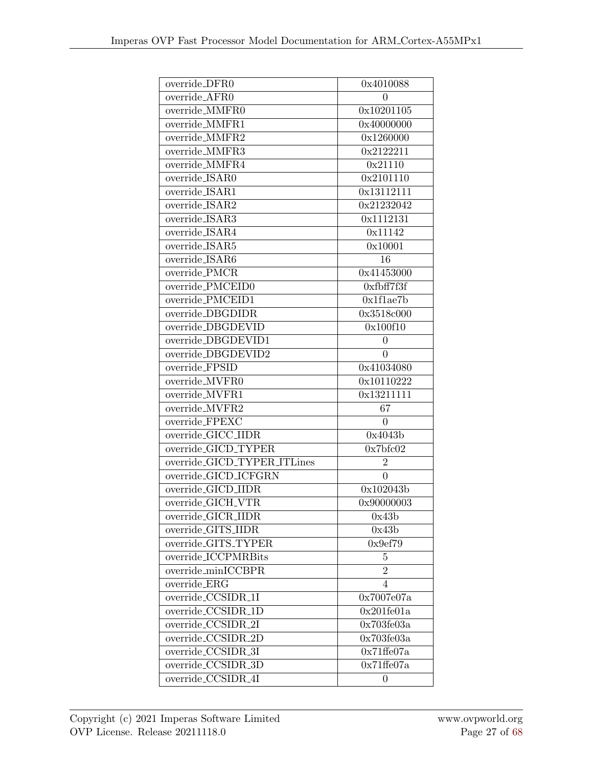| | |
|---|---|
| override_DFR0 | 0x4010088 |
| override_AFR0 | 0 |
| override_MMFR0 | 0x10201105 |
| override_MMFR1 | 0x40000000 |
| override_MMFR2 | 0x1260000 |
| override_MMFR3 | 0x2122211 |
| override_MMFR4 | 0x21110 |
| override_ISAR0 | 0x2101110 |
| override_ISAR1 | 0x13112111 |
| override_ISAR2 | 0x21232042 |
| override_ISAR3 | 0x1112131 |
| override_ISAR4 | 0x11142 |
| override_ISAR5 | 0x10001 |
| override_ISAR6 | 16 |
| override_PMCR | 0x41453000 |
| override_PMCEID0 | 0xfbff7f3f |
| override_PMCEID1 | 0x1f1ae7b |
| override_DBGDIDR | 0x3518c000 |
| override_DBGDEVID | 0x100f10 |
| override_DBGDEVID1 | 0 |
| override_DBGDEVID2 | 0 |
| override_FPSID | 0x41034080 |
| override_MVFR0 | 0x10110222 |
| override_MVFR1 | 0x13211111 |
| override_MVFR2 | 67 |
| override_FPEXC | 0 |
| override_GICC_IIDR | 0x4043b |
| override_GICD_TYPER | 0x7bfc02 |
| override_GICD_TYPER_ITLines | 2 |
| override_GICD_ICFGRN | 0 |
| override_GICD_IIDR | 0x102043b |
| override_GICH_VTR | 0x90000003 |
| override_GICR_IIDR | 0x43b |
| override_GITS_IIDR | 0x43b |
| override_GITS_TYPER | 0x9ef79 |
| override_ICCPMRBits | 5 |
| override_minICCBPR | 2 |
| override_ERG | 4 |
| override_CCSIDR_1I | 0x7007e07a |
| override_CCSIDR_1D | 0x201fe01a |
| override_CCSIDR_2I | 0x703fe03a |
| override_CCSIDR_2D | 0x703fe03a |
| override_CCSIDR_3I | 0x71ffe07a |
| override_CCSIDR_3D | 0x71ffe07a |
| override_CCSIDR_4I | 0 |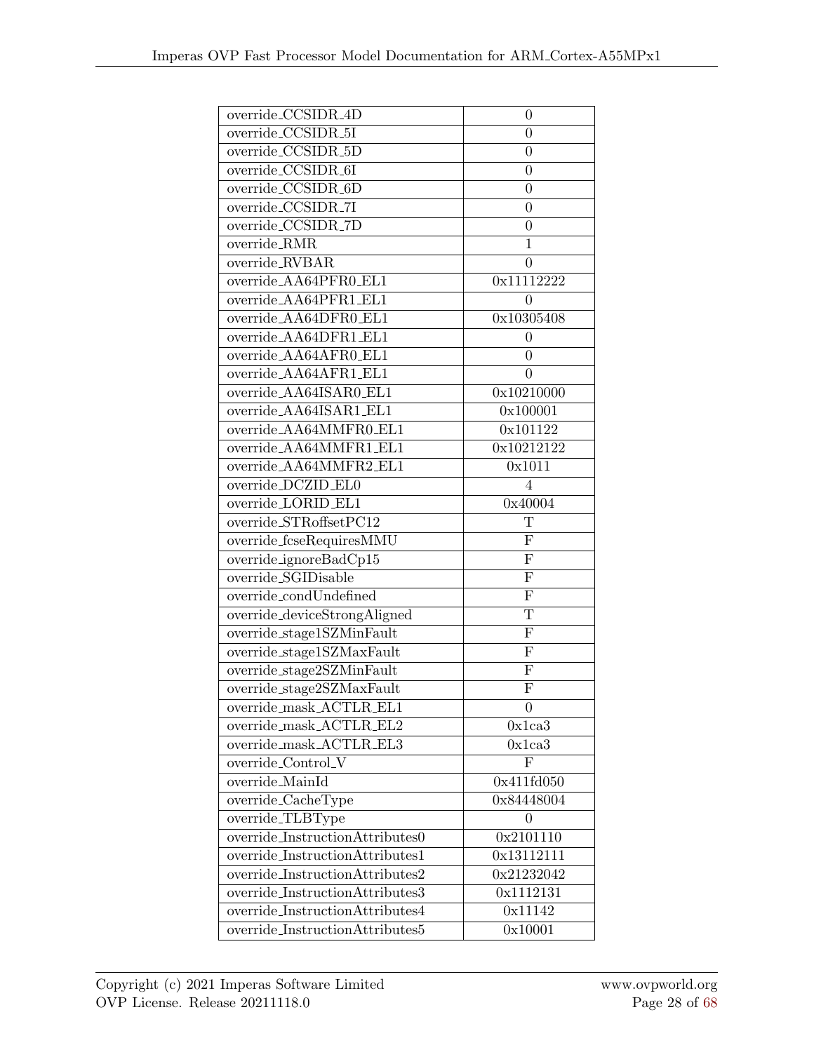| | |
|---|---|
| override_CCSIDR_4D | 0 |
| override_CCSIDR_5I | 0 |
| override_CCSIDR_5D | 0 |
| override_CCSIDR_6I | 0 |
| override_CCSIDR_6D | 0 |
| override_CCSIDR_7I | 0 |
| override_CCSIDR_7D | 0 |
| override_RMR | 1 |
| override_RVBAR | 0 |
| override_AA64PFR0_EL1 | 0x11112222 |
| override_AA64PFR1_EL1 | 0 |
| override_AA64DFR0_EL1 | 0x10305408 |
| override_AA64DFR1_EL1 | 0 |
| override_AA64AFR0_EL1 | 0 |
| override_AA64AFR1_EL1 | 0 |
| override_AA64ISAR0_EL1 | 0x10210000 |
| override_AA64ISAR1_EL1 | 0x100001 |
| override_AA64MMFR0_EL1 | 0x101122 |
| override_AA64MMFR1_EL1 | 0x10212122 |
| override_AA64MMFR2_EL1 | 0x1011 |
| override_DCZID_EL0 | 4 |
| override_LORID_EL1 | 0x40004 |
| override_STRoffsetPC12 | T |
| override_fcseRequiresMMU | F |
| override_ignoreBadCp15 | F |
| override_SGIDisable | F |
| override_condUndefined | F |
| override_deviceStrongAligned | T |
| override_stage1SZMinFault | F |
| override_stage1SZMaxFault | F |
| override_stage2SZMinFault | F |
| override_stage2SZMaxFault | F |
| override_mask_ACTLR_EL1 | 0 |
| override_mask_ACTLR_EL2 | 0x1ca3 |
| override_mask_ACTLR_EL3 | 0x1ca3 |
| override_Control_V | F |
| override_MainId | 0x411fd050 |
| override_CacheType | 0x84448004 |
| override_TLBType | 0 |
| override_InstructionAttributes0 | 0x2101110 |
| override_InstructionAttributes1 | 0x13112111 |
| override_InstructionAttributes2 | 0x21232042 |
| override_InstructionAttributes3 | 0x1112131 |
| override_InstructionAttributes4 | 0x11142 |
| override_InstructionAttributes5 | 0x10001 |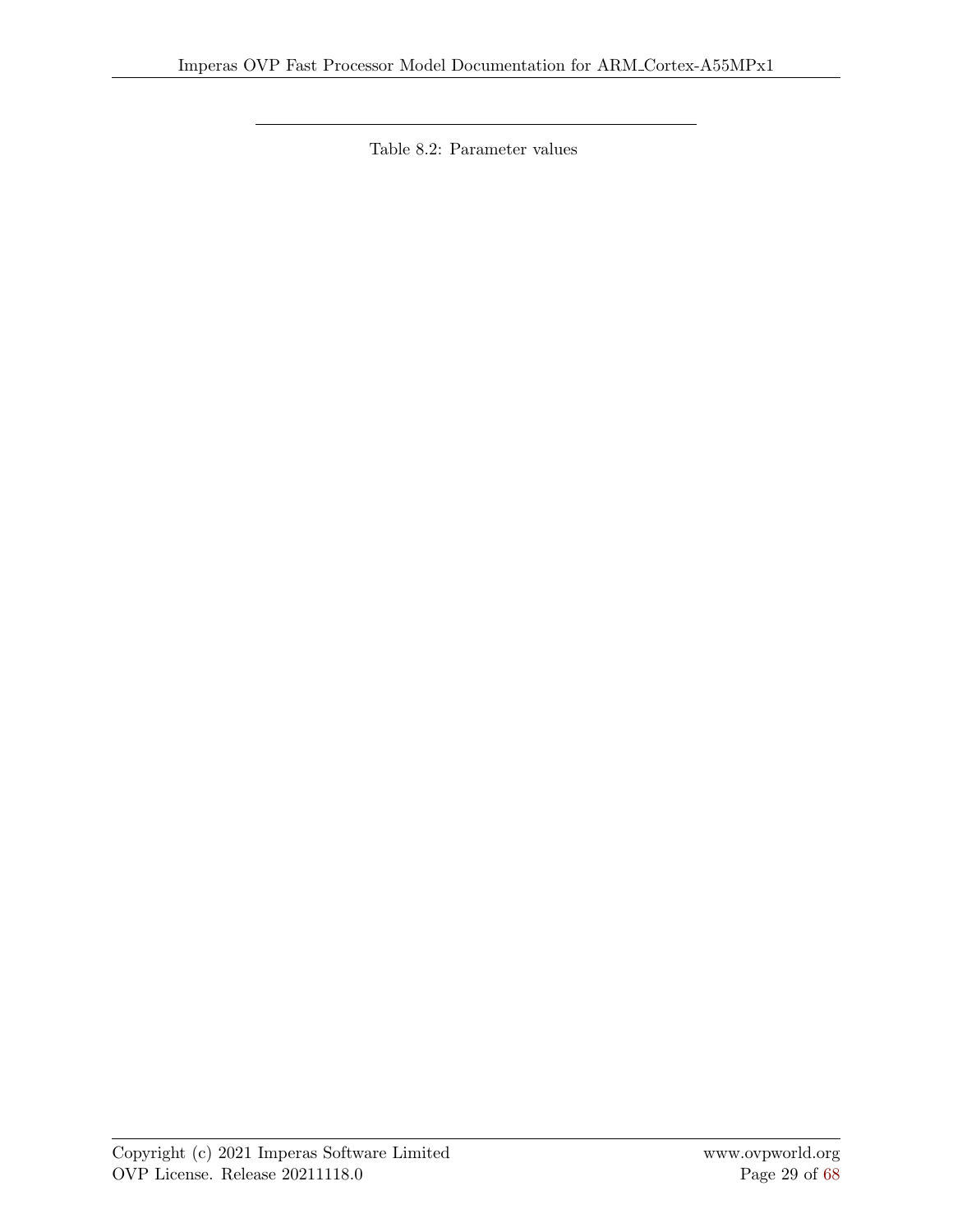Table 8.2: Parameter values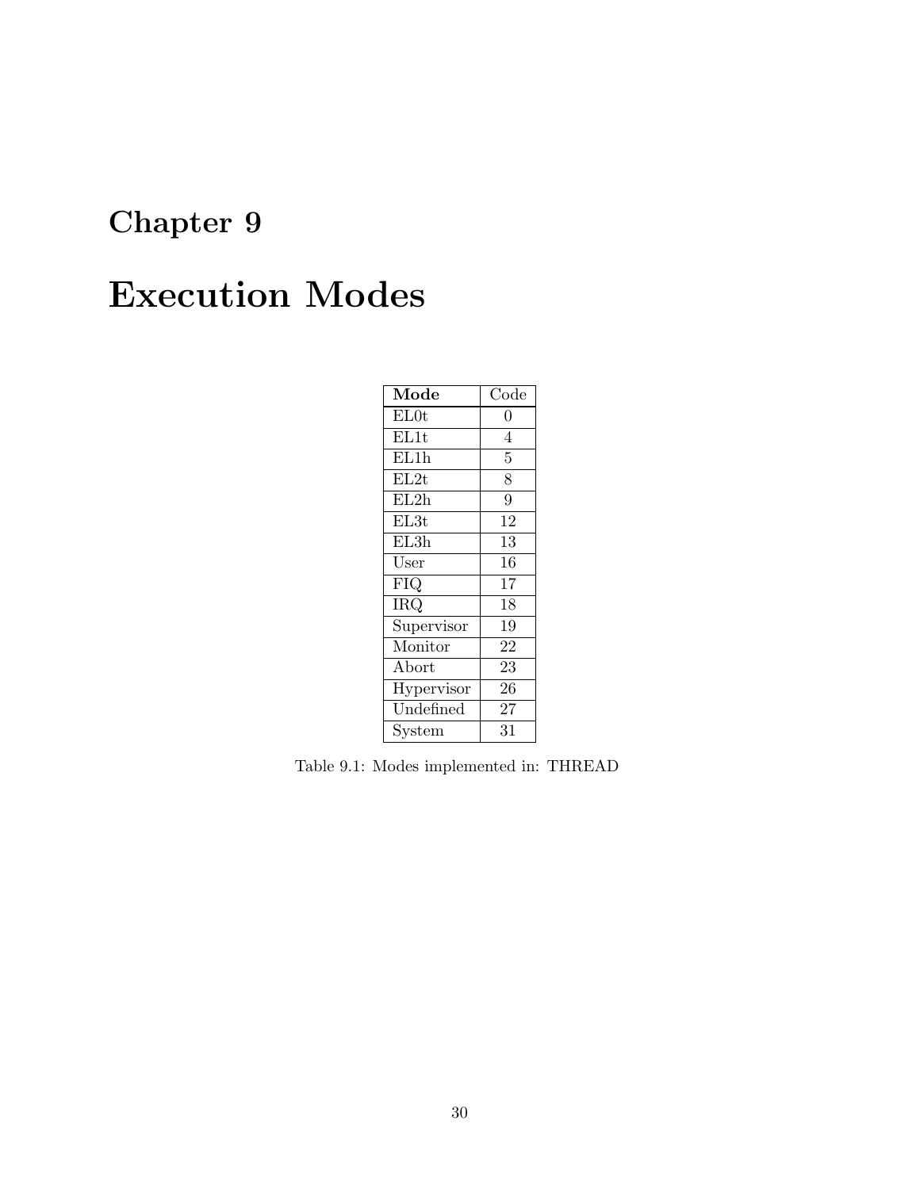# Chapter 9

# Execution Modes

| **Mode** | Code |
|---|---|
| EL0t | 0 |
| EL1t | 4 |
| EL1h | 5 |
| EL2t | 8 |
| EL2h | 9 |
| EL3t | 12 |
| EL3h | 13 |
| User | 16 |
| FIQ | 17 |
| IRQ | 18 |
| Supervisor | 19 |
| Monitor | 22 |
| Abort | 23 |
| Hypervisor | 26 |
| Undefined | 27 |
| System | 31 |

Table 9.1: Modes implemented in: THREAD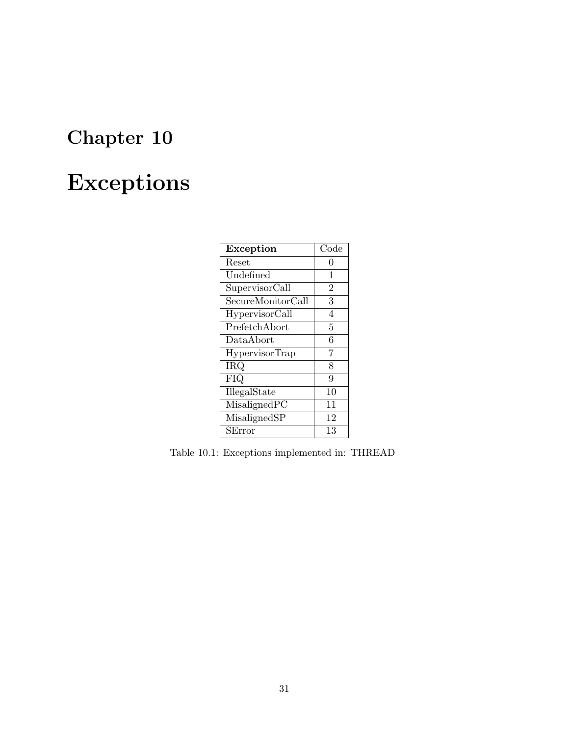# Chapter 10

# Exceptions

| **Exception** | Code |
|---|---|
| Reset | 0 |
| Undefined | 1 |
| SupervisorCall | 2 |
| SecureMonitorCall | 3 |
| HypervisorCall | 4 |
| PrefetchAbort | 5 |
| DataAbort | 6 |
| HypervisorTrap | 7 |
| IRQ | 8 |
| FIQ | 9 |
| IllegalState | 10 |
| MisalignedPC | 11 |
| MisalignedSP | 12 |
| SError | 13 |

Table 10.1: Exceptions implemented in: THREAD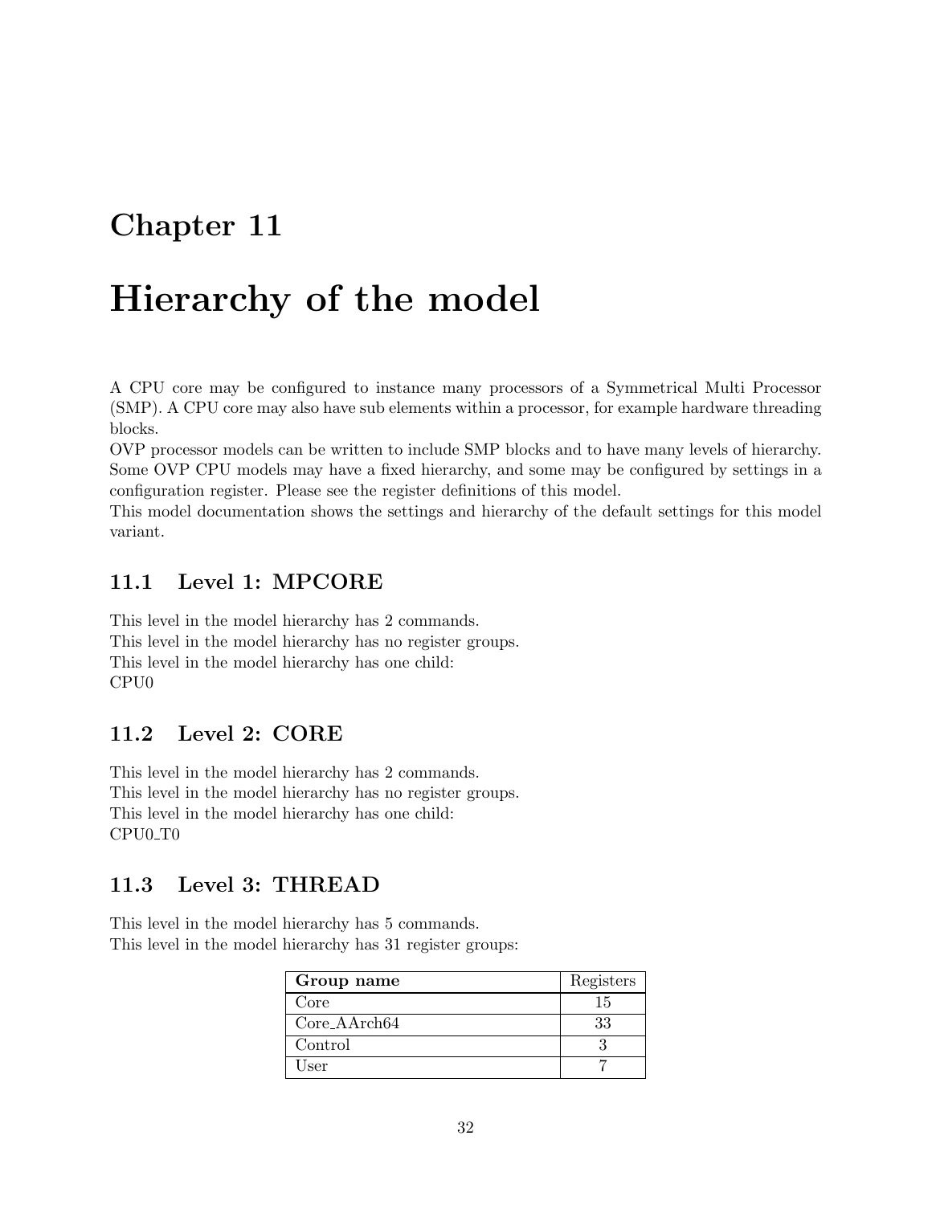# Chapter 11

# Hierarchy of the model

A CPU core may be configured to instance many processors of a Symmetrical Multi Processor (SMP). A CPU core may also have sub elements within a processor, for example hardware threading blocks.

OVP processor models can be written to include SMP blocks and to have many levels of hierarchy. Some OVP CPU models may have a fixed hierarchy, and some may be configured by settings in a configuration register. Please see the register definitions of this model.

This model documentation shows the settings and hierarchy of the default settings for this model variant.

## 11.1 Level 1: MPCORE

This level in the model hierarchy has 2 commands.
This level in the model hierarchy has no register groups.
This level in the model hierarchy has one child:
CPU0

## 11.2 Level 2: CORE

This level in the model hierarchy has 2 commands.
This level in the model hierarchy has no register groups.
This level in the model hierarchy has one child:
CPU0_T0

## 11.3 Level 3: THREAD

This level in the model hierarchy has 5 commands.
This level in the model hierarchy has 31 register groups:

| **Group name** | Registers |
|---|---|
| Core | 15 |
| Core_AArch64 | 33 |
| Control | 3 |
| User | 7 |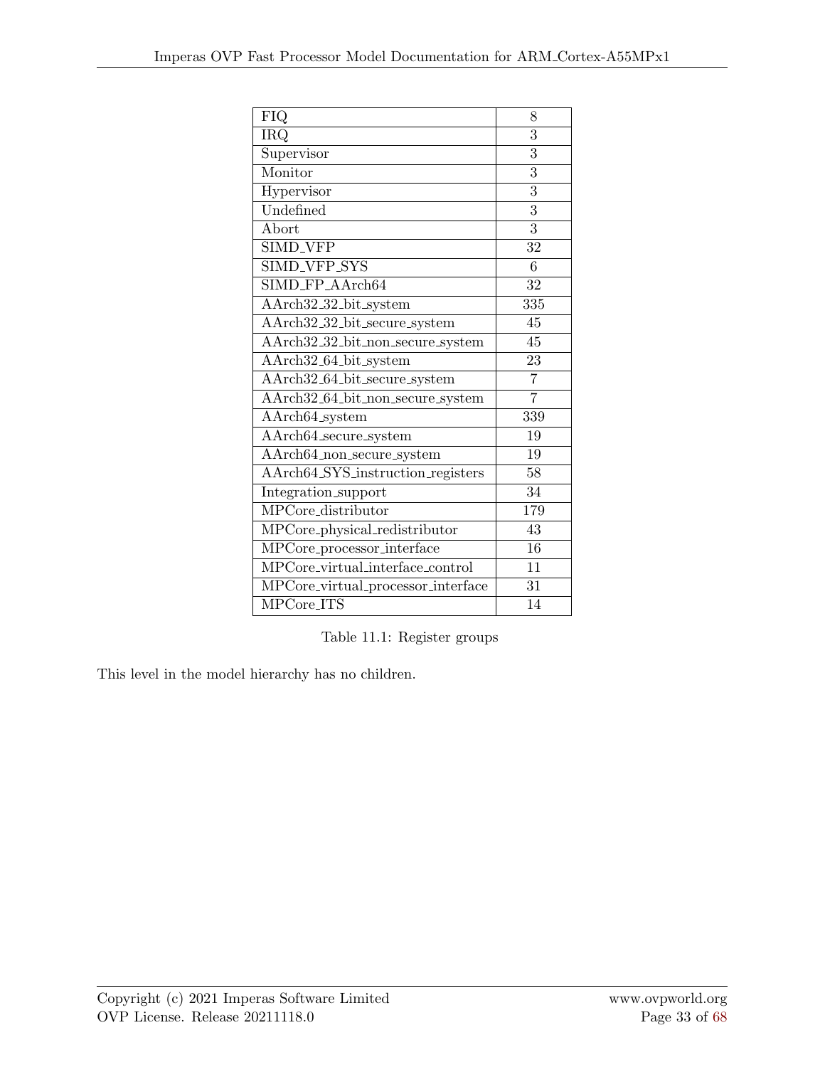| FIQ | 8 |
|---|---|
| IRQ | 3 |
| Supervisor | 3 |
| Monitor | 3 |
| Hypervisor | 3 |
| Undefined | 3 |
| Abort | 3 |
| SIMD_VFP | 32 |
| SIMD_VFP_SYS | 6 |
| SIMD_FP_AArch64 | 32 |
| AArch32_32_bit_system | 335 |
| AArch32_32_bit_secure_system | 45 |
| AArch32_32_bit_non_secure_system | 45 |
| AArch32_64_bit_system | 23 |
| AArch32_64_bit_secure_system | 7 |
| AArch32_64_bit_non_secure_system | 7 |
| AArch64_system | 339 |
| AArch64_secure_system | 19 |
| AArch64_non_secure_system | 19 |
| AArch64_SYS_instruction_registers | 58 |
| Integration_support | 34 |
| MPCore_distributor | 179 |
| MPCore_physical_redistributor | 43 |
| MPCore_processor_interface | 16 |
| MPCore_virtual_interface_control | 11 |
| MPCore_virtual_processor_interface | 31 |
| MPCore_ITS | 14 |

Table 11.1: Register groups

This level in the model hierarchy has no children.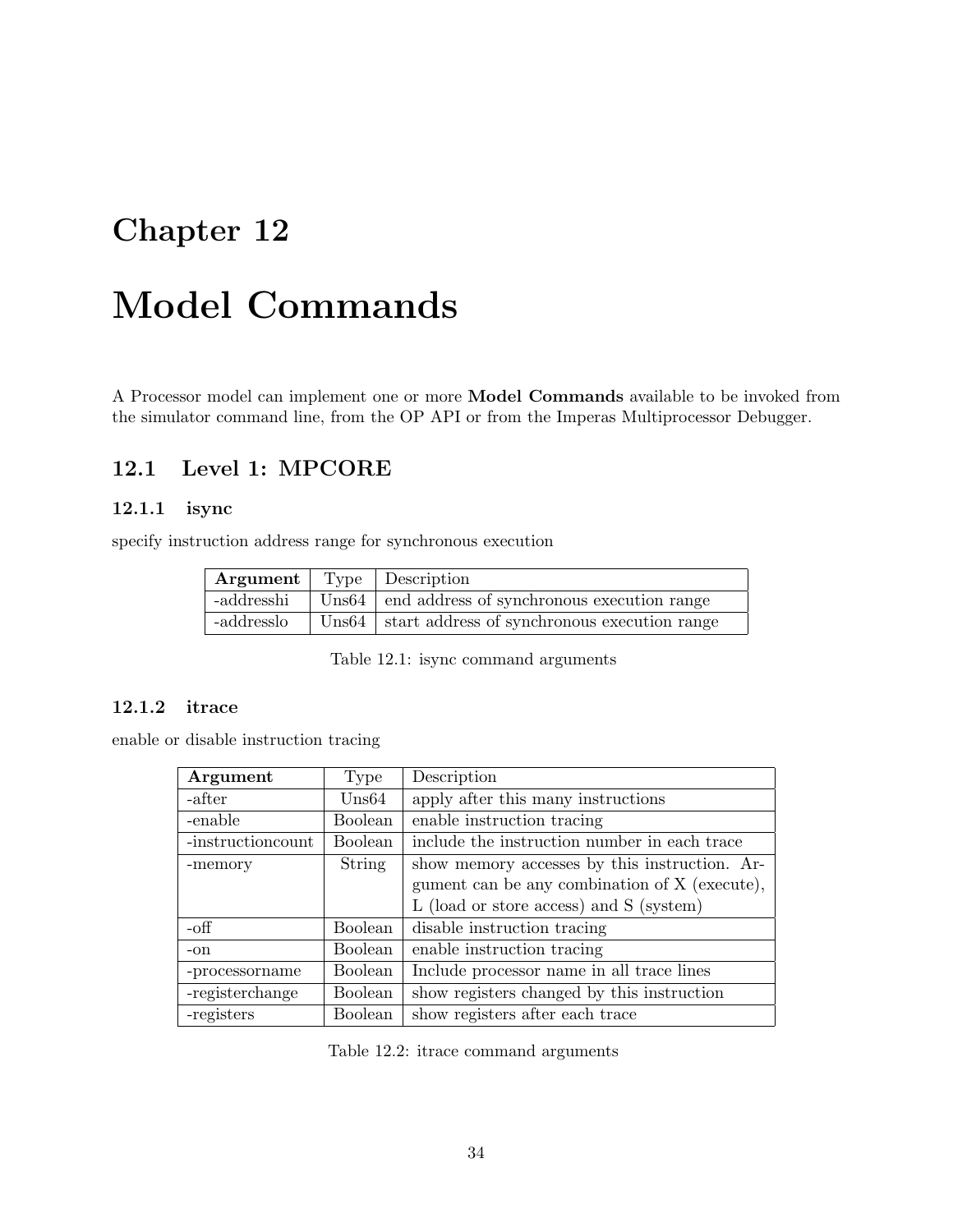# Chapter 12

# Model Commands

A Processor model can implement one or more **Model Commands** available to be invoked from the simulator command line, from the OP API or from the Imperas Multiprocessor Debugger.

## 12.1 Level 1: MPCORE

### 12.1.1 isync

specify instruction address range for synchronous execution

| **Argument** | Type | Description |
|---|---|---|
| -addresshi | Uns64 | end address of synchronous execution range |
| -addresslo | Uns64 | start address of synchronous execution range |

Table 12.1: isync command arguments

### 12.1.2 itrace

enable or disable instruction tracing

| **Argument** | Type | Description |
|---|---|---|
| -after | Uns64 | apply after this many instructions |
| -enable | Boolean | enable instruction tracing |
| -instructioncount | Boolean | include the instruction number in each trace |
| -memory | String | show memory accesses by this instruction. Argument can be any combination of X (execute), L (load or store access) and S (system) |
| -off | Boolean | disable instruction tracing |
| -on | Boolean | enable instruction tracing |
| -processorname | Boolean | Include processor name in all trace lines |
| -registerchange | Boolean | show registers changed by this instruction |
| -registers | Boolean | show registers after each trace |

Table 12.2: itrace command arguments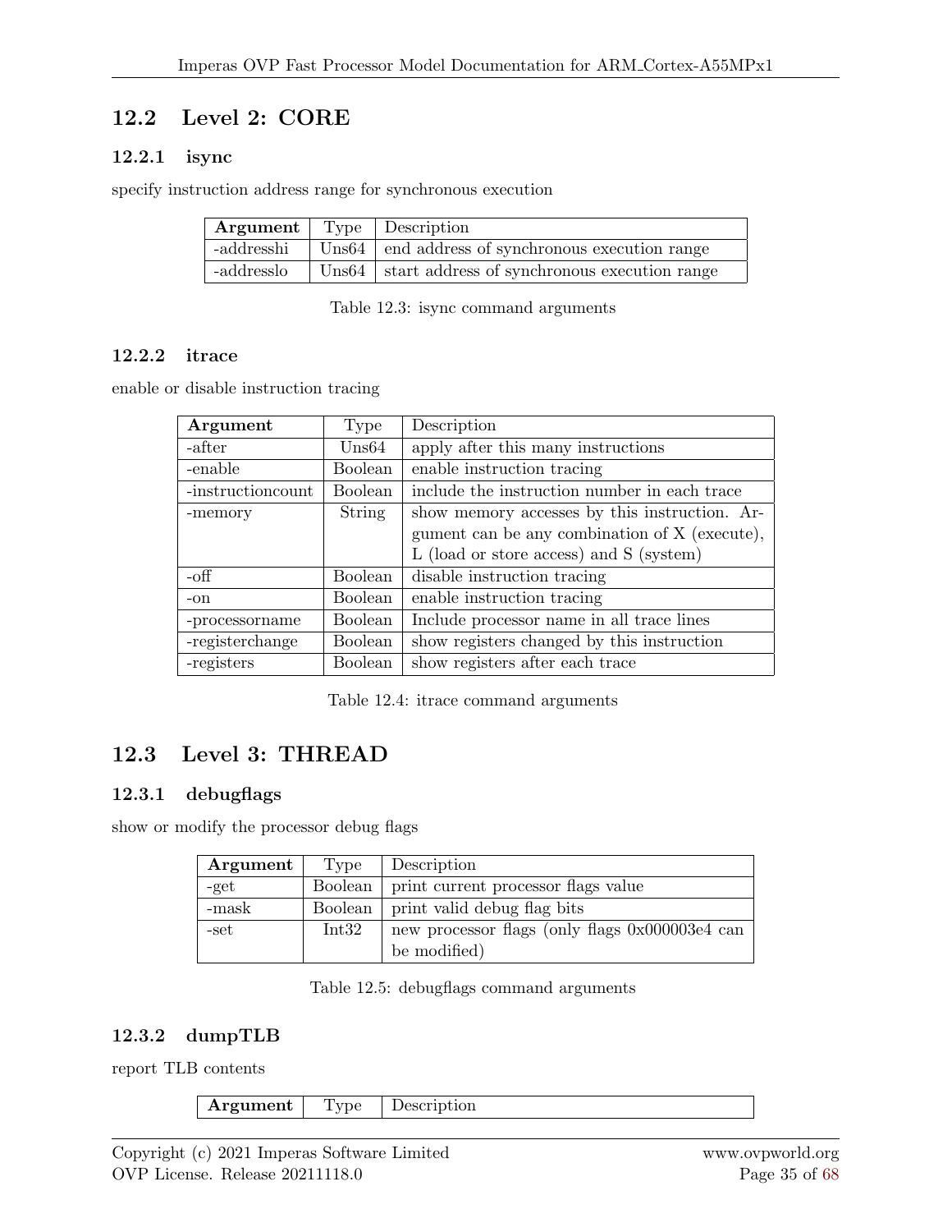## 12.2 Level 2: CORE

### 12.2.1 isync

specify instruction address range for synchronous execution

| Argument | Type | Description |
|---|---|---|
| -addresshi | Uns64 | end address of synchronous execution range |
| -addresslo | Uns64 | start address of synchronous execution range |

Table 12.3: isync command arguments

### 12.2.2 itrace

enable or disable instruction tracing

| Argument | Type | Description |
|---|---|---|
| -after | Uns64 | apply after this many instructions |
| -enable | Boolean | enable instruction tracing |
| -instructioncount | Boolean | include the instruction number in each trace |
| -memory | String | show memory accesses by this instruction. Argument can be any combination of X (execute), L (load or store access) and S (system) |
| -off | Boolean | disable instruction tracing |
| -on | Boolean | enable instruction tracing |
| -processorname | Boolean | Include processor name in all trace lines |
| -registerchange | Boolean | show registers changed by this instruction |
| -registers | Boolean | show registers after each trace |

Table 12.4: itrace command arguments

## 12.3 Level 3: THREAD

### 12.3.1 debugflags

show or modify the processor debug flags

| Argument | Type | Description |
|---|---|---|
| -get | Boolean | print current processor flags value |
| -mask | Boolean | print valid debug flag bits |
| -set | Int32 | new processor flags (only flags 0x000003e4 can be modified) |

Table 12.5: debugflags command arguments

### 12.3.2 dumpTLB

report TLB contents

| Argument | Type | Description |
|---|---|---|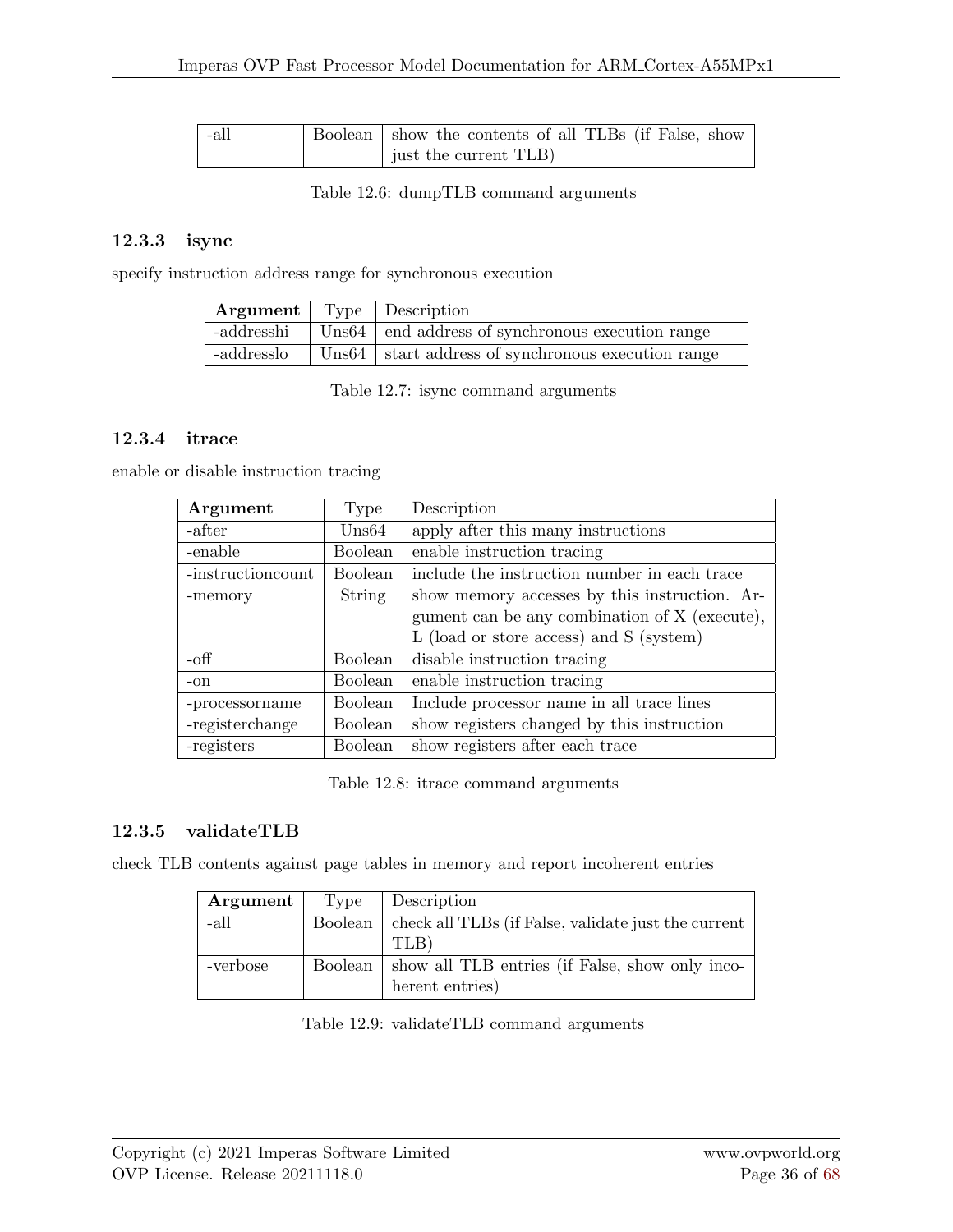| -all | Boolean | show the contents of all TLBs (if False, show just the current TLB) |
|---|---|---|

Table 12.6: dumpTLB command arguments

### 12.3.3 isync

specify instruction address range for synchronous execution

| **Argument** | Type | Description |
|---|---|---|
| -addresshi | Uns64 | end address of synchronous execution range |
| -addresslo | Uns64 | start address of synchronous execution range |

Table 12.7: isync command arguments

### 12.3.4 itrace

enable or disable instruction tracing

| **Argument** | Type | Description |
|---|---|---|
| -after | Uns64 | apply after this many instructions |
| -enable | Boolean | enable instruction tracing |
| -instructioncount | Boolean | include the instruction number in each trace |
| -memory | String | show memory accesses by this instruction. Argument can be any combination of X (execute), L (load or store access) and S (system) |
| -off | Boolean | disable instruction tracing |
| -on | Boolean | enable instruction tracing |
| -processorname | Boolean | Include processor name in all trace lines |
| -registerchange | Boolean | show registers changed by this instruction |
| -registers | Boolean | show registers after each trace |

Table 12.8: itrace command arguments

### 12.3.5 validateTLB

check TLB contents against page tables in memory and report incoherent entries

| **Argument** | Type | Description |
|---|---|---|
| -all | Boolean | check all TLBs (if False, validate just the current TLB) |
| -verbose | Boolean | show all TLB entries (if False, show only incoherent entries) |

Table 12.9: validateTLB command arguments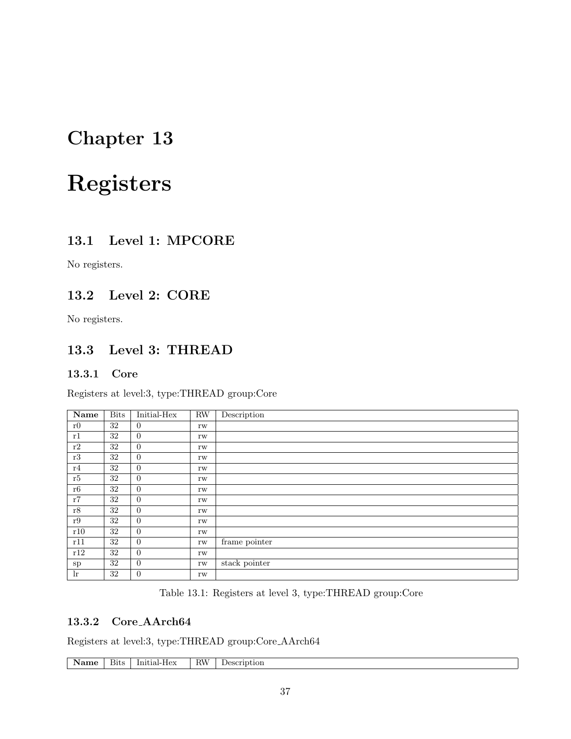# Chapter 13

# Registers

## 13.1 Level 1: MPCORE

No registers.

## 13.2 Level 2: CORE

No registers.

## 13.3 Level 3: THREAD

### 13.3.1 Core

Registers at level:3, type:THREAD group:Core

| Name | Bits | Initial-Hex | RW | Description |
|---|---|---|---|---|
| r0 | 32 | 0 | rw | |
| r1 | 32 | 0 | rw | |
| r2 | 32 | 0 | rw | |
| r3 | 32 | 0 | rw | |
| r4 | 32 | 0 | rw | |
| r5 | 32 | 0 | rw | |
| r6 | 32 | 0 | rw | |
| r7 | 32 | 0 | rw | |
| r8 | 32 | 0 | rw | |
| r9 | 32 | 0 | rw | |
| r10 | 32 | 0 | rw | |
| r11 | 32 | 0 | rw | frame pointer |
| r12 | 32 | 0 | rw | |
| sp | 32 | 0 | rw | stack pointer |
| lr | 32 | 0 | rw | |

Table 13.1: Registers at level 3, type:THREAD group:Core

### 13.3.2 Core_AArch64

Registers at level:3, type:THREAD group:Core_AArch64

| Name | Bits | Initial-Hex | RW | Description |
|---|---|---|---|---|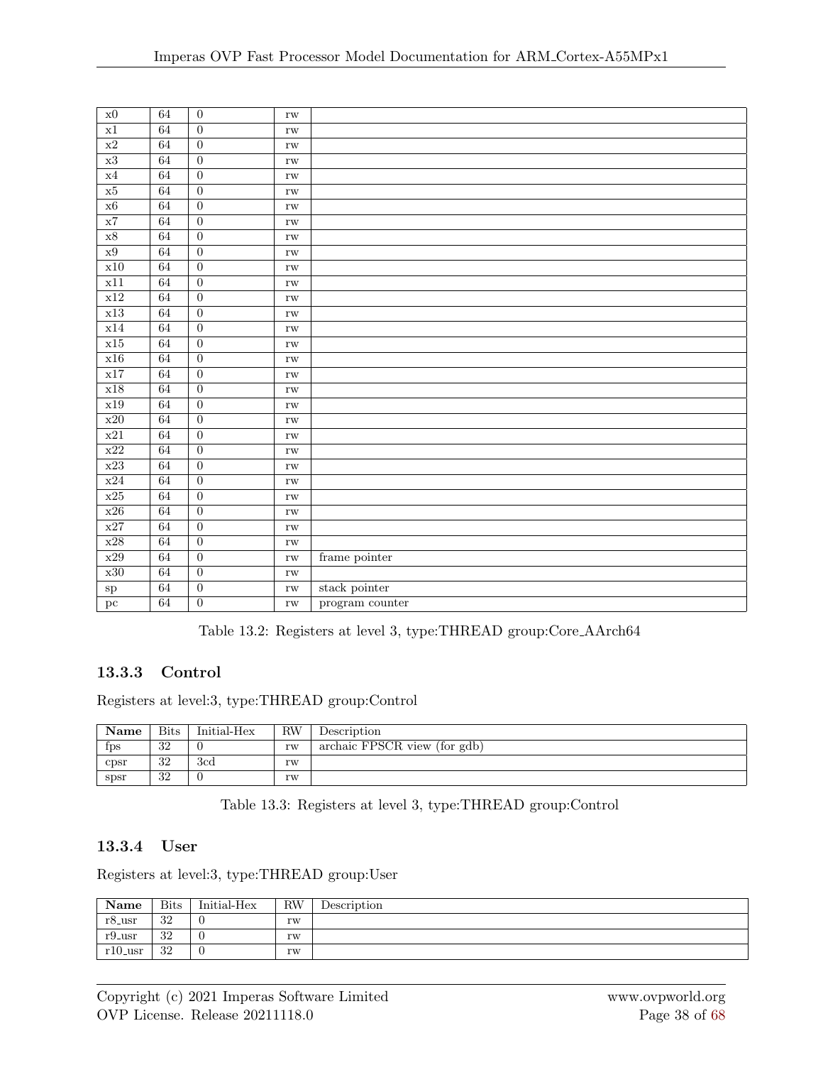| | | | | |
|---|---|---|---|---|
| x0 | 64 | 0 | rw | |
| x1 | 64 | 0 | rw | |
| x2 | 64 | 0 | rw | |
| x3 | 64 | 0 | rw | |
| x4 | 64 | 0 | rw | |
| x5 | 64 | 0 | rw | |
| x6 | 64 | 0 | rw | |
| x7 | 64 | 0 | rw | |
| x8 | 64 | 0 | rw | |
| x9 | 64 | 0 | rw | |
| x10 | 64 | 0 | rw | |
| x11 | 64 | 0 | rw | |
| x12 | 64 | 0 | rw | |
| x13 | 64 | 0 | rw | |
| x14 | 64 | 0 | rw | |
| x15 | 64 | 0 | rw | |
| x16 | 64 | 0 | rw | |
| x17 | 64 | 0 | rw | |
| x18 | 64 | 0 | rw | |
| x19 | 64 | 0 | rw | |
| x20 | 64 | 0 | rw | |
| x21 | 64 | 0 | rw | |
| x22 | 64 | 0 | rw | |
| x23 | 64 | 0 | rw | |
| x24 | 64 | 0 | rw | |
| x25 | 64 | 0 | rw | |
| x26 | 64 | 0 | rw | |
| x27 | 64 | 0 | rw | |
| x28 | 64 | 0 | rw | |
| x29 | 64 | 0 | rw | frame pointer |
| x30 | 64 | 0 | rw | |
| sp | 64 | 0 | rw | stack pointer |
| pc | 64 | 0 | rw | program counter |

Table 13.2: Registers at level 3, type:THREAD group:Core_AArch64

### 13.3.3 Control

Registers at level:3, type:THREAD group:Control

| **Name** | Bits | Initial-Hex | RW | Description |
|---|---|---|---|---|
| fps | 32 | 0 | rw | archaic FPSCR view (for gdb) |
| cpsr | 32 | 3cd | rw | |
| spsr | 32 | 0 | rw | |

Table 13.3: Registers at level 3, type:THREAD group:Control

### 13.3.4 User

Registers at level:3, type:THREAD group:User

| **Name** | Bits | Initial-Hex | RW | Description |
|---|---|---|---|---|
| r8_usr | 32 | 0 | rw | |
| r9_usr | 32 | 0 | rw | |
| r10_usr | 32 | 0 | rw | |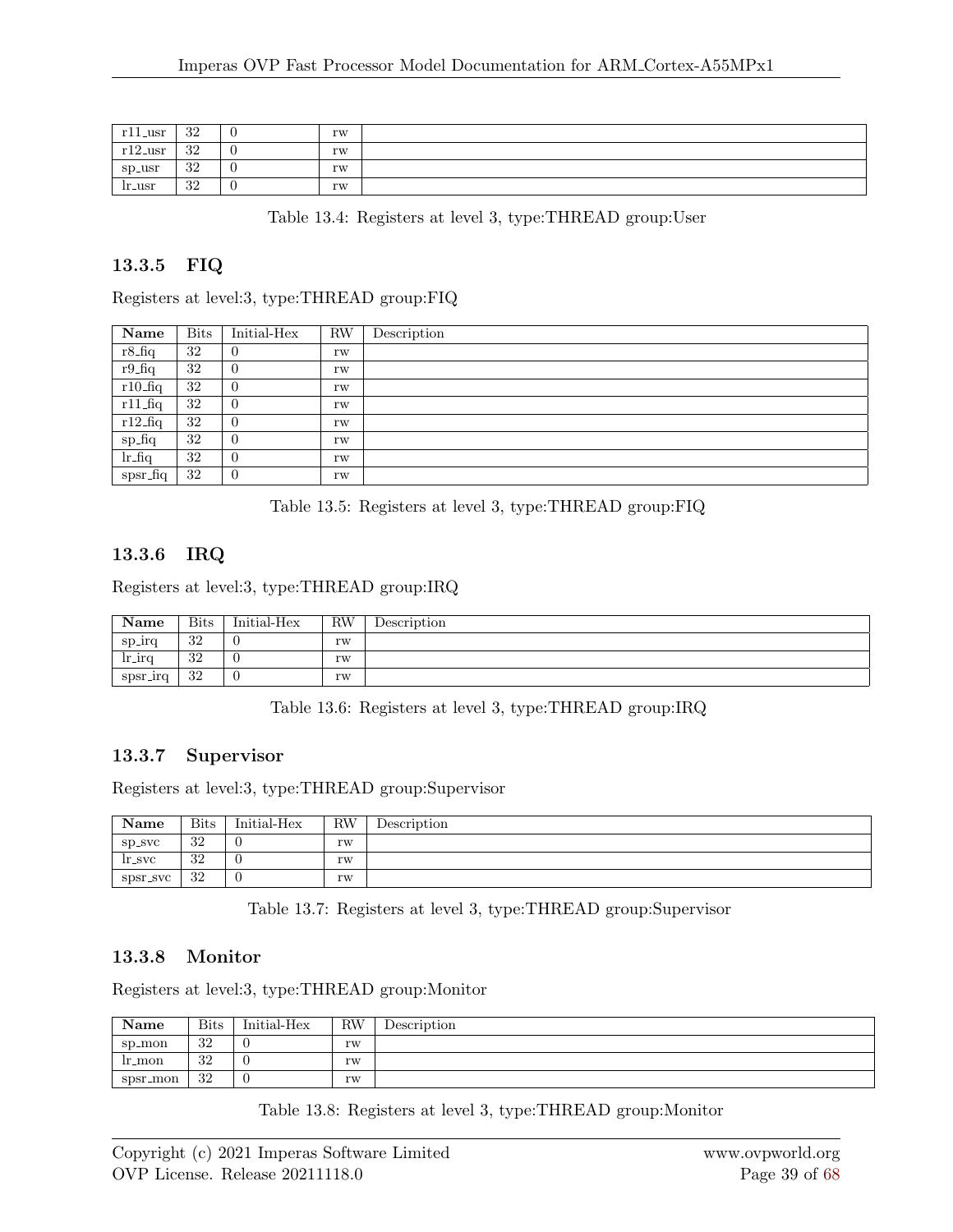| r11_usr | 32 | 0 | rw | |
|---|---|---|---|---|
| r12_usr | 32 | 0 | rw | |
| sp_usr | 32 | 0 | rw | |
| lr_usr | 32 | 0 | rw | |

Table 13.4: Registers at level 3, type:THREAD group:User

### 13.3.5 FIQ

Registers at level:3, type:THREAD group:FIQ

| Name | Bits | Initial-Hex | RW | Description |
|---|---|---|---|---|
| r8_fiq | 32 | 0 | rw | |
| r9_fiq | 32 | 0 | rw | |
| r10_fiq | 32 | 0 | rw | |
| r11_fiq | 32 | 0 | rw | |
| r12_fiq | 32 | 0 | rw | |
| sp_fiq | 32 | 0 | rw | |
| lr_fiq | 32 | 0 | rw | |
| spsr_fiq | 32 | 0 | rw | |

Table 13.5: Registers at level 3, type:THREAD group:FIQ

### 13.3.6 IRQ

Registers at level:3, type:THREAD group:IRQ

| Name | Bits | Initial-Hex | RW | Description |
|---|---|---|---|---|
| sp_irq | 32 | 0 | rw | |
| lr_irq | 32 | 0 | rw | |
| spsr_irq | 32 | 0 | rw | |

Table 13.6: Registers at level 3, type:THREAD group:IRQ

### 13.3.7 Supervisor

Registers at level:3, type:THREAD group:Supervisor

| Name | Bits | Initial-Hex | RW | Description |
|---|---|---|---|---|
| sp_svc | 32 | 0 | rw | |
| lr_svc | 32 | 0 | rw | |
| spsr_svc | 32 | 0 | rw | |

Table 13.7: Registers at level 3, type:THREAD group:Supervisor

### 13.3.8 Monitor

Registers at level:3, type:THREAD group:Monitor

| Name | Bits | Initial-Hex | RW | Description |
|---|---|---|---|---|
| sp_mon | 32 | 0 | rw | |
| lr_mon | 32 | 0 | rw | |
| spsr_mon | 32 | 0 | rw | |

Table 13.8: Registers at level 3, type:THREAD group:Monitor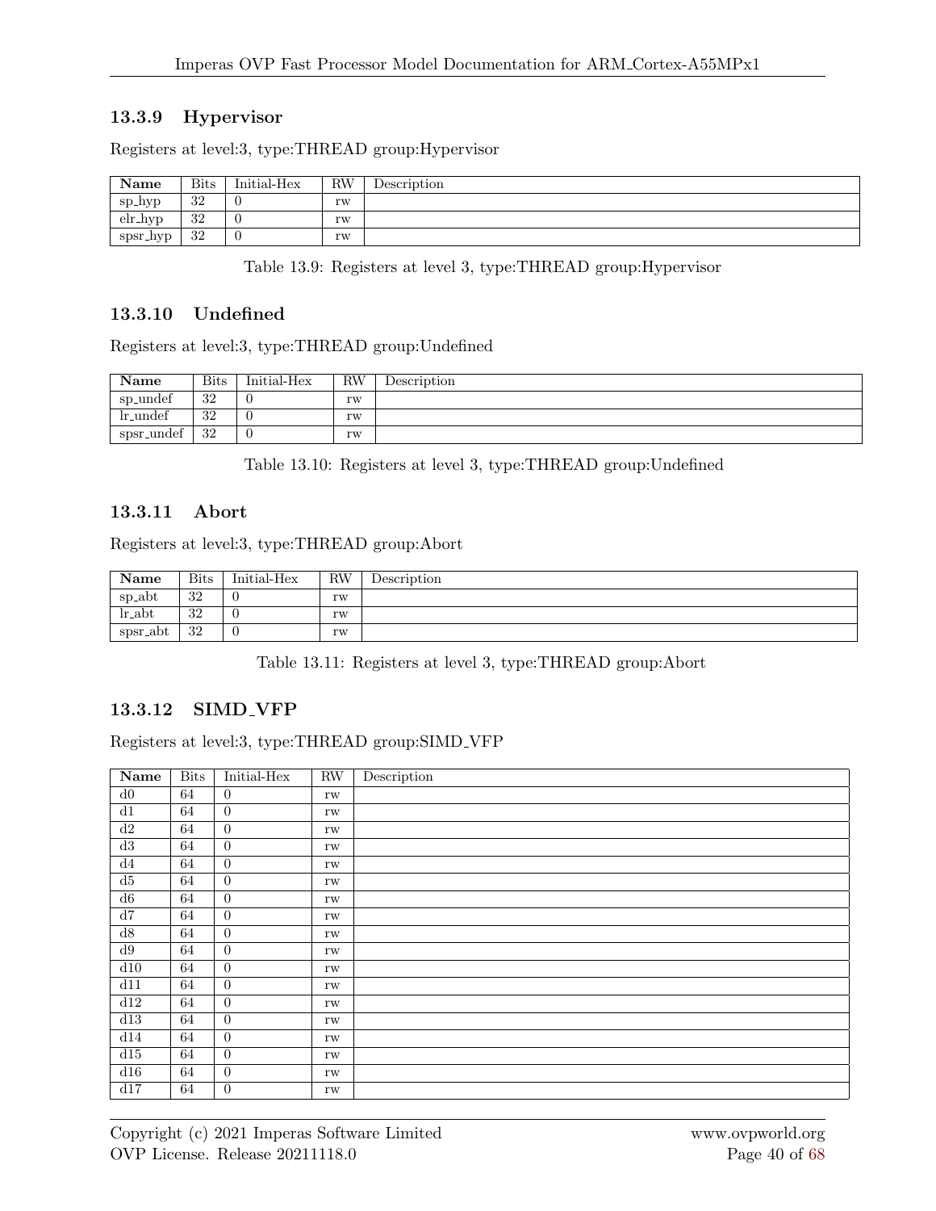### 13.3.9 Hypervisor

Registers at level:3, type:THREAD group:Hypervisor

| Name | Bits | Initial-Hex | RW | Description |
|---|---|---|---|---|
| sp_hyp | 32 | 0 | rw | |
| elr_hyp | 32 | 0 | rw | |
| spsr_hyp | 32 | 0 | rw | |

Table 13.9: Registers at level 3, type:THREAD group:Hypervisor

### 13.3.10 Undefined

Registers at level:3, type:THREAD group:Undefined

| Name | Bits | Initial-Hex | RW | Description |
|---|---|---|---|---|
| sp_undef | 32 | 0 | rw | |
| lr_undef | 32 | 0 | rw | |
| spsr_undef | 32 | 0 | rw | |

Table 13.10: Registers at level 3, type:THREAD group:Undefined

### 13.3.11 Abort

Registers at level:3, type:THREAD group:Abort

| Name | Bits | Initial-Hex | RW | Description |
|---|---|---|---|---|
| sp_abt | 32 | 0 | rw | |
| lr_abt | 32 | 0 | rw | |
| spsr_abt | 32 | 0 | rw | |

Table 13.11: Registers at level 3, type:THREAD group:Abort

### 13.3.12 SIMD_VFP

Registers at level:3, type:THREAD group:SIMD_VFP

| Name | Bits | Initial-Hex | RW | Description |
|---|---|---|---|---|
| d0 | 64 | 0 | rw | |
| d1 | 64 | 0 | rw | |
| d2 | 64 | 0 | rw | |
| d3 | 64 | 0 | rw | |
| d4 | 64 | 0 | rw | |
| d5 | 64 | 0 | rw | |
| d6 | 64 | 0 | rw | |
| d7 | 64 | 0 | rw | |
| d8 | 64 | 0 | rw | |
| d9 | 64 | 0 | rw | |
| d10 | 64 | 0 | rw | |
| d11 | 64 | 0 | rw | |
| d12 | 64 | 0 | rw | |
| d13 | 64 | 0 | rw | |
| d14 | 64 | 0 | rw | |
| d15 | 64 | 0 | rw | |
| d16 | 64 | 0 | rw | |
| d17 | 64 | 0 | rw | |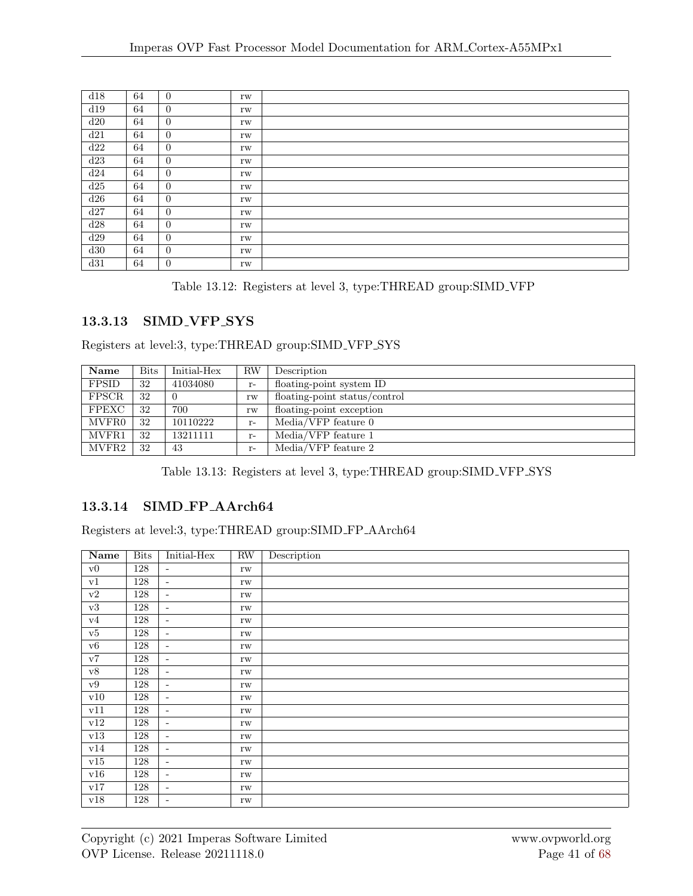| | | | | |
|---|---|---|---|---|
| d18 | 64 | 0 | rw | |
| d19 | 64 | 0 | rw | |
| d20 | 64 | 0 | rw | |
| d21 | 64 | 0 | rw | |
| d22 | 64 | 0 | rw | |
| d23 | 64 | 0 | rw | |
| d24 | 64 | 0 | rw | |
| d25 | 64 | 0 | rw | |
| d26 | 64 | 0 | rw | |
| d27 | 64 | 0 | rw | |
| d28 | 64 | 0 | rw | |
| d29 | 64 | 0 | rw | |
| d30 | 64 | 0 | rw | |
| d31 | 64 | 0 | rw | |

Table 13.12: Registers at level 3, type:THREAD group:SIMD_VFP

### 13.3.13 SIMD_VFP_SYS

Registers at level:3, type:THREAD group:SIMD_VFP_SYS

| Name | Bits | Initial-Hex | RW | Description |
|---|---|---|---|---|
| FPSID | 32 | 41034080 | r- | floating-point system ID |
| FPSCR | 32 | 0 | rw | floating-point status/control |
| FPEXC | 32 | 700 | rw | floating-point exception |
| MVFR0 | 32 | 10110222 | r- | Media/VFP feature 0 |
| MVFR1 | 32 | 13211111 | r- | Media/VFP feature 1 |
| MVFR2 | 32 | 43 | r- | Media/VFP feature 2 |

Table 13.13: Registers at level 3, type:THREAD group:SIMD_VFP_SYS

### 13.3.14 SIMD_FP_AArch64

Registers at level:3, type:THREAD group:SIMD_FP_AArch64

| Name | Bits | Initial-Hex | RW | Description |
|---|---|---|---|---|
| v0 | 128 | - | rw | |
| v1 | 128 | - | rw | |
| v2 | 128 | - | rw | |
| v3 | 128 | - | rw | |
| v4 | 128 | - | rw | |
| v5 | 128 | - | rw | |
| v6 | 128 | - | rw | |
| v7 | 128 | - | rw | |
| v8 | 128 | - | rw | |
| v9 | 128 | - | rw | |
| v10 | 128 | - | rw | |
| v11 | 128 | - | rw | |
| v12 | 128 | - | rw | |
| v13 | 128 | - | rw | |
| v14 | 128 | - | rw | |
| v15 | 128 | - | rw | |
| v16 | 128 | - | rw | |
| v17 | 128 | - | rw | |
| v18 | 128 | - | rw | |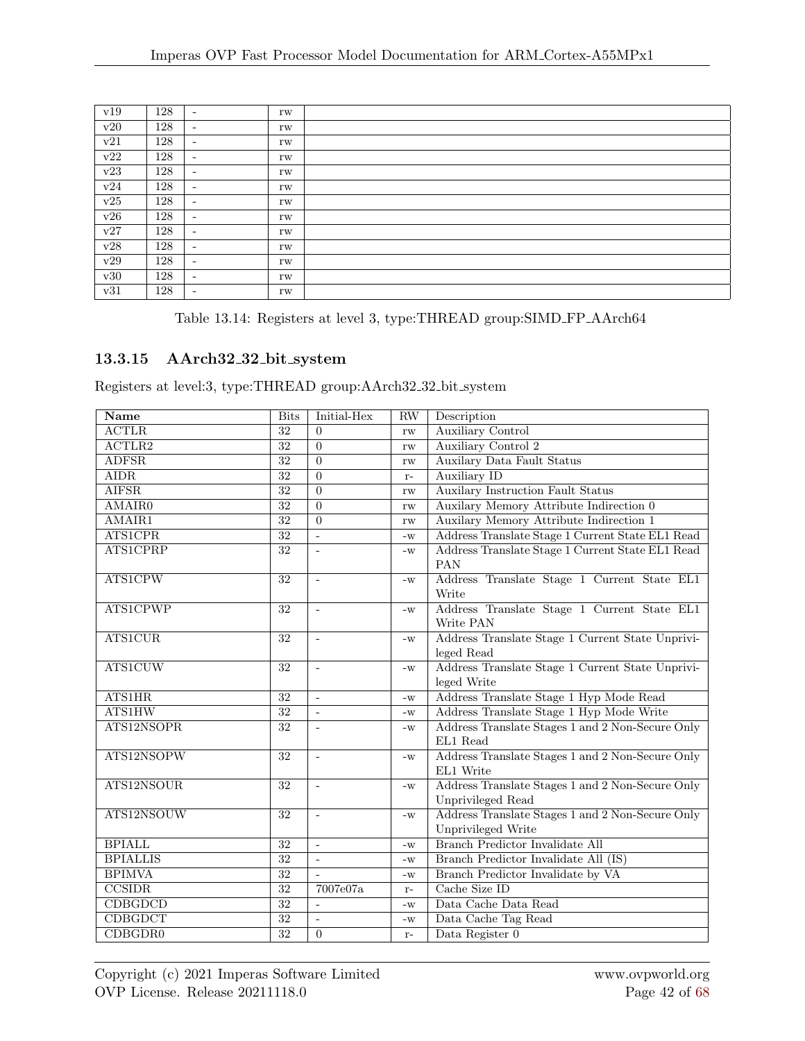| | | | | |
|---|---|---|---|---|
| v19 | 128 | - | rw | |
| v20 | 128 | - | rw | |
| v21 | 128 | - | rw | |
| v22 | 128 | - | rw | |
| v23 | 128 | - | rw | |
| v24 | 128 | - | rw | |
| v25 | 128 | - | rw | |
| v26 | 128 | - | rw | |
| v27 | 128 | - | rw | |
| v28 | 128 | - | rw | |
| v29 | 128 | - | rw | |
| v30 | 128 | - | rw | |
| v31 | 128 | - | rw | |

Table 13.14: Registers at level 3, type:THREAD group:SIMD_FP_AArch64

### 13.3.15 AArch32_32_bit_system

Registers at level:3, type:THREAD group:AArch32_32_bit_system

| Name | Bits | Initial-Hex | RW | Description |
|---|---|---|---|---|
| ACTLR | 32 | 0 | rw | Auxiliary Control |
| ACTLR2 | 32 | 0 | rw | Auxiliary Control 2 |
| ADFSR | 32 | 0 | rw | Auxilary Data Fault Status |
| AIDR | 32 | 0 | r- | Auxiliary ID |
| AIFSR | 32 | 0 | rw | Auxilary Instruction Fault Status |
| AMAIR0 | 32 | 0 | rw | Auxilary Memory Attribute Indirection 0 |
| AMAIR1 | 32 | 0 | rw | Auxilary Memory Attribute Indirection 1 |
| ATS1CPR | 32 | - | -w | Address Translate Stage 1 Current State EL1 Read |
| ATS1CPRP | 32 | - | -w | Address Translate Stage 1 Current State EL1 Read PAN |
| ATS1CPW | 32 | - | -w | Address Translate Stage 1 Current State EL1 Write |
| ATS1CPWP | 32 | - | -w | Address Translate Stage 1 Current State EL1 Write PAN |
| ATS1CUR | 32 | - | -w | Address Translate Stage 1 Current State Unprivileged Read |
| ATS1CUW | 32 | - | -w | Address Translate Stage 1 Current State Unprivileged Write |
| ATS1HR | 32 | - | -w | Address Translate Stage 1 Hyp Mode Read |
| ATS1HW | 32 | - | -w | Address Translate Stage 1 Hyp Mode Write |
| ATS12NSOPR | 32 | - | -w | Address Translate Stages 1 and 2 Non-Secure Only EL1 Read |
| ATS12NSOPW | 32 | - | -w | Address Translate Stages 1 and 2 Non-Secure Only EL1 Write |
| ATS12NSOUR | 32 | - | -w | Address Translate Stages 1 and 2 Non-Secure Only Unprivileged Read |
| ATS12NSOUW | 32 | - | -w | Address Translate Stages 1 and 2 Non-Secure Only Unprivileged Write |
| BPIALL | 32 | - | -w | Branch Predictor Invalidate All |
| BPIALLIS | 32 | - | -w | Branch Predictor Invalidate All (IS) |
| BPIMVA | 32 | - | -w | Branch Predictor Invalidate by VA |
| CCSIDR | 32 | 7007e07a | r- | Cache Size ID |
| CDBGDCD | 32 | - | -w | Data Cache Data Read |
| CDBGDCT | 32 | - | -w | Data Cache Tag Read |
| CDBGDR0 | 32 | 0 | r- | Data Register 0 |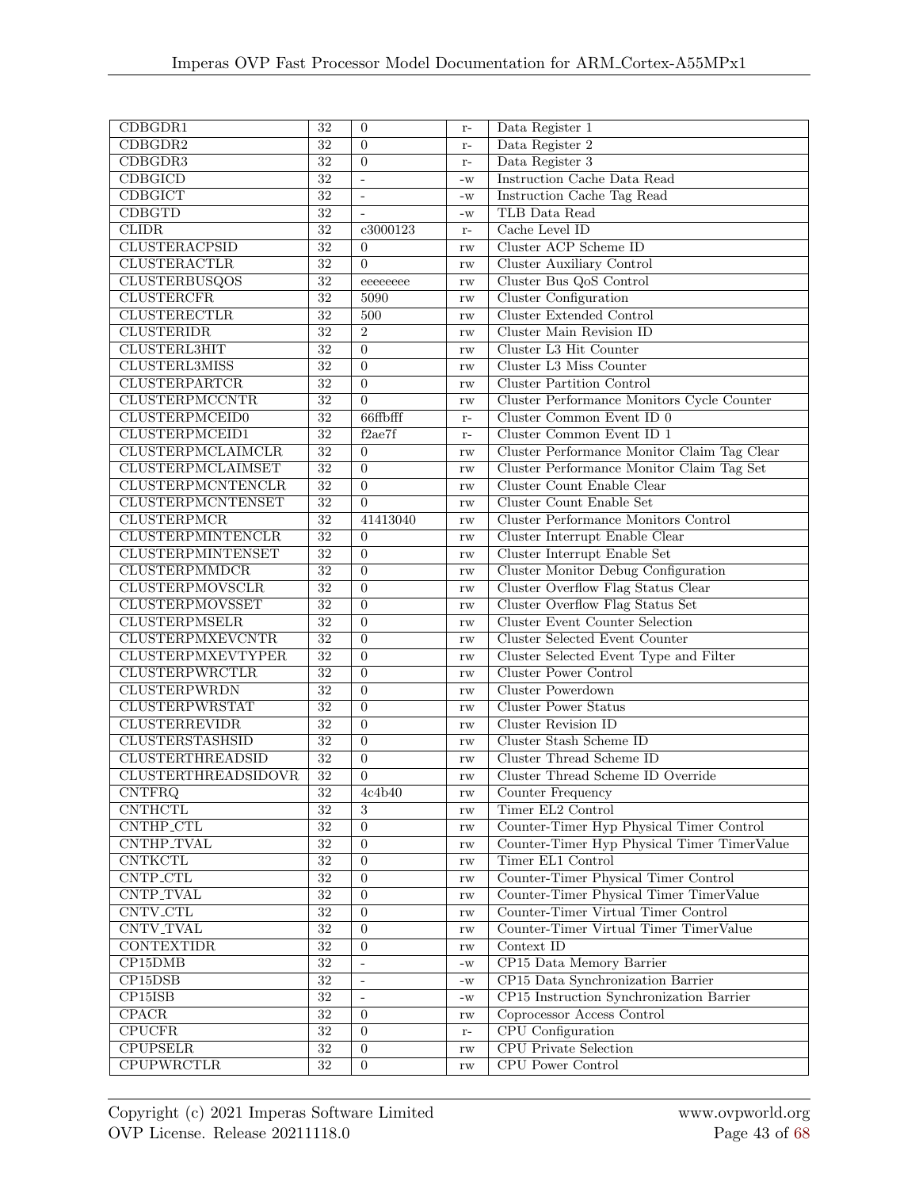| | | | | |
|---|---|---|---|---|
| CDBGDR1 | 32 | 0 | r- | Data Register 1 |
| CDBGDR2 | 32 | 0 | r- | Data Register 2 |
| CDBGDR3 | 32 | 0 | r- | Data Register 3 |
| CDBGICD | 32 | - | -w | Instruction Cache Data Read |
| CDBGICT | 32 | - | -w | Instruction Cache Tag Read |
| CDBGTD | 32 | - | -w | TLB Data Read |
| CLIDR | 32 | c3000123 | r- | Cache Level ID |
| CLUSTERACPSID | 32 | 0 | rw | Cluster ACP Scheme ID |
| CLUSTERACTLR | 32 | 0 | rw | Cluster Auxiliary Control |
| CLUSTERBUSQOS | 32 | eeeeeeee | rw | Cluster Bus QoS Control |
| CLUSTERCFR | 32 | 5090 | rw | Cluster Configuration |
| CLUSTERECTLR | 32 | 500 | rw | Cluster Extended Control |
| CLUSTERIDR | 32 | 2 | rw | Cluster Main Revision ID |
| CLUSTERL3HIT | 32 | 0 | rw | Cluster L3 Hit Counter |
| CLUSTERL3MISS | 32 | 0 | rw | Cluster L3 Miss Counter |
| CLUSTERPARTCR | 32 | 0 | rw | Cluster Partition Control |
| CLUSTERPMCCNTR | 32 | 0 | rw | Cluster Performance Monitors Cycle Counter |
| CLUSTERPMCEID0 | 32 | 66ffbfff | r- | Cluster Common Event ID 0 |
| CLUSTERPMCEID1 | 32 | f2ae7f | r- | Cluster Common Event ID 1 |
| CLUSTERPMCLAIMCLR | 32 | 0 | rw | Cluster Performance Monitor Claim Tag Clear |
| CLUSTERPMCLAIMSET | 32 | 0 | rw | Cluster Performance Monitor Claim Tag Set |
| CLUSTERPMCNTENCLR | 32 | 0 | rw | Cluster Count Enable Clear |
| CLUSTERPMCNTENSET | 32 | 0 | rw | Cluster Count Enable Set |
| CLUSTERPMCR | 32 | 41413040 | rw | Cluster Performance Monitors Control |
| CLUSTERPMINTENCLR | 32 | 0 | rw | Cluster Interrupt Enable Clear |
| CLUSTERPMINTENSET | 32 | 0 | rw | Cluster Interrupt Enable Set |
| CLUSTERPMMDCR | 32 | 0 | rw | Cluster Monitor Debug Configuration |
| CLUSTERPMOVSCLR | 32 | 0 | rw | Cluster Overflow Flag Status Clear |
| CLUSTERPMOVSSET | 32 | 0 | rw | Cluster Overflow Flag Status Set |
| CLUSTERPMSELR | 32 | 0 | rw | Cluster Event Counter Selection |
| CLUSTERPMXEVCNTR | 32 | 0 | rw | Cluster Selected Event Counter |
| CLUSTERPMXEVTYPER | 32 | 0 | rw | Cluster Selected Event Type and Filter |
| CLUSTERPWRCTLR | 32 | 0 | rw | Cluster Power Control |
| CLUSTERPWRDN | 32 | 0 | rw | Cluster Powerdown |
| CLUSTERPWRSTAT | 32 | 0 | rw | Cluster Power Status |
| CLUSTERREVIDR | 32 | 0 | rw | Cluster Revision ID |
| CLUSTERSTASHSID | 32 | 0 | rw | Cluster Stash Scheme ID |
| CLUSTERTHREADSID | 32 | 0 | rw | Cluster Thread Scheme ID |
| CLUSTERTHREADSIDOVR | 32 | 0 | rw | Cluster Thread Scheme ID Override |
| CNTFRQ | 32 | 4c4b40 | rw | Counter Frequency |
| CNTHCTL | 32 | 3 | rw | Timer EL2 Control |
| CNTHP_CTL | 32 | 0 | rw | Counter-Timer Hyp Physical Timer Control |
| CNTHP_TVAL | 32 | 0 | rw | Counter-Timer Hyp Physical Timer TimerValue |
| CNTKCTL | 32 | 0 | rw | Timer EL1 Control |
| CNTP_CTL | 32 | 0 | rw | Counter-Timer Physical Timer Control |
| CNTP_TVAL | 32 | 0 | rw | Counter-Timer Physical Timer TimerValue |
| CNTV_CTL | 32 | 0 | rw | Counter-Timer Virtual Timer Control |
| CNTV_TVAL | 32 | 0 | rw | Counter-Timer Virtual Timer TimerValue |
| CONTEXTIDR | 32 | 0 | rw | Context ID |
| CP15DMB | 32 | - | -w | CP15 Data Memory Barrier |
| CP15DSB | 32 | - | -w | CP15 Data Synchronization Barrier |
| CP15ISB | 32 | - | -w | CP15 Instruction Synchronization Barrier |
| CPACR | 32 | 0 | rw | Coprocessor Access Control |
| CPUCFR | 32 | 0 | r- | CPU Configuration |
| CPUPSELR | 32 | 0 | rw | CPU Private Selection |
| CPUPWRCTLR | 32 | 0 | rw | CPU Power Control |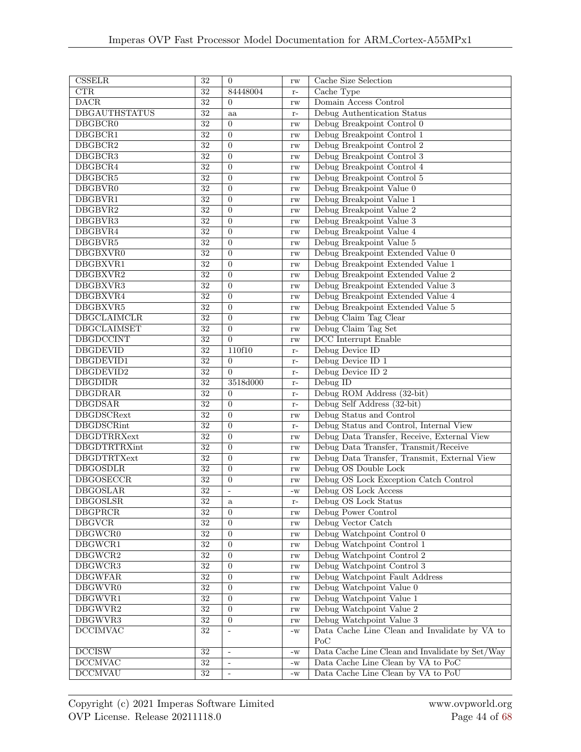| CSSELR | 32 | 0 | rw | Cache Size Selection |
|---|---|---|---|---|
| CTR | 32 | 84448004 | r- | Cache Type |
| DACR | 32 | 0 | rw | Domain Access Control |
| DBGAUTHSTATUS | 32 | aa | r- | Debug Authentication Status |
| DBGBCR0 | 32 | 0 | rw | Debug Breakpoint Control 0 |
| DBGBCR1 | 32 | 0 | rw | Debug Breakpoint Control 1 |
| DBGBCR2 | 32 | 0 | rw | Debug Breakpoint Control 2 |
| DBGBCR3 | 32 | 0 | rw | Debug Breakpoint Control 3 |
| DBGBCR4 | 32 | 0 | rw | Debug Breakpoint Control 4 |
| DBGBCR5 | 32 | 0 | rw | Debug Breakpoint Control 5 |
| DBGBVR0 | 32 | 0 | rw | Debug Breakpoint Value 0 |
| DBGBVR1 | 32 | 0 | rw | Debug Breakpoint Value 1 |
| DBGBVR2 | 32 | 0 | rw | Debug Breakpoint Value 2 |
| DBGBVR3 | 32 | 0 | rw | Debug Breakpoint Value 3 |
| DBGBVR4 | 32 | 0 | rw | Debug Breakpoint Value 4 |
| DBGBVR5 | 32 | 0 | rw | Debug Breakpoint Value 5 |
| DBGBXVR0 | 32 | 0 | rw | Debug Breakpoint Extended Value 0 |
| DBGBXVR1 | 32 | 0 | rw | Debug Breakpoint Extended Value 1 |
| DBGBXVR2 | 32 | 0 | rw | Debug Breakpoint Extended Value 2 |
| DBGBXVR3 | 32 | 0 | rw | Debug Breakpoint Extended Value 3 |
| DBGBXVR4 | 32 | 0 | rw | Debug Breakpoint Extended Value 4 |
| DBGBXVR5 | 32 | 0 | rw | Debug Breakpoint Extended Value 5 |
| DBGCLAIMCLR | 32 | 0 | rw | Debug Claim Tag Clear |
| DBGCLAIMSET | 32 | 0 | rw | Debug Claim Tag Set |
| DBGDCCINT | 32 | 0 | rw | DCC Interrupt Enable |
| DBGDEVID | 32 | 110f10 | r- | Debug Device ID |
| DBGDEVID1 | 32 | 0 | r- | Debug Device ID 1 |
| DBGDEVID2 | 32 | 0 | r- | Debug Device ID 2 |
| DBGDIDR | 32 | 3518d000 | r- | Debug ID |
| DBGDRAR | 32 | 0 | r- | Debug ROM Address (32-bit) |
| DBGDSAR | 32 | 0 | r- | Debug Self Address (32-bit) |
| DBGDSCRext | 32 | 0 | rw | Debug Status and Control |
| DBGDSCRint | 32 | 0 | r- | Debug Status and Control, Internal View |
| DBGDTRRXext | 32 | 0 | rw | Debug Data Transfer, Receive, External View |
| DBGDTRTRXint | 32 | 0 | rw | Debug Data Transfer, Transmit/Receive |
| DBGDTRTXext | 32 | 0 | rw | Debug Data Transfer, Transmit, External View |
| DBGOSDLR | 32 | 0 | rw | Debug OS Double Lock |
| DBGOSECCR | 32 | 0 | rw | Debug OS Lock Exception Catch Control |
| DBGOSLAR | 32 | - | -w | Debug OS Lock Access |
| DBGOSLSR | 32 | a | r- | Debug OS Lock Status |
| DBGPRCR | 32 | 0 | rw | Debug Power Control |
| DBGVCR | 32 | 0 | rw | Debug Vector Catch |
| DBGWCR0 | 32 | 0 | rw | Debug Watchpoint Control 0 |
| DBGWCR1 | 32 | 0 | rw | Debug Watchpoint Control 1 |
| DBGWCR2 | 32 | 0 | rw | Debug Watchpoint Control 2 |
| DBGWCR3 | 32 | 0 | rw | Debug Watchpoint Control 3 |
| DBGWFAR | 32 | 0 | rw | Debug Watchpoint Fault Address |
| DBGWVR0 | 32 | 0 | rw | Debug Watchpoint Value 0 |
| DBGWVR1 | 32 | 0 | rw | Debug Watchpoint Value 1 |
| DBGWVR2 | 32 | 0 | rw | Debug Watchpoint Value 2 |
| DBGWVR3 | 32 | 0 | rw | Debug Watchpoint Value 3 |
| DCCIMVAC | 32 | - | -w | Data Cache Line Clean and Invalidate by VA to PoC |
| DCCISW | 32 | - | -w | Data Cache Line Clean and Invalidate by Set/Way |
| DCCMVAC | 32 | - | -w | Data Cache Line Clean by VA to PoC |
| DCCMVAU | 32 | - | -w | Data Cache Line Clean by VA to PoU |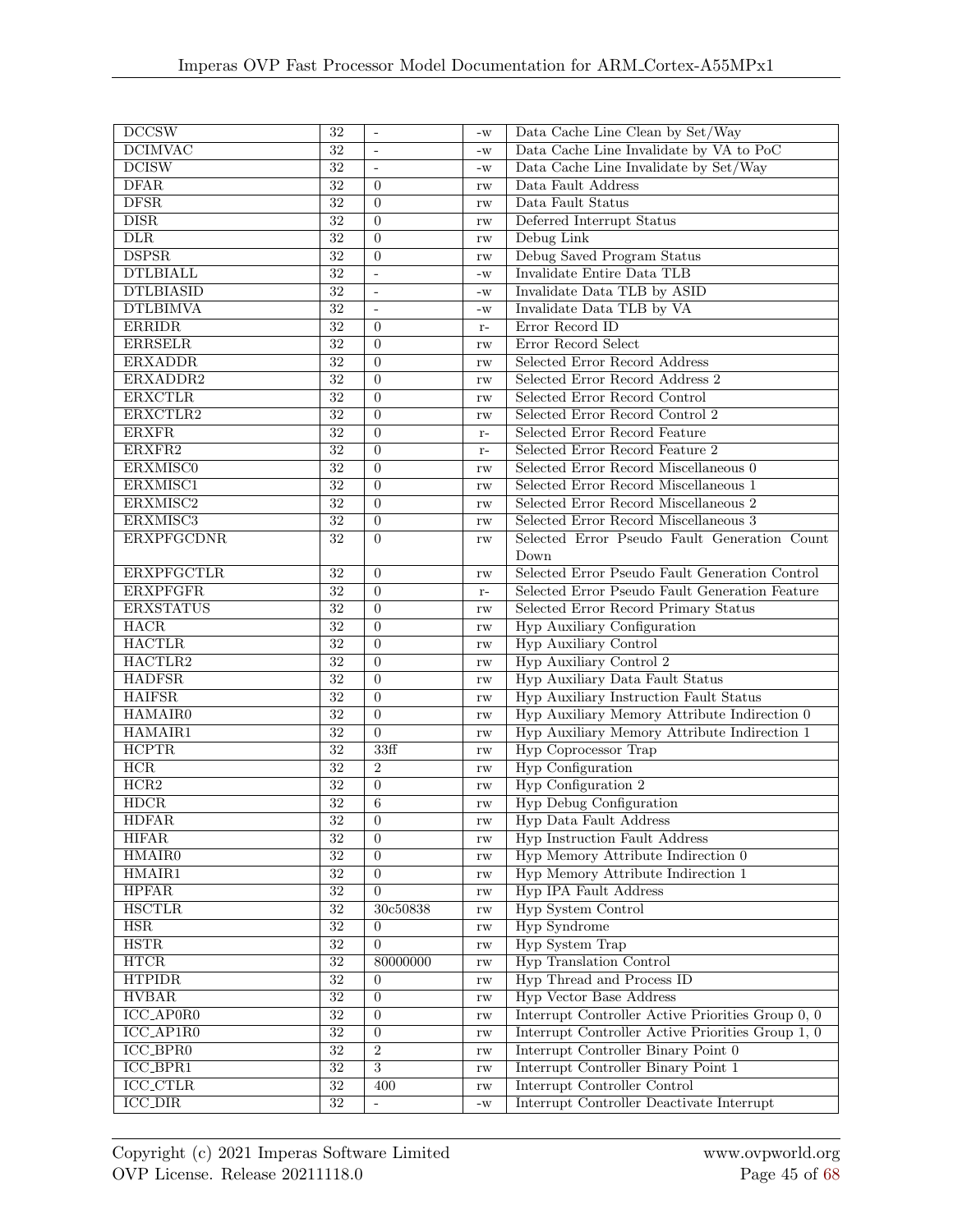| DCCSW | 32 | - | -w | Data Cache Line Clean by Set/Way |
|---|---|---|---|---|
| DCIMVAC | 32 | - | -w | Data Cache Line Invalidate by VA to PoC |
| DCISW | 32 | - | -w | Data Cache Line Invalidate by Set/Way |
| DFAR | 32 | 0 | rw | Data Fault Address |
| DFSR | 32 | 0 | rw | Data Fault Status |
| DISR | 32 | 0 | rw | Deferred Interrupt Status |
| DLR | 32 | 0 | rw | Debug Link |
| DSPSR | 32 | 0 | rw | Debug Saved Program Status |
| DTLBIALL | 32 | - | -w | Invalidate Entire Data TLB |
| DTLBIASID | 32 | - | -w | Invalidate Data TLB by ASID |
| DTLBIMVA | 32 | - | -w | Invalidate Data TLB by VA |
| ERRIDR | 32 | 0 | r- | Error Record ID |
| ERRSELR | 32 | 0 | rw | Error Record Select |
| ERXADDR | 32 | 0 | rw | Selected Error Record Address |
| ERXADDR2 | 32 | 0 | rw | Selected Error Record Address 2 |
| ERXCTLR | 32 | 0 | rw | Selected Error Record Control |
| ERXCTLR2 | 32 | 0 | rw | Selected Error Record Control 2 |
| ERXFR | 32 | 0 | r- | Selected Error Record Feature |
| ERXFR2 | 32 | 0 | r- | Selected Error Record Feature 2 |
| ERXMISC0 | 32 | 0 | rw | Selected Error Record Miscellaneous 0 |
| ERXMISC1 | 32 | 0 | rw | Selected Error Record Miscellaneous 1 |
| ERXMISC2 | 32 | 0 | rw | Selected Error Record Miscellaneous 2 |
| ERXMISC3 | 32 | 0 | rw | Selected Error Record Miscellaneous 3 |
| ERXPFGCDNR | 32 | 0 | rw | Selected Error Pseudo Fault Generation Count Down |
| ERXPFGCTLR | 32 | 0 | rw | Selected Error Pseudo Fault Generation Control |
| ERXPFGFR | 32 | 0 | r- | Selected Error Pseudo Fault Generation Feature |
| ERXSTATUS | 32 | 0 | rw | Selected Error Record Primary Status |
| HACR | 32 | 0 | rw | Hyp Auxiliary Configuration |
| HACTLR | 32 | 0 | rw | Hyp Auxiliary Control |
| HACTLR2 | 32 | 0 | rw | Hyp Auxiliary Control 2 |
| HADFSR | 32 | 0 | rw | Hyp Auxiliary Data Fault Status |
| HAIFSR | 32 | 0 | rw | Hyp Auxiliary Instruction Fault Status |
| HAMAIR0 | 32 | 0 | rw | Hyp Auxiliary Memory Attribute Indirection 0 |
| HAMAIR1 | 32 | 0 | rw | Hyp Auxiliary Memory Attribute Indirection 1 |
| HCPTR | 32 | 33ff | rw | Hyp Coprocessor Trap |
| HCR | 32 | 2 | rw | Hyp Configuration |
| HCR2 | 32 | 0 | rw | Hyp Configuration 2 |
| HDCR | 32 | 6 | rw | Hyp Debug Configuration |
| HDFAR | 32 | 0 | rw | Hyp Data Fault Address |
| HIFAR | 32 | 0 | rw | Hyp Instruction Fault Address |
| HMAIR0 | 32 | 0 | rw | Hyp Memory Attribute Indirection 0 |
| HMAIR1 | 32 | 0 | rw | Hyp Memory Attribute Indirection 1 |
| HPFAR | 32 | 0 | rw | Hyp IPA Fault Address |
| HSCTLR | 32 | 30c50838 | rw | Hyp System Control |
| HSR | 32 | 0 | rw | Hyp Syndrome |
| HSTR | 32 | 0 | rw | Hyp System Trap |
| HTCR | 32 | 80000000 | rw | Hyp Translation Control |
| HTPIDR | 32 | 0 | rw | Hyp Thread and Process ID |
| HVBAR | 32 | 0 | rw | Hyp Vector Base Address |
| ICC_AP0R0 | 32 | 0 | rw | Interrupt Controller Active Priorities Group 0, 0 |
| ICC_AP1R0 | 32 | 0 | rw | Interrupt Controller Active Priorities Group 1, 0 |
| ICC_BPR0 | 32 | 2 | rw | Interrupt Controller Binary Point 0 |
| ICC_BPR1 | 32 | 3 | rw | Interrupt Controller Binary Point 1 |
| ICC_CTLR | 32 | 400 | rw | Interrupt Controller Control |
| ICC_DIR | 32 | - | -w | Interrupt Controller Deactivate Interrupt |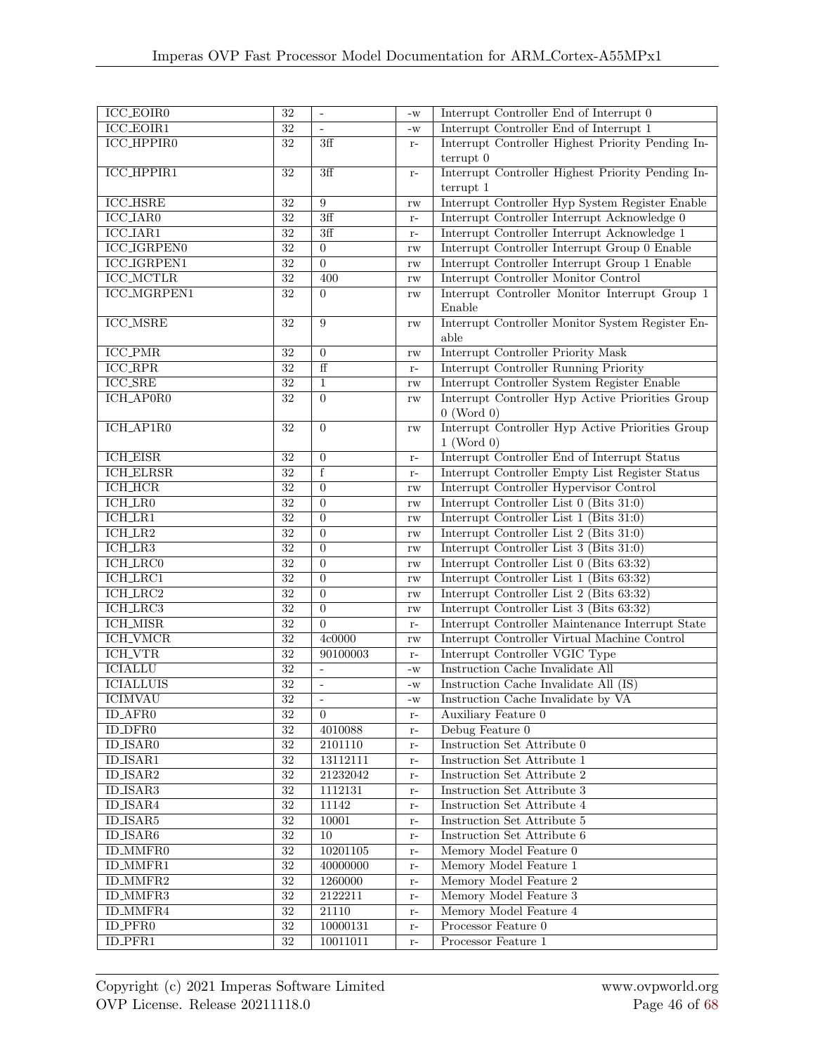| ICC_EOIR0 | 32 | - | -w | Interrupt Controller End of Interrupt 0 |
|---|---|---|---|---|
| ICC_EOIR1 | 32 | - | -w | Interrupt Controller End of Interrupt 1 |
| ICC_HPPIR0 | 32 | 3ff | r- | Interrupt Controller Highest Priority Pending Interrupt 0 |
| ICC_HPPIR1 | 32 | 3ff | r- | Interrupt Controller Highest Priority Pending Interrupt 1 |
| ICC_HSRE | 32 | 9 | rw | Interrupt Controller Hyp System Register Enable |
| ICC_IAR0 | 32 | 3ff | r- | Interrupt Controller Interrupt Acknowledge 0 |
| ICC_IAR1 | 32 | 3ff | r- | Interrupt Controller Interrupt Acknowledge 1 |
| ICC_IGRPEN0 | 32 | 0 | rw | Interrupt Controller Interrupt Group 0 Enable |
| ICC_IGRPEN1 | 32 | 0 | rw | Interrupt Controller Interrupt Group 1 Enable |
| ICC_MCTLR | 32 | 400 | rw | Interrupt Controller Monitor Control |
| ICC_MGRPEN1 | 32 | 0 | rw | Interrupt Controller Monitor Interrupt Group 1 Enable |
| ICC_MSRE | 32 | 9 | rw | Interrupt Controller Monitor System Register Enable |
| ICC_PMR | 32 | 0 | rw | Interrupt Controller Priority Mask |
| ICC_RPR | 32 | ff | r- | Interrupt Controller Running Priority |
| ICC_SRE | 32 | 1 | rw | Interrupt Controller System Register Enable |
| ICH_AP0R0 | 32 | 0 | rw | Interrupt Controller Hyp Active Priorities Group 0 (Word 0) |
| ICH_AP1R0 | 32 | 0 | rw | Interrupt Controller Hyp Active Priorities Group 1 (Word 0) |
| ICH_EISR | 32 | 0 | r- | Interrupt Controller End of Interrupt Status |
| ICH_ELRSR | 32 | f | r- | Interrupt Controller Empty List Register Status |
| ICH_HCR | 32 | 0 | rw | Interrupt Controller Hypervisor Control |
| ICH_LR0 | 32 | 0 | rw | Interrupt Controller List 0 (Bits 31:0) |
| ICH_LR1 | 32 | 0 | rw | Interrupt Controller List 1 (Bits 31:0) |
| ICH_LR2 | 32 | 0 | rw | Interrupt Controller List 2 (Bits 31:0) |
| ICH_LR3 | 32 | 0 | rw | Interrupt Controller List 3 (Bits 31:0) |
| ICH_LRC0 | 32 | 0 | rw | Interrupt Controller List 0 (Bits 63:32) |
| ICH_LRC1 | 32 | 0 | rw | Interrupt Controller List 1 (Bits 63:32) |
| ICH_LRC2 | 32 | 0 | rw | Interrupt Controller List 2 (Bits 63:32) |
| ICH_LRC3 | 32 | 0 | rw | Interrupt Controller List 3 (Bits 63:32) |
| ICH_MISR | 32 | 0 | r- | Interrupt Controller Maintenance Interrupt State |
| ICH_VMCR | 32 | 4c0000 | rw | Interrupt Controller Virtual Machine Control |
| ICH_VTR | 32 | 90100003 | r- | Interrupt Controller VGIC Type |
| ICIALLU | 32 | - | -w | Instruction Cache Invalidate All |
| ICIALLUIS | 32 | - | -w | Instruction Cache Invalidate All (IS) |
| ICIMVAU | 32 | - | -w | Instruction Cache Invalidate by VA |
| ID_AFR0 | 32 | 0 | r- | Auxiliary Feature 0 |
| ID_DFR0 | 32 | 4010088 | r- | Debug Feature 0 |
| ID_ISAR0 | 32 | 2101110 | r- | Instruction Set Attribute 0 |
| ID_ISAR1 | 32 | 13112111 | r- | Instruction Set Attribute 1 |
| ID_ISAR2 | 32 | 21232042 | r- | Instruction Set Attribute 2 |
| ID_ISAR3 | 32 | 1112131 | r- | Instruction Set Attribute 3 |
| ID_ISAR4 | 32 | 11142 | r- | Instruction Set Attribute 4 |
| ID_ISAR5 | 32 | 10001 | r- | Instruction Set Attribute 5 |
| ID_ISAR6 | 32 | 10 | r- | Instruction Set Attribute 6 |
| ID_MMFR0 | 32 | 10201105 | r- | Memory Model Feature 0 |
| ID_MMFR1 | 32 | 40000000 | r- | Memory Model Feature 1 |
| ID_MMFR2 | 32 | 1260000 | r- | Memory Model Feature 2 |
| ID_MMFR3 | 32 | 2122211 | r- | Memory Model Feature 3 |
| ID_MMFR4 | 32 | 21110 | r- | Memory Model Feature 4 |
| ID_PFR0 | 32 | 10000131 | r- | Processor Feature 0 |
| ID_PFR1 | 32 | 10011011 | r- | Processor Feature 1 |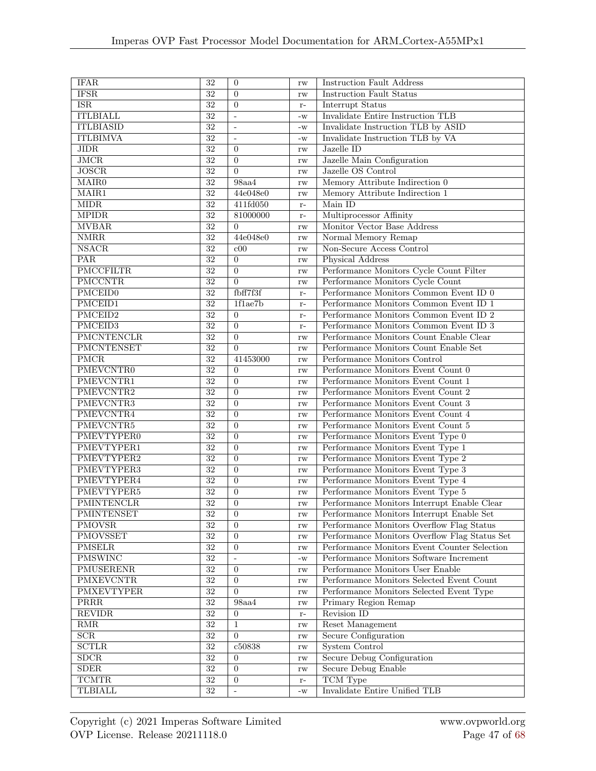| IFAR | 32 | 0 | rw | Instruction Fault Address |
|---|---|---|---|---|
| IFSR | 32 | 0 | rw | Instruction Fault Status |
| ISR | 32 | 0 | r- | Interrupt Status |
| ITLBIALL | 32 | - | -w | Invalidate Entire Instruction TLB |
| ITLBIASID | 32 | - | -w | Invalidate Instruction TLB by ASID |
| ITLBIMVA | 32 | - | -w | Invalidate Instruction TLB by VA |
| JIDR | 32 | 0 | rw | Jazelle ID |
| JMCR | 32 | 0 | rw | Jazelle Main Configuration |
| JOSCR | 32 | 0 | rw | Jazelle OS Control |
| MAIR0 | 32 | 98aa4 | rw | Memory Attribute Indirection 0 |
| MAIR1 | 32 | 44e048e0 | rw | Memory Attribute Indirection 1 |
| MIDR | 32 | 411fd050 | r- | Main ID |
| MPIDR | 32 | 81000000 | r- | Multiprocessor Affinity |
| MVBAR | 32 | 0 | rw | Monitor Vector Base Address |
| NMRR | 32 | 44e048e0 | rw | Normal Memory Remap |
| NSACR | 32 | c00 | rw | Non-Secure Access Control |
| PAR | 32 | 0 | rw | Physical Address |
| PMCCFILTR | 32 | 0 | rw | Performance Monitors Cycle Count Filter |
| PMCCNTR | 32 | 0 | rw | Performance Monitors Cycle Count |
| PMCEID0 | 32 | fbff7f3f | r- | Performance Monitors Common Event ID 0 |
| PMCEID1 | 32 | 1f1ae7b | r- | Performance Monitors Common Event ID 1 |
| PMCEID2 | 32 | 0 | r- | Performance Monitors Common Event ID 2 |
| PMCEID3 | 32 | 0 | r- | Performance Monitors Common Event ID 3 |
| PMCNTENCLR | 32 | 0 | rw | Performance Monitors Count Enable Clear |
| PMCNTENSET | 32 | 0 | rw | Performance Monitors Count Enable Set |
| PMCR | 32 | 41453000 | rw | Performance Monitors Control |
| PMEVCNTR0 | 32 | 0 | rw | Performance Monitors Event Count 0 |
| PMEVCNTR1 | 32 | 0 | rw | Performance Monitors Event Count 1 |
| PMEVCNTR2 | 32 | 0 | rw | Performance Monitors Event Count 2 |
| PMEVCNTR3 | 32 | 0 | rw | Performance Monitors Event Count 3 |
| PMEVCNTR4 | 32 | 0 | rw | Performance Monitors Event Count 4 |
| PMEVCNTR5 | 32 | 0 | rw | Performance Monitors Event Count 5 |
| PMEVTYPER0 | 32 | 0 | rw | Performance Monitors Event Type 0 |
| PMEVTYPER1 | 32 | 0 | rw | Performance Monitors Event Type 1 |
| PMEVTYPER2 | 32 | 0 | rw | Performance Monitors Event Type 2 |
| PMEVTYPER3 | 32 | 0 | rw | Performance Monitors Event Type 3 |
| PMEVTYPER4 | 32 | 0 | rw | Performance Monitors Event Type 4 |
| PMEVTYPER5 | 32 | 0 | rw | Performance Monitors Event Type 5 |
| PMINTENCLR | 32 | 0 | rw | Performance Monitors Interrupt Enable Clear |
| PMINTENSET | 32 | 0 | rw | Performance Monitors Interrupt Enable Set |
| PMOVSR | 32 | 0 | rw | Performance Monitors Overflow Flag Status |
| PMOVSSET | 32 | 0 | rw | Performance Monitors Overflow Flag Status Set |
| PMSELR | 32 | 0 | rw | Performance Monitors Event Counter Selection |
| PMSWINC | 32 | - | -w | Performance Monitors Software Increment |
| PMUSERENR | 32 | 0 | rw | Performance Monitors User Enable |
| PMXEVCNTR | 32 | 0 | rw | Performance Monitors Selected Event Count |
| PMXEVTYPER | 32 | 0 | rw | Performance Monitors Selected Event Type |
| PRRR | 32 | 98aa4 | rw | Primary Region Remap |
| REVIDR | 32 | 0 | r- | Revision ID |
| RMR | 32 | 1 | rw | Reset Management |
| SCR | 32 | 0 | rw | Secure Configuration |
| SCTLR | 32 | c50838 | rw | System Control |
| SDCR | 32 | 0 | rw | Secure Debug Configuration |
| SDER | 32 | 0 | rw | Secure Debug Enable |
| TCMTR | 32 | 0 | r- | TCM Type |
| TLBIALL | 32 | - | -w | Invalidate Entire Unified TLB |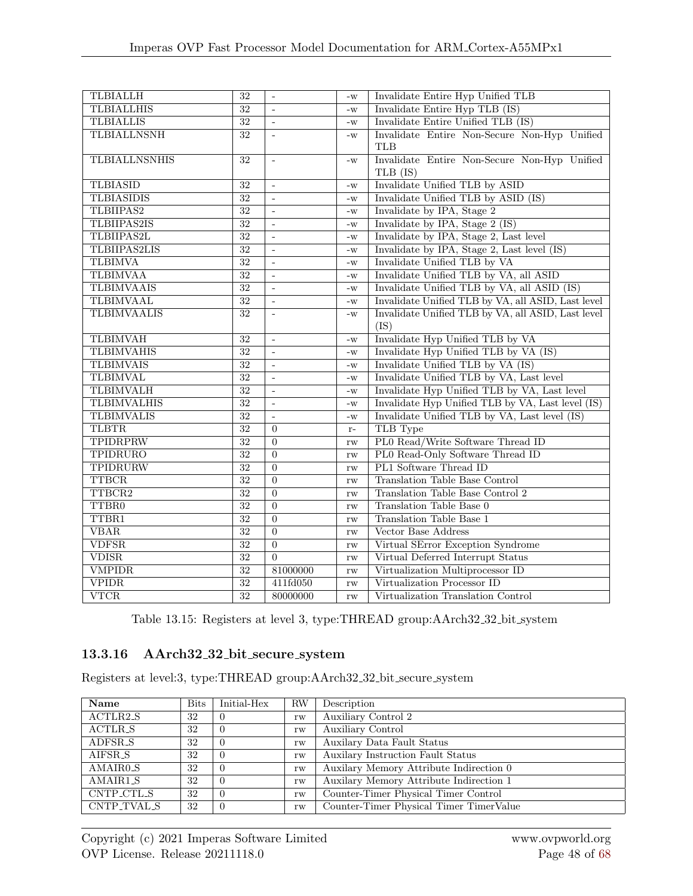| | | | | |
|---|---|---|---|---|
| TLBIALLH | 32 | - | -w | Invalidate Entire Hyp Unified TLB |
| TLBIALLHIS | 32 | - | -w | Invalidate Entire Hyp TLB (IS) |
| TLBIALLIS | 32 | - | -w | Invalidate Entire Unified TLB (IS) |
| TLBIALLNSNH | 32 | - | -w | Invalidate Entire Non-Secure Non-Hyp Unified TLB |
| TLBIALLNSNHIS | 32 | - | -w | Invalidate Entire Non-Secure Non-Hyp Unified TLB (IS) |
| TLBIASID | 32 | - | -w | Invalidate Unified TLB by ASID |
| TLBIASIDIS | 32 | - | -w | Invalidate Unified TLB by ASID (IS) |
| TLBIIPAS2 | 32 | - | -w | Invalidate by IPA, Stage 2 |
| TLBIIPAS2IS | 32 | - | -w | Invalidate by IPA, Stage 2 (IS) |
| TLBIIPAS2L | 32 | - | -w | Invalidate by IPA, Stage 2, Last level |
| TLBIIPAS2LIS | 32 | - | -w | Invalidate by IPA, Stage 2, Last level (IS) |
| TLBIMVA | 32 | - | -w | Invalidate Unified TLB by VA |
| TLBIMVAA | 32 | - | -w | Invalidate Unified TLB by VA, all ASID |
| TLBIMVAAIS | 32 | - | -w | Invalidate Unified TLB by VA, all ASID (IS) |
| TLBIMVAAL | 32 | - | -w | Invalidate Unified TLB by VA, all ASID, Last level |
| TLBIMVAALIS | 32 | - | -w | Invalidate Unified TLB by VA, all ASID, Last level (IS) |
| TLBIMVAH | 32 | - | -w | Invalidate Hyp Unified TLB by VA |
| TLBIMVAHIS | 32 | - | -w | Invalidate Hyp Unified TLB by VA (IS) |
| TLBIMVAIS | 32 | - | -w | Invalidate Unified TLB by VA (IS) |
| TLBIMVAL | 32 | - | -w | Invalidate Unified TLB by VA, Last level |
| TLBIMVALH | 32 | - | -w | Invalidate Hyp Unified TLB by VA, Last level |
| TLBIMVALHIS | 32 | - | -w | Invalidate Hyp Unified TLB by VA, Last level (IS) |
| TLBIMVALIS | 32 | - | -w | Invalidate Unified TLB by VA, Last level (IS) |
| TLBTR | 32 | 0 | r- | TLB Type |
| TPIDRPRW | 32 | 0 | rw | PL0 Read/Write Software Thread ID |
| TPIDRURO | 32 | 0 | rw | PL0 Read-Only Software Thread ID |
| TPIDRURW | 32 | 0 | rw | PL1 Software Thread ID |
| TTBCR | 32 | 0 | rw | Translation Table Base Control |
| TTBCR2 | 32 | 0 | rw | Translation Table Base Control 2 |
| TTBR0 | 32 | 0 | rw | Translation Table Base 0 |
| TTBR1 | 32 | 0 | rw | Translation Table Base 1 |
| VBAR | 32 | 0 | rw | Vector Base Address |
| VDFSR | 32 | 0 | rw | Virtual SError Exception Syndrome |
| VDISR | 32 | 0 | rw | Virtual Deferred Interrupt Status |
| VMPIDR | 32 | 81000000 | rw | Virtualization Multiprocessor ID |
| VPIDR | 32 | 411fd050 | rw | Virtualization Processor ID |
| VTCR | 32 | 80000000 | rw | Virtualization Translation Control |

Table 13.15: Registers at level 3, type:THREAD group:AArch32_32_bit_system

### 13.3.16 AArch32_32_bit_secure_system

Registers at level:3, type:THREAD group:AArch32_32_bit_secure_system

| Name | Bits | Initial-Hex | RW | Description |
|---|---|---|---|---|
| ACTLR2_S | 32 | 0 | rw | Auxiliary Control 2 |
| ACTLR_S | 32 | 0 | rw | Auxiliary Control |
| ADFSR_S | 32 | 0 | rw | Auxilary Data Fault Status |
| AIFSR_S | 32 | 0 | rw | Auxilary Instruction Fault Status |
| AMAIR0_S | 32 | 0 | rw | Auxilary Memory Attribute Indirection 0 |
| AMAIR1_S | 32 | 0 | rw | Auxilary Memory Attribute Indirection 1 |
| CNTP_CTL_S | 32 | 0 | rw | Counter-Timer Physical Timer Control |
| CNTP_TVAL_S | 32 | 0 | rw | Counter-Timer Physical Timer TimerValue |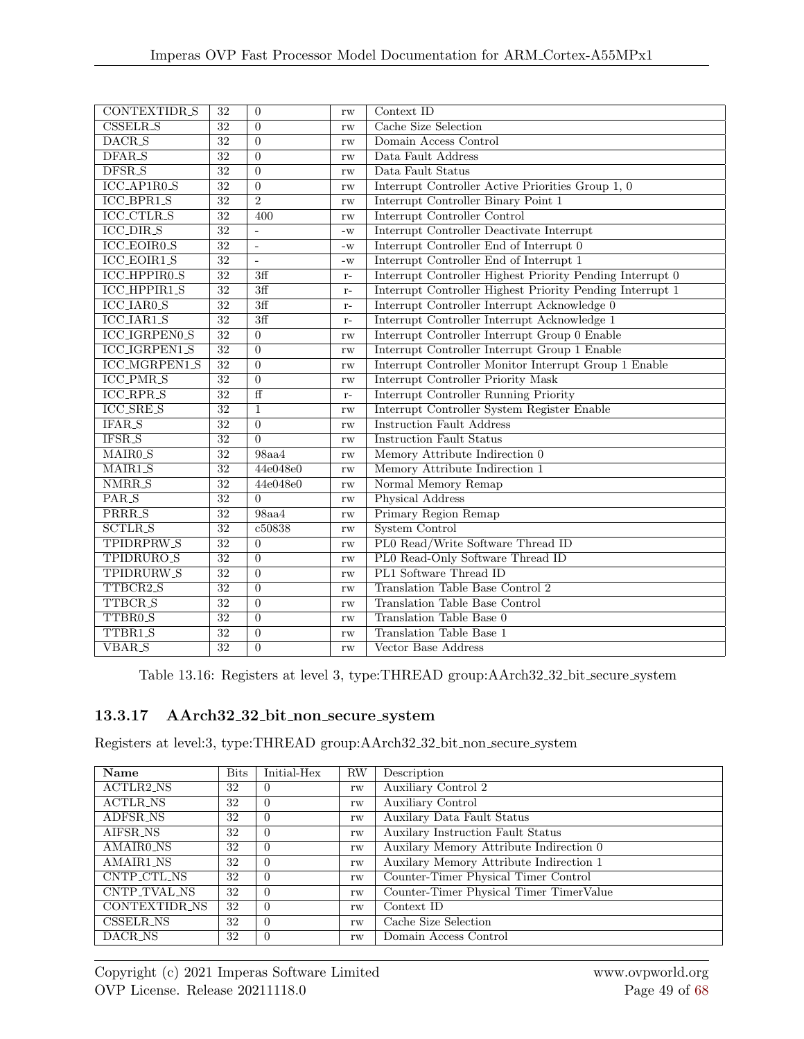| Name | Bits | Initial-Hex | RW | Description |
|---|---|---|---|---|
| CONTEXTIDR_S | 32 | 0 | rw | Context ID |
| CSSELR_S | 32 | 0 | rw | Cache Size Selection |
| DACR_S | 32 | 0 | rw | Domain Access Control |
| DFAR_S | 32 | 0 | rw | Data Fault Address |
| DFSR_S | 32 | 0 | rw | Data Fault Status |
| ICC_AP1R0_S | 32 | 0 | rw | Interrupt Controller Active Priorities Group 1, 0 |
| ICC_BPR1_S | 32 | 2 | rw | Interrupt Controller Binary Point 1 |
| ICC_CTLR_S | 32 | 400 | rw | Interrupt Controller Control |
| ICC_DIR_S | 32 | - | -w | Interrupt Controller Deactivate Interrupt |
| ICC_EOIR0_S | 32 | - | -w | Interrupt Controller End of Interrupt 0 |
| ICC_EOIR1_S | 32 | - | -w | Interrupt Controller End of Interrupt 1 |
| ICC_HPPIR0_S | 32 | 3ff | r- | Interrupt Controller Highest Priority Pending Interrupt 0 |
| ICC_HPPIR1_S | 32 | 3ff | r- | Interrupt Controller Highest Priority Pending Interrupt 1 |
| ICC_IAR0_S | 32 | 3ff | r- | Interrupt Controller Interrupt Acknowledge 0 |
| ICC_IAR1_S | 32 | 3ff | r- | Interrupt Controller Interrupt Acknowledge 1 |
| ICC_IGRPEN0_S | 32 | 0 | rw | Interrupt Controller Interrupt Group 0 Enable |
| ICC_IGRPEN1_S | 32 | 0 | rw | Interrupt Controller Interrupt Group 1 Enable |
| ICC_MGRPEN1_S | 32 | 0 | rw | Interrupt Controller Monitor Interrupt Group 1 Enable |
| ICC_PMR_S | 32 | 0 | rw | Interrupt Controller Priority Mask |
| ICC_RPR_S | 32 | ff | r- | Interrupt Controller Running Priority |
| ICC_SRE_S | 32 | 1 | rw | Interrupt Controller System Register Enable |
| IFAR_S | 32 | 0 | rw | Instruction Fault Address |
| IFSR_S | 32 | 0 | rw | Instruction Fault Status |
| MAIR0_S | 32 | 98aa4 | rw | Memory Attribute Indirection 0 |
| MAIR1_S | 32 | 44e048e0 | rw | Memory Attribute Indirection 1 |
| NMRR_S | 32 | 44e048e0 | rw | Normal Memory Remap |
| PAR_S | 32 | 0 | rw | Physical Address |
| PRRR_S | 32 | 98aa4 | rw | Primary Region Remap |
| SCTLR_S | 32 | c50838 | rw | System Control |
| TPIDRPRW_S | 32 | 0 | rw | PL0 Read/Write Software Thread ID |
| TPIDRURO_S | 32 | 0 | rw | PL0 Read-Only Software Thread ID |
| TPIDRURW_S | 32 | 0 | rw | PL1 Software Thread ID |
| TTBCR2_S | 32 | 0 | rw | Translation Table Base Control 2 |
| TTBCR_S | 32 | 0 | rw | Translation Table Base Control |
| TTBR0_S | 32 | 0 | rw | Translation Table Base 0 |
| TTBR1_S | 32 | 0 | rw | Translation Table Base 1 |
| VBAR_S | 32 | 0 | rw | Vector Base Address |

Table 13.16: Registers at level 3, type:THREAD group:AArch32_32_bit_secure_system

### 13.3.17 AArch32_32_bit_non_secure_system

Registers at level:3, type:THREAD group:AArch32_32_bit_non_secure_system

| Name | Bits | Initial-Hex | RW | Description |
|---|---|---|---|---|
| ACTLR2_NS | 32 | 0 | rw | Auxiliary Control 2 |
| ACTLR_NS | 32 | 0 | rw | Auxiliary Control |
| ADFSR_NS | 32 | 0 | rw | Auxilary Data Fault Status |
| AIFSR_NS | 32 | 0 | rw | Auxilary Instruction Fault Status |
| AMAIR0_NS | 32 | 0 | rw | Auxilary Memory Attribute Indirection 0 |
| AMAIR1_NS | 32 | 0 | rw | Auxilary Memory Attribute Indirection 1 |
| CNTP_CTL_NS | 32 | 0 | rw | Counter-Timer Physical Timer Control |
| CNTP_TVAL_NS | 32 | 0 | rw | Counter-Timer Physical Timer TimerValue |
| CONTEXTIDR_NS | 32 | 0 | rw | Context ID |
| CSSELR_NS | 32 | 0 | rw | Cache Size Selection |
| DACR_NS | 32 | 0 | rw | Domain Access Control |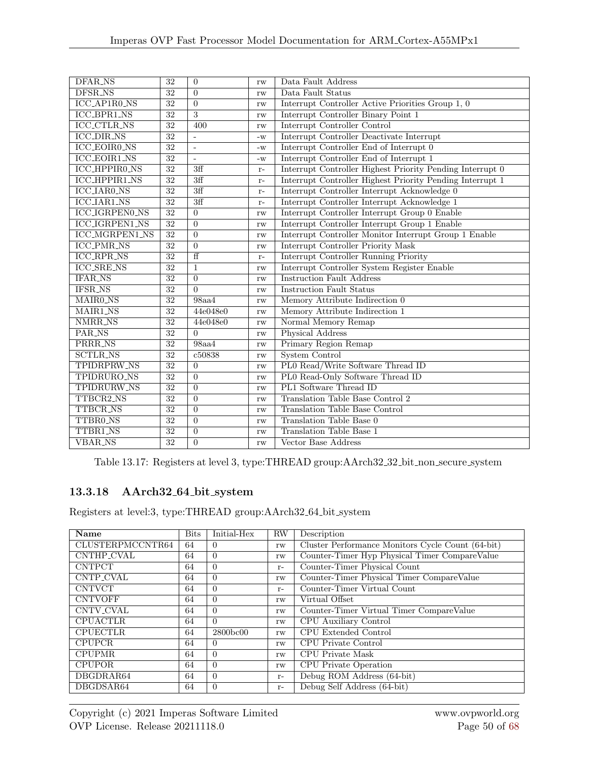| DFAR_NS | 32 | 0 | rw | Data Fault Address |
|---|---|---|---|---|
| DFSR_NS | 32 | 0 | rw | Data Fault Status |
| ICC_AP1R0_NS | 32 | 0 | rw | Interrupt Controller Active Priorities Group 1, 0 |
| ICC_BPR1_NS | 32 | 3 | rw | Interrupt Controller Binary Point 1 |
| ICC_CTLR_NS | 32 | 400 | rw | Interrupt Controller Control |
| ICC_DIR_NS | 32 | - | -w | Interrupt Controller Deactivate Interrupt |
| ICC_EOIR0_NS | 32 | - | -w | Interrupt Controller End of Interrupt 0 |
| ICC_EOIR1_NS | 32 | - | -w | Interrupt Controller End of Interrupt 1 |
| ICC_HPPIR0_NS | 32 | 3ff | r- | Interrupt Controller Highest Priority Pending Interrupt 0 |
| ICC_HPPIR1_NS | 32 | 3ff | r- | Interrupt Controller Highest Priority Pending Interrupt 1 |
| ICC_IAR0_NS | 32 | 3ff | r- | Interrupt Controller Interrupt Acknowledge 0 |
| ICC_IAR1_NS | 32 | 3ff | r- | Interrupt Controller Interrupt Acknowledge 1 |
| ICC_IGRPEN0_NS | 32 | 0 | rw | Interrupt Controller Interrupt Group 0 Enable |
| ICC_IGRPEN1_NS | 32 | 0 | rw | Interrupt Controller Interrupt Group 1 Enable |
| ICC_MGRPEN1_NS | 32 | 0 | rw | Interrupt Controller Monitor Interrupt Group 1 Enable |
| ICC_PMR_NS | 32 | 0 | rw | Interrupt Controller Priority Mask |
| ICC_RPR_NS | 32 | ff | r- | Interrupt Controller Running Priority |
| ICC_SRE_NS | 32 | 1 | rw | Interrupt Controller System Register Enable |
| IFAR_NS | 32 | 0 | rw | Instruction Fault Address |
| IFSR_NS | 32 | 0 | rw | Instruction Fault Status |
| MAIR0_NS | 32 | 98aa4 | rw | Memory Attribute Indirection 0 |
| MAIR1_NS | 32 | 44e048e0 | rw | Memory Attribute Indirection 1 |
| NMRR_NS | 32 | 44e048e0 | rw | Normal Memory Remap |
| PAR_NS | 32 | 0 | rw | Physical Address |
| PRRR_NS | 32 | 98aa4 | rw | Primary Region Remap |
| SCTLR_NS | 32 | c50838 | rw | System Control |
| TPIDRPRW_NS | 32 | 0 | rw | PL0 Read/Write Software Thread ID |
| TPIDRURO_NS | 32 | 0 | rw | PL0 Read-Only Software Thread ID |
| TPIDRURW_NS | 32 | 0 | rw | PL1 Software Thread ID |
| TTBCR2_NS | 32 | 0 | rw | Translation Table Base Control 2 |
| TTBCR_NS | 32 | 0 | rw | Translation Table Base Control |
| TTBR0_NS | 32 | 0 | rw | Translation Table Base 0 |
| TTBR1_NS | 32 | 0 | rw | Translation Table Base 1 |
| VBAR_NS | 32 | 0 | rw | Vector Base Address |

Table 13.17: Registers at level 3, type:THREAD group:AArch32_32_bit_non_secure_system

### 13.3.18 AArch32_64_bit_system

Registers at level:3, type:THREAD group:AArch32_64_bit_system

| Name | Bits | Initial-Hex | RW | Description |
|---|---|---|---|---|
| CLUSTERPMCCNTR64 | 64 | 0 | rw | Cluster Performance Monitors Cycle Count (64-bit) |
| CNTHP_CVAL | 64 | 0 | rw | Counter-Timer Hyp Physical Timer CompareValue |
| CNTPCT | 64 | 0 | r- | Counter-Timer Physical Count |
| CNTP_CVAL | 64 | 0 | rw | Counter-Timer Physical Timer CompareValue |
| CNTVCT | 64 | 0 | r- | Counter-Timer Virtual Count |
| CNTVOFF | 64 | 0 | rw | Virtual Offset |
| CNTV_CVAL | 64 | 0 | rw | Counter-Timer Virtual Timer CompareValue |
| CPUACTLR | 64 | 0 | rw | CPU Auxiliary Control |
| CPUECTLR | 64 | 2800bc00 | rw | CPU Extended Control |
| CPUPCR | 64 | 0 | rw | CPU Private Control |
| CPUPMR | 64 | 0 | rw | CPU Private Mask |
| CPUPOR | 64 | 0 | rw | CPU Private Operation |
| DBGDRAR64 | 64 | 0 | r- | Debug ROM Address (64-bit) |
| DBGDSAR64 | 64 | 0 | r- | Debug Self Address (64-bit) |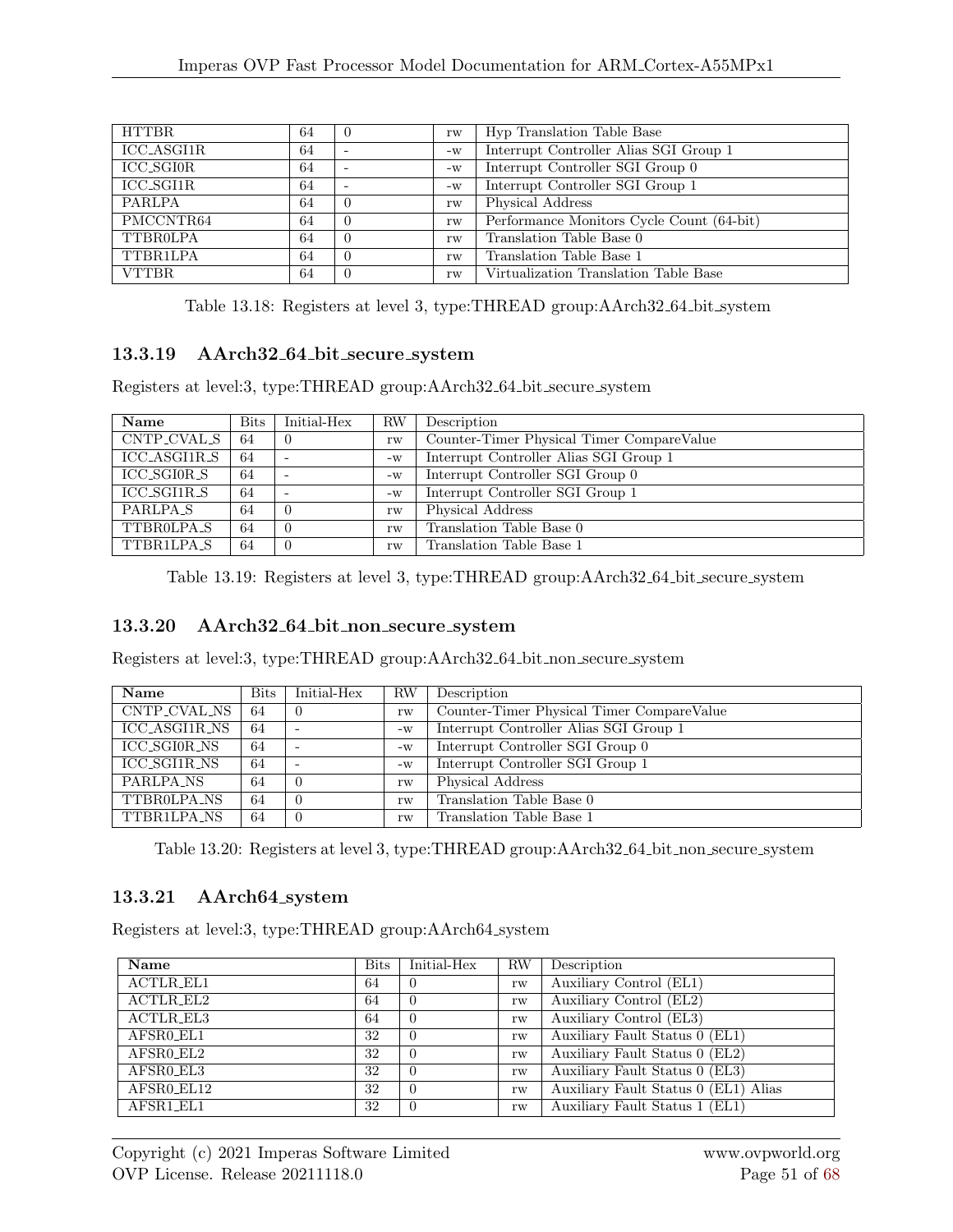| | | | | |
|---|---|---|---|---|
| HTTBR | 64 | 0 | rw | Hyp Translation Table Base |
| ICC_ASGI1R | 64 | - | -w | Interrupt Controller Alias SGI Group 1 |
| ICC_SGI0R | 64 | - | -w | Interrupt Controller SGI Group 0 |
| ICC_SGI1R | 64 | - | -w | Interrupt Controller SGI Group 1 |
| PARLPA | 64 | 0 | rw | Physical Address |
| PMCCNTR64 | 64 | 0 | rw | Performance Monitors Cycle Count (64-bit) |
| TTBR0LPA | 64 | 0 | rw | Translation Table Base 0 |
| TTBR1LPA | 64 | 0 | rw | Translation Table Base 1 |
| VTTBR | 64 | 0 | rw | Virtualization Translation Table Base |

Table 13.18: Registers at level 3, type:THREAD group:AArch32_64_bit_system

### 13.3.19 AArch32_64_bit_secure_system

Registers at level:3, type:THREAD group:AArch32_64_bit_secure_system

| Name | Bits | Initial-Hex | RW | Description |
|---|---|---|---|---|
| CNTP_CVAL_S | 64 | 0 | rw | Counter-Timer Physical Timer CompareValue |
| ICC_ASGI1R_S | 64 | - | -w | Interrupt Controller Alias SGI Group 1 |
| ICC_SGI0R_S | 64 | - | -w | Interrupt Controller SGI Group 0 |
| ICC_SGI1R_S | 64 | - | -w | Interrupt Controller SGI Group 1 |
| PARLPA_S | 64 | 0 | rw | Physical Address |
| TTBR0LPA_S | 64 | 0 | rw | Translation Table Base 0 |
| TTBR1LPA_S | 64 | 0 | rw | Translation Table Base 1 |

Table 13.19: Registers at level 3, type:THREAD group:AArch32_64_bit_secure_system

### 13.3.20 AArch32_64_bit_non_secure_system

Registers at level:3, type:THREAD group:AArch32_64_bit_non_secure_system

| Name | Bits | Initial-Hex | RW | Description |
|---|---|---|---|---|
| CNTP_CVAL_NS | 64 | 0 | rw | Counter-Timer Physical Timer CompareValue |
| ICC_ASGI1R_NS | 64 | - | -w | Interrupt Controller Alias SGI Group 1 |
| ICC_SGI0R_NS | 64 | - | -w | Interrupt Controller SGI Group 0 |
| ICC_SGI1R_NS | 64 | - | -w | Interrupt Controller SGI Group 1 |
| PARLPA_NS | 64 | 0 | rw | Physical Address |
| TTBR0LPA_NS | 64 | 0 | rw | Translation Table Base 0 |
| TTBR1LPA_NS | 64 | 0 | rw | Translation Table Base 1 |

Table 13.20: Registers at level 3, type:THREAD group:AArch32_64_bit_non_secure_system

### 13.3.21 AArch64_system

Registers at level:3, type:THREAD group:AArch64_system

| Name | Bits | Initial-Hex | RW | Description |
|---|---|---|---|---|
| ACTLR_EL1 | 64 | 0 | rw | Auxiliary Control (EL1) |
| ACTLR_EL2 | 64 | 0 | rw | Auxiliary Control (EL2) |
| ACTLR_EL3 | 64 | 0 | rw | Auxiliary Control (EL3) |
| AFSR0_EL1 | 32 | 0 | rw | Auxiliary Fault Status 0 (EL1) |
| AFSR0_EL2 | 32 | 0 | rw | Auxiliary Fault Status 0 (EL2) |
| AFSR0_EL3 | 32 | 0 | rw | Auxiliary Fault Status 0 (EL3) |
| AFSR0_EL12 | 32 | 0 | rw | Auxiliary Fault Status 0 (EL1) Alias |
| AFSR1_EL1 | 32 | 0 | rw | Auxiliary Fault Status 1 (EL1) |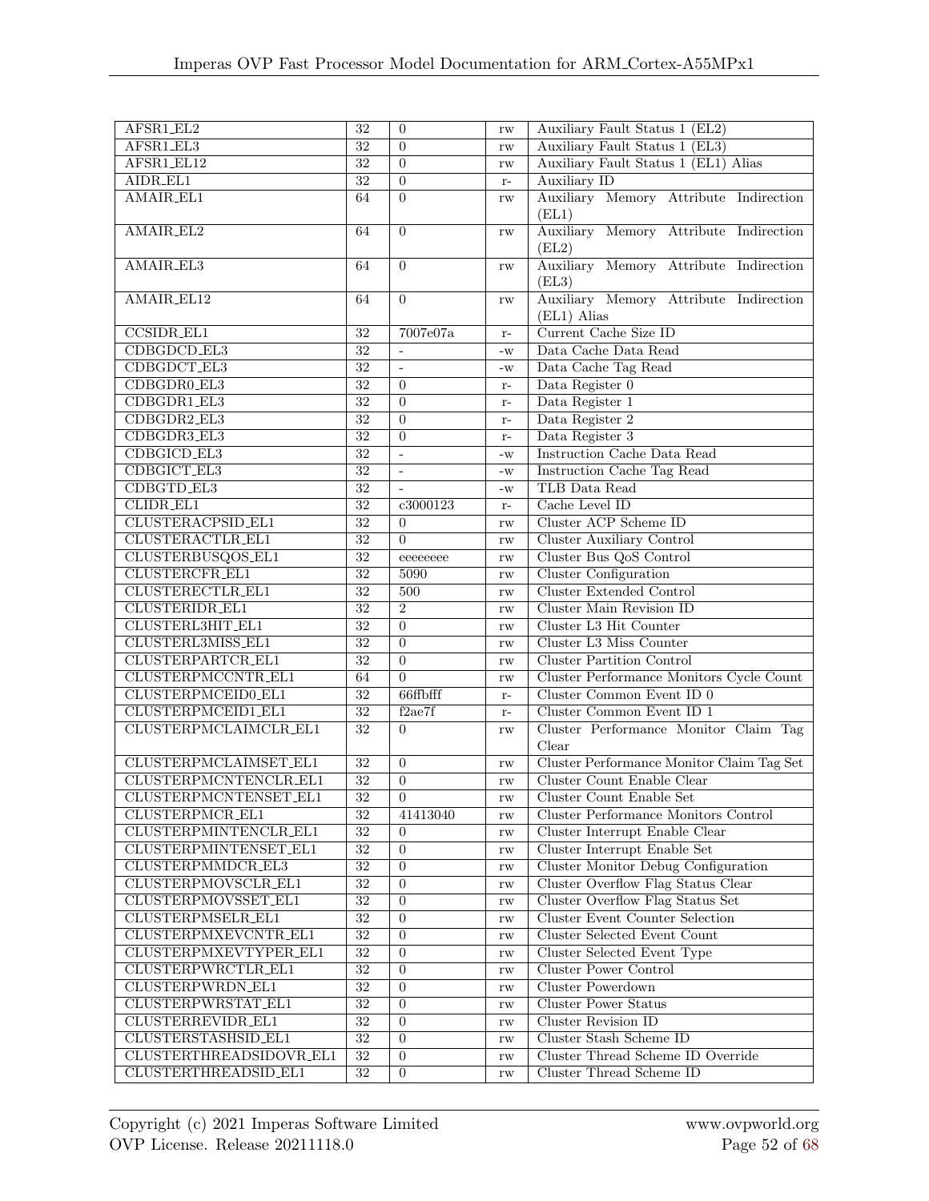| | | | | |
|---|---|---|---|---|
| AFSR1_EL2 | 32 | 0 | rw | Auxiliary Fault Status 1 (EL2) |
| AFSR1_EL3 | 32 | 0 | rw | Auxiliary Fault Status 1 (EL3) |
| AFSR1_EL12 | 32 | 0 | rw | Auxiliary Fault Status 1 (EL1) Alias |
| AIDR_EL1 | 32 | 0 | r- | Auxiliary ID |
| AMAIR_EL1 | 64 | 0 | rw | Auxiliary Memory Attribute Indirection (EL1) |
| AMAIR_EL2 | 64 | 0 | rw | Auxiliary Memory Attribute Indirection (EL2) |
| AMAIR_EL3 | 64 | 0 | rw | Auxiliary Memory Attribute Indirection (EL3) |
| AMAIR_EL12 | 64 | 0 | rw | Auxiliary Memory Attribute Indirection (EL1) Alias |
| CCSIDR_EL1 | 32 | 7007e07a | r- | Current Cache Size ID |
| CDBGDCD_EL3 | 32 | - | -w | Data Cache Data Read |
| CDBGDCT_EL3 | 32 | - | -w | Data Cache Tag Read |
| CDBGDR0_EL3 | 32 | 0 | r- | Data Register 0 |
| CDBGDR1_EL3 | 32 | 0 | r- | Data Register 1 |
| CDBGDR2_EL3 | 32 | 0 | r- | Data Register 2 |
| CDBGDR3_EL3 | 32 | 0 | r- | Data Register 3 |
| CDBGICD_EL3 | 32 | - | -w | Instruction Cache Data Read |
| CDBGICT_EL3 | 32 | - | -w | Instruction Cache Tag Read |
| CDBGTD_EL3 | 32 | - | -w | TLB Data Read |
| CLIDR_EL1 | 32 | c3000123 | r- | Cache Level ID |
| CLUSTERACPSID_EL1 | 32 | 0 | rw | Cluster ACP Scheme ID |
| CLUSTERACTLR_EL1 | 32 | 0 | rw | Cluster Auxiliary Control |
| CLUSTERBUSQOS_EL1 | 32 | eeeeeeee | rw | Cluster Bus QoS Control |
| CLUSTERCFR_EL1 | 32 | 5090 | rw | Cluster Configuration |
| CLUSTERECTLR_EL1 | 32 | 500 | rw | Cluster Extended Control |
| CLUSTERIDR_EL1 | 32 | 2 | rw | Cluster Main Revision ID |
| CLUSTERL3HIT_EL1 | 32 | 0 | rw | Cluster L3 Hit Counter |
| CLUSTERL3MISS_EL1 | 32 | 0 | rw | Cluster L3 Miss Counter |
| CLUSTERPARTCR_EL1 | 32 | 0 | rw | Cluster Partition Control |
| CLUSTERPMCCNTR_EL1 | 64 | 0 | rw | Cluster Performance Monitors Cycle Count |
| CLUSTERPMCEID0_EL1 | 32 | 66ffbfff | r- | Cluster Common Event ID 0 |
| CLUSTERPMCEID1_EL1 | 32 | f2ae7f | r- | Cluster Common Event ID 1 |
| CLUSTERPMCLAIMCLR_EL1 | 32 | 0 | rw | Cluster Performance Monitor Claim Tag Clear |
| CLUSTERPMCLAIMSET_EL1 | 32 | 0 | rw | Cluster Performance Monitor Claim Tag Set |
| CLUSTERPMCNTENCLR_EL1 | 32 | 0 | rw | Cluster Count Enable Clear |
| CLUSTERPMCNTENSET_EL1 | 32 | 0 | rw | Cluster Count Enable Set |
| CLUSTERPMCR_EL1 | 32 | 41413040 | rw | Cluster Performance Monitors Control |
| CLUSTERPMINTENCLR_EL1 | 32 | 0 | rw | Cluster Interrupt Enable Clear |
| CLUSTERPMINTENSET_EL1 | 32 | 0 | rw | Cluster Interrupt Enable Set |
| CLUSTERPMMDCR_EL3 | 32 | 0 | rw | Cluster Monitor Debug Configuration |
| CLUSTERPMOVSCLR_EL1 | 32 | 0 | rw | Cluster Overflow Flag Status Clear |
| CLUSTERPMOVSSET_EL1 | 32 | 0 | rw | Cluster Overflow Flag Status Set |
| CLUSTERPMSELR_EL1 | 32 | 0 | rw | Cluster Event Counter Selection |
| CLUSTERPMXEVCNTR_EL1 | 32 | 0 | rw | Cluster Selected Event Count |
| CLUSTERPMXEVTYPER_EL1 | 32 | 0 | rw | Cluster Selected Event Type |
| CLUSTERPWRCTLR_EL1 | 32 | 0 | rw | Cluster Power Control |
| CLUSTERPWRDN_EL1 | 32 | 0 | rw | Cluster Powerdown |
| CLUSTERPWRSTAT_EL1 | 32 | 0 | rw | Cluster Power Status |
| CLUSTERREVIDR_EL1 | 32 | 0 | rw | Cluster Revision ID |
| CLUSTERSTASHSID_EL1 | 32 | 0 | rw | Cluster Stash Scheme ID |
| CLUSTERTHREADSIDOVR_EL1 | 32 | 0 | rw | Cluster Thread Scheme ID Override |
| CLUSTERTHREADSID_EL1 | 32 | 0 | rw | Cluster Thread Scheme ID |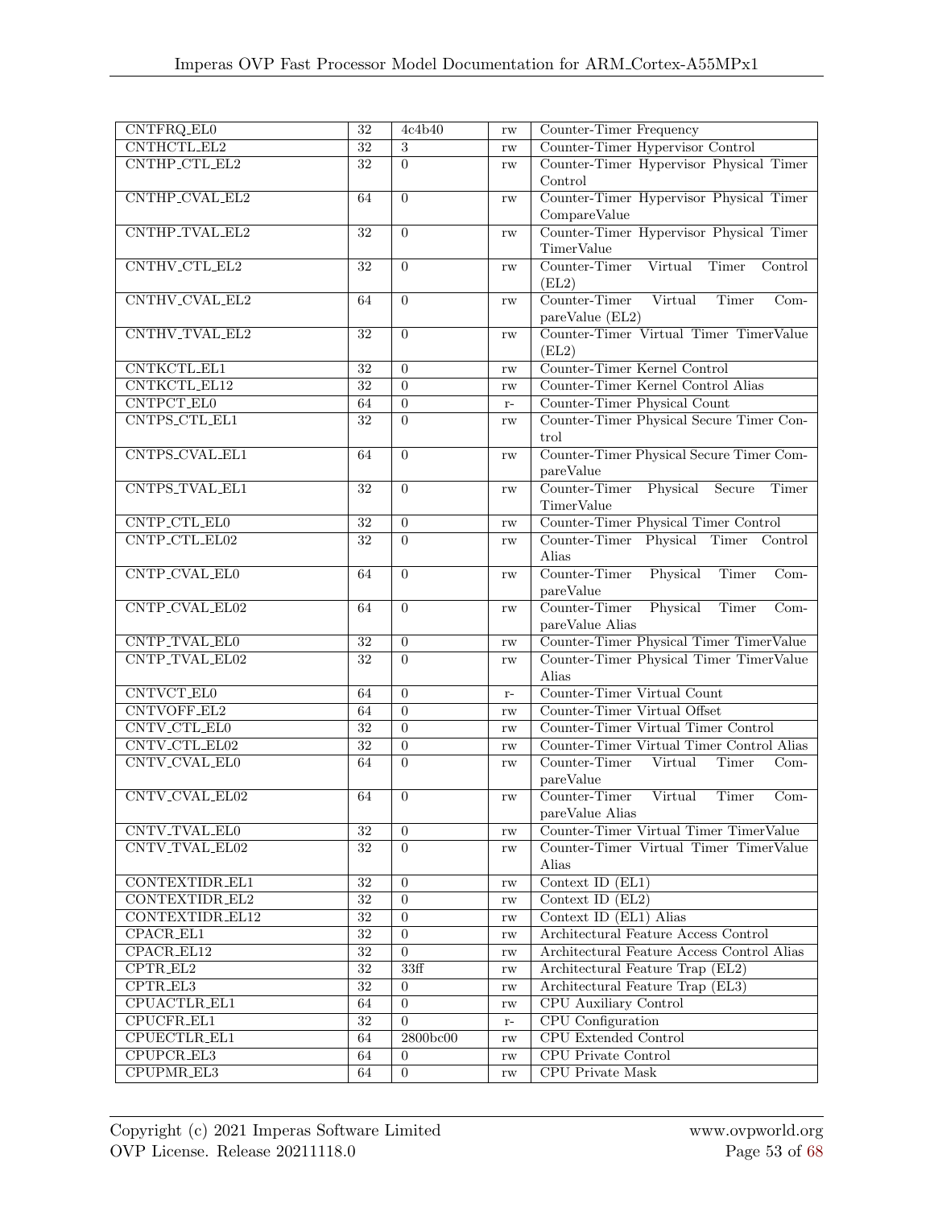| CNTFRQ_EL0 | 32 | 4c4b40 | rw | Counter-Timer Frequency |
|---|---|---|---|---|
| CNTHCTL_EL2 | 32 | 3 | rw | Counter-Timer Hypervisor Control |
| CNTHP_CTL_EL2 | 32 | 0 | rw | Counter-Timer Hypervisor Physical Timer Control |
| CNTHP_CVAL_EL2 | 64 | 0 | rw | Counter-Timer Hypervisor Physical Timer CompareValue |
| CNTHP_TVAL_EL2 | 32 | 0 | rw | Counter-Timer Hypervisor Physical Timer TimerValue |
| CNTHV_CTL_EL2 | 32 | 0 | rw | Counter-Timer Virtual Timer Control (EL2) |
| CNTHV_CVAL_EL2 | 64 | 0 | rw | Counter-Timer Virtual Timer CompareValue (EL2) |
| CNTHV_TVAL_EL2 | 32 | 0 | rw | Counter-Timer Virtual Timer TimerValue (EL2) |
| CNTKCTL_EL1 | 32 | 0 | rw | Counter-Timer Kernel Control |
| CNTKCTL_EL12 | 32 | 0 | rw | Counter-Timer Kernel Control Alias |
| CNTPCT_EL0 | 64 | 0 | r- | Counter-Timer Physical Count |
| CNTPS_CTL_EL1 | 32 | 0 | rw | Counter-Timer Physical Secure Timer Control |
| CNTPS_CVAL_EL1 | 64 | 0 | rw | Counter-Timer Physical Secure Timer CompareValue |
| CNTPS_TVAL_EL1 | 32 | 0 | rw | Counter-Timer Physical Secure Timer TimerValue |
| CNTP_CTL_EL0 | 32 | 0 | rw | Counter-Timer Physical Timer Control |
| CNTP_CTL_EL02 | 32 | 0 | rw | Counter-Timer Physical Timer Control Alias |
| CNTP_CVAL_EL0 | 64 | 0 | rw | Counter-Timer Physical Timer CompareValue |
| CNTP_CVAL_EL02 | 64 | 0 | rw | Counter-Timer Physical Timer CompareValue Alias |
| CNTP_TVAL_EL0 | 32 | 0 | rw | Counter-Timer Physical Timer TimerValue |
| CNTP_TVAL_EL02 | 32 | 0 | rw | Counter-Timer Physical Timer TimerValue Alias |
| CNTVCT_EL0 | 64 | 0 | r- | Counter-Timer Virtual Count |
| CNTVOFF_EL2 | 64 | 0 | rw | Counter-Timer Virtual Offset |
| CNTV_CTL_EL0 | 32 | 0 | rw | Counter-Timer Virtual Timer Control |
| CNTV_CTL_EL02 | 32 | 0 | rw | Counter-Timer Virtual Timer Control Alias |
| CNTV_CVAL_EL0 | 64 | 0 | rw | Counter-Timer Virtual Timer CompareValue |
| CNTV_CVAL_EL02 | 64 | 0 | rw | Counter-Timer Virtual Timer CompareValue Alias |
| CNTV_TVAL_EL0 | 32 | 0 | rw | Counter-Timer Virtual Timer TimerValue |
| CNTV_TVAL_EL02 | 32 | 0 | rw | Counter-Timer Virtual Timer TimerValue Alias |
| CONTEXTIDR_EL1 | 32 | 0 | rw | Context ID (EL1) |
| CONTEXTIDR_EL2 | 32 | 0 | rw | Context ID (EL2) |
| CONTEXTIDR_EL12 | 32 | 0 | rw | Context ID (EL1) Alias |
| CPACR_EL1 | 32 | 0 | rw | Architectural Feature Access Control |
| CPACR_EL12 | 32 | 0 | rw | Architectural Feature Access Control Alias |
| CPTR_EL2 | 32 | 33ff | rw | Architectural Feature Trap (EL2) |
| CPTR_EL3 | 32 | 0 | rw | Architectural Feature Trap (EL3) |
| CPUACTLR_EL1 | 64 | 0 | rw | CPU Auxiliary Control |
| CPUCFR_EL1 | 32 | 0 | r- | CPU Configuration |
| CPUECTLR_EL1 | 64 | 2800bc00 | rw | CPU Extended Control |
| CPUPCR_EL3 | 64 | 0 | rw | CPU Private Control |
| CPUPMR_EL3 | 64 | 0 | rw | CPU Private Mask |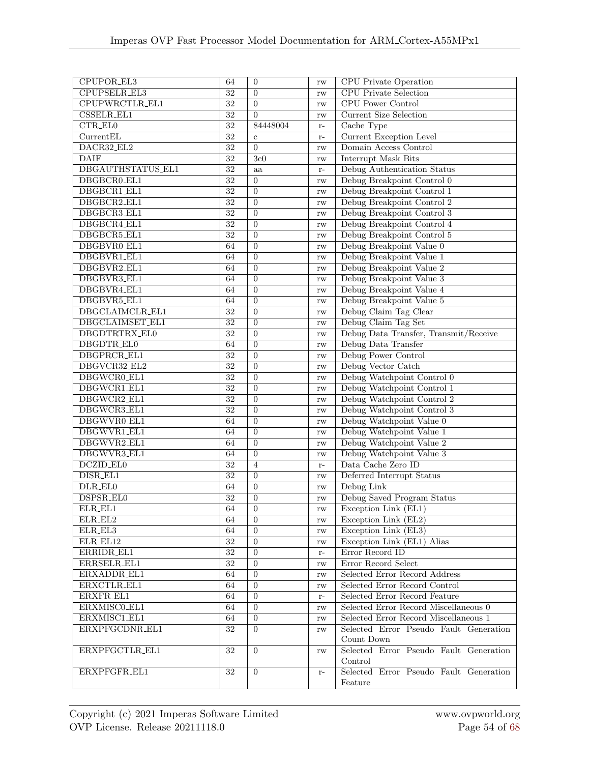| CPUPOR_EL3 | 64 | 0 | rw | CPU Private Operation |
|---|---|---|---|---|
| CPUPSELR_EL3 | 32 | 0 | rw | CPU Private Selection |
| CPUPWRCTLR_EL1 | 32 | 0 | rw | CPU Power Control |
| CSSELR_EL1 | 32 | 0 | rw | Current Size Selection |
| CTR_EL0 | 32 | 84448004 | r- | Cache Type |
| CurrentEL | 32 | c | r- | Current Exception Level |
| DACR32_EL2 | 32 | 0 | rw | Domain Access Control |
| DAIF | 32 | 3c0 | rw | Interrupt Mask Bits |
| DBGAUTHSTATUS_EL1 | 32 | aa | r- | Debug Authentication Status |
| DBGBCR0_EL1 | 32 | 0 | rw | Debug Breakpoint Control 0 |
| DBGBCR1_EL1 | 32 | 0 | rw | Debug Breakpoint Control 1 |
| DBGBCR2_EL1 | 32 | 0 | rw | Debug Breakpoint Control 2 |
| DBGBCR3_EL1 | 32 | 0 | rw | Debug Breakpoint Control 3 |
| DBGBCR4_EL1 | 32 | 0 | rw | Debug Breakpoint Control 4 |
| DBGBCR5_EL1 | 32 | 0 | rw | Debug Breakpoint Control 5 |
| DBGBVR0_EL1 | 64 | 0 | rw | Debug Breakpoint Value 0 |
| DBGBVR1_EL1 | 64 | 0 | rw | Debug Breakpoint Value 1 |
| DBGBVR2_EL1 | 64 | 0 | rw | Debug Breakpoint Value 2 |
| DBGBVR3_EL1 | 64 | 0 | rw | Debug Breakpoint Value 3 |
| DBGBVR4_EL1 | 64 | 0 | rw | Debug Breakpoint Value 4 |
| DBGBVR5_EL1 | 64 | 0 | rw | Debug Breakpoint Value 5 |
| DBGCLAIMCLR_EL1 | 32 | 0 | rw | Debug Claim Tag Clear |
| DBGCLAIMSET_EL1 | 32 | 0 | rw | Debug Claim Tag Set |
| DBGDTRTRX_EL0 | 32 | 0 | rw | Debug Data Transfer, Transmit/Receive |
| DBGDTR_EL0 | 64 | 0 | rw | Debug Data Transfer |
| DBGPRCR_EL1 | 32 | 0 | rw | Debug Power Control |
| DBGVCR32_EL2 | 32 | 0 | rw | Debug Vector Catch |
| DBGWCR0_EL1 | 32 | 0 | rw | Debug Watchpoint Control 0 |
| DBGWCR1_EL1 | 32 | 0 | rw | Debug Watchpoint Control 1 |
| DBGWCR2_EL1 | 32 | 0 | rw | Debug Watchpoint Control 2 |
| DBGWCR3_EL1 | 32 | 0 | rw | Debug Watchpoint Control 3 |
| DBGWVR0_EL1 | 64 | 0 | rw | Debug Watchpoint Value 0 |
| DBGWVR1_EL1 | 64 | 0 | rw | Debug Watchpoint Value 1 |
| DBGWVR2_EL1 | 64 | 0 | rw | Debug Watchpoint Value 2 |
| DBGWVR3_EL1 | 64 | 0 | rw | Debug Watchpoint Value 3 |
| DCZID_EL0 | 32 | 4 | r- | Data Cache Zero ID |
| DISR_EL1 | 32 | 0 | rw | Deferred Interrupt Status |
| DLR_EL0 | 64 | 0 | rw | Debug Link |
| DSPSR_EL0 | 32 | 0 | rw | Debug Saved Program Status |
| ELR_EL1 | 64 | 0 | rw | Exception Link (EL1) |
| ELR_EL2 | 64 | 0 | rw | Exception Link (EL2) |
| ELR_EL3 | 64 | 0 | rw | Exception Link (EL3) |
| ELR_EL12 | 32 | 0 | rw | Exception Link (EL1) Alias |
| ERRIDR_EL1 | 32 | 0 | r- | Error Record ID |
| ERRSELR_EL1 | 32 | 0 | rw | Error Record Select |
| ERXADDR_EL1 | 64 | 0 | rw | Selected Error Record Address |
| ERXCTLR_EL1 | 64 | 0 | rw | Selected Error Record Control |
| ERXFR_EL1 | 64 | 0 | r- | Selected Error Record Feature |
| ERXMISC0_EL1 | 64 | 0 | rw | Selected Error Record Miscellaneous 0 |
| ERXMISC1_EL1 | 64 | 0 | rw | Selected Error Record Miscellaneous 1 |
| ERXPFGCDNR_EL1 | 32 | 0 | rw | Selected Error Pseudo Fault Generation Count Down |
| ERXPFGCTLR_EL1 | 32 | 0 | rw | Selected Error Pseudo Fault Generation Control |
| ERXPFGFR_EL1 | 32 | 0 | r- | Selected Error Pseudo Fault Generation Feature |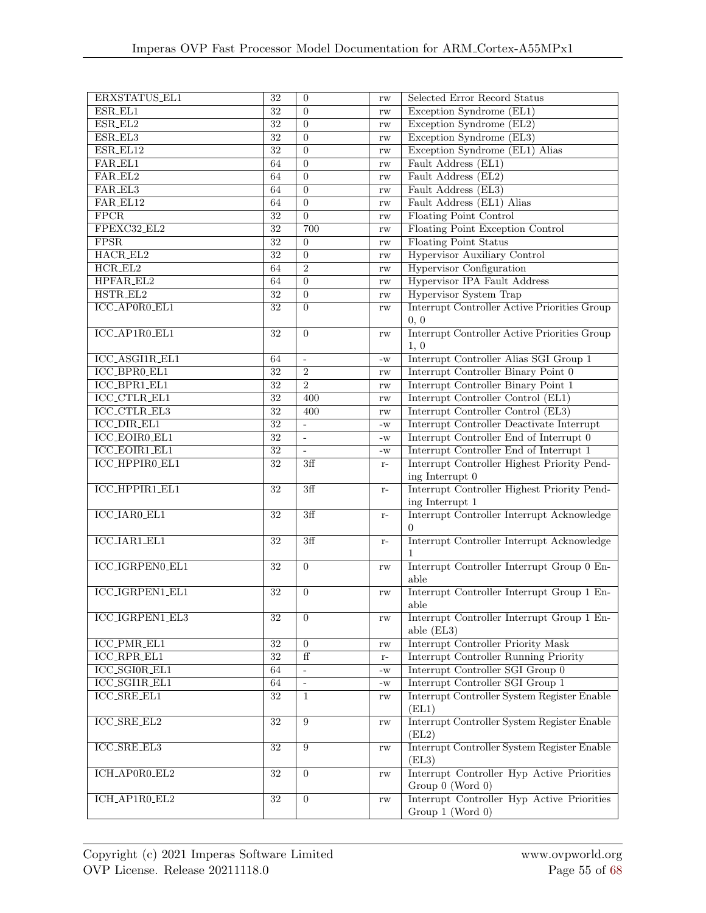| ERXSTATUS_EL1 | 32 | 0 | rw | Selected Error Record Status |
|---|---|---|---|---|
| ESR_EL1 | 32 | 0 | rw | Exception Syndrome (EL1) |
| ESR_EL2 | 32 | 0 | rw | Exception Syndrome (EL2) |
| ESR_EL3 | 32 | 0 | rw | Exception Syndrome (EL3) |
| ESR_EL12 | 32 | 0 | rw | Exception Syndrome (EL1) Alias |
| FAR_EL1 | 64 | 0 | rw | Fault Address (EL1) |
| FAR_EL2 | 64 | 0 | rw | Fault Address (EL2) |
| FAR_EL3 | 64 | 0 | rw | Fault Address (EL3) |
| FAR_EL12 | 64 | 0 | rw | Fault Address (EL1) Alias |
| FPCR | 32 | 0 | rw | Floating Point Control |
| FPEXC32_EL2 | 32 | 700 | rw | Floating Point Exception Control |
| FPSR | 32 | 0 | rw | Floating Point Status |
| HACR_EL2 | 32 | 0 | rw | Hypervisor Auxiliary Control |
| HCR_EL2 | 64 | 2 | rw | Hypervisor Configuration |
| HPFAR_EL2 | 64 | 0 | rw | Hypervisor IPA Fault Address |
| HSTR_EL2 | 32 | 0 | rw | Hypervisor System Trap |
| ICC_AP0R0_EL1 | 32 | 0 | rw | Interrupt Controller Active Priorities Group 0, 0 |
| ICC_AP1R0_EL1 | 32 | 0 | rw | Interrupt Controller Active Priorities Group 1, 0 |
| ICC_ASGI1R_EL1 | 64 | - | -w | Interrupt Controller Alias SGI Group 1 |
| ICC_BPR0_EL1 | 32 | 2 | rw | Interrupt Controller Binary Point 0 |
| ICC_BPR1_EL1 | 32 | 2 | rw | Interrupt Controller Binary Point 1 |
| ICC_CTLR_EL1 | 32 | 400 | rw | Interrupt Controller Control (EL1) |
| ICC_CTLR_EL3 | 32 | 400 | rw | Interrupt Controller Control (EL3) |
| ICC_DIR_EL1 | 32 | - | -w | Interrupt Controller Deactivate Interrupt |
| ICC_EOIR0_EL1 | 32 | - | -w | Interrupt Controller End of Interrupt 0 |
| ICC_EOIR1_EL1 | 32 | - | -w | Interrupt Controller End of Interrupt 1 |
| ICC_HPPIR0_EL1 | 32 | 3ff | r- | Interrupt Controller Highest Priority Pending Interrupt 0 |
| ICC_HPPIR1_EL1 | 32 | 3ff | r- | Interrupt Controller Highest Priority Pending Interrupt 1 |
| ICC_IAR0_EL1 | 32 | 3ff | r- | Interrupt Controller Interrupt Acknowledge 0 |
| ICC_IAR1_EL1 | 32 | 3ff | r- | Interrupt Controller Interrupt Acknowledge 1 |
| ICC_IGRPEN0_EL1 | 32 | 0 | rw | Interrupt Controller Interrupt Group 0 Enable |
| ICC_IGRPEN1_EL1 | 32 | 0 | rw | Interrupt Controller Interrupt Group 1 Enable |
| ICC_IGRPEN1_EL3 | 32 | 0 | rw | Interrupt Controller Interrupt Group 1 Enable (EL3) |
| ICC_PMR_EL1 | 32 | 0 | rw | Interrupt Controller Priority Mask |
| ICC_RPR_EL1 | 32 | ff | r- | Interrupt Controller Running Priority |
| ICC_SGI0R_EL1 | 64 | - | -w | Interrupt Controller SGI Group 0 |
| ICC_SGI1R_EL1 | 64 | - | -w | Interrupt Controller SGI Group 1 |
| ICC_SRE_EL1 | 32 | 1 | rw | Interrupt Controller System Register Enable (EL1) |
| ICC_SRE_EL2 | 32 | 9 | rw | Interrupt Controller System Register Enable (EL2) |
| ICC_SRE_EL3 | 32 | 9 | rw | Interrupt Controller System Register Enable (EL3) |
| ICH_AP0R0_EL2 | 32 | 0 | rw | Interrupt Controller Hyp Active Priorities Group 0 (Word 0) |
| ICH_AP1R0_EL2 | 32 | 0 | rw | Interrupt Controller Hyp Active Priorities Group 1 (Word 0) |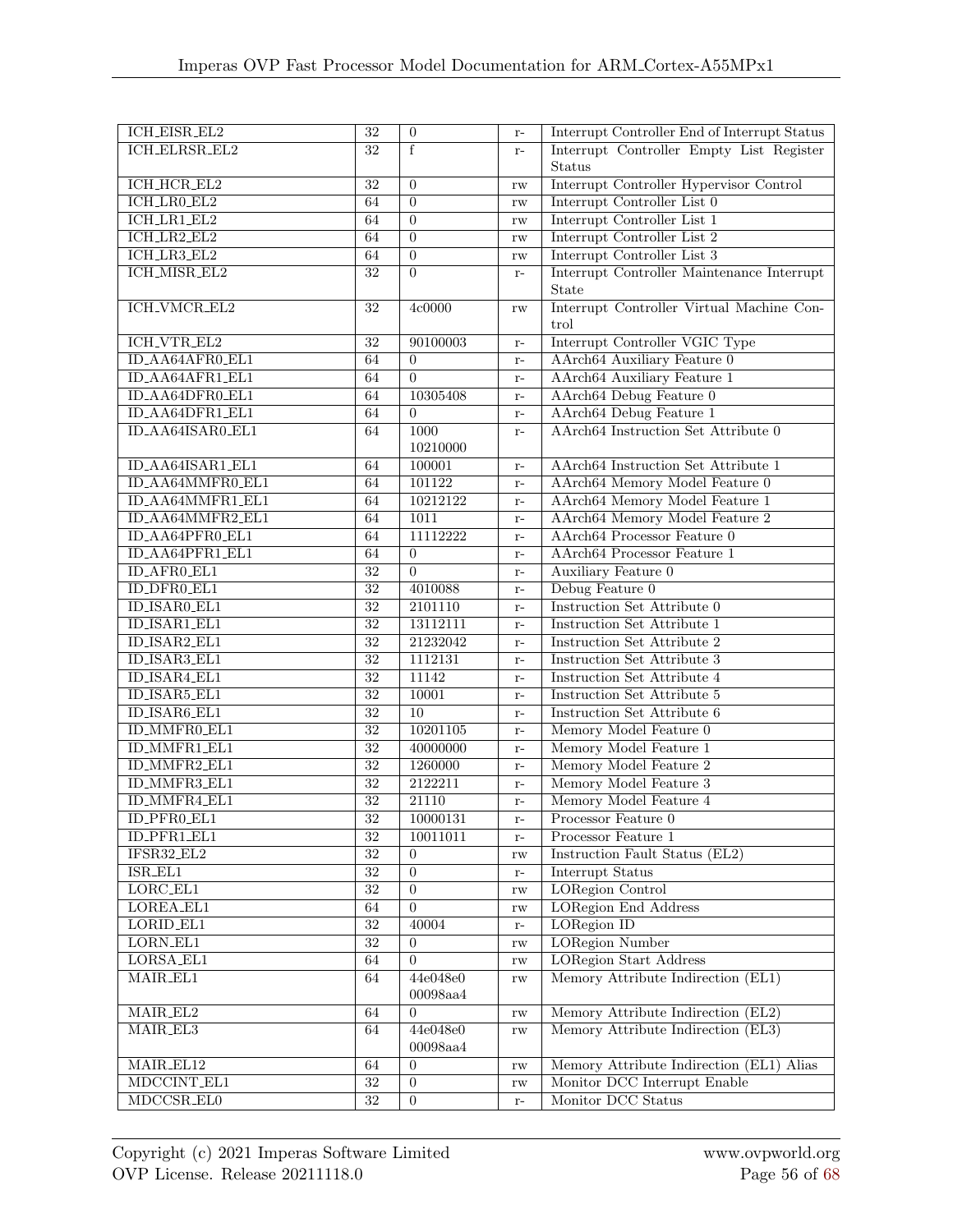| ICH_EISR_EL2 | 32 | 0 | r- | Interrupt Controller End of Interrupt Status |
|---|---|---|---|---|
| ICH_ELRSR_EL2 | 32 | f | r- | Interrupt Controller Empty List Register Status |
| ICH_HCR_EL2 | 32 | 0 | rw | Interrupt Controller Hypervisor Control |
| ICH_LR0_EL2 | 64 | 0 | rw | Interrupt Controller List 0 |
| ICH_LR1_EL2 | 64 | 0 | rw | Interrupt Controller List 1 |
| ICH_LR2_EL2 | 64 | 0 | rw | Interrupt Controller List 2 |
| ICH_LR3_EL2 | 64 | 0 | rw | Interrupt Controller List 3 |
| ICH_MISR_EL2 | 32 | 0 | r- | Interrupt Controller Maintenance Interrupt State |
| ICH_VMCR_EL2 | 32 | 4c0000 | rw | Interrupt Controller Virtual Machine Control |
| ICH_VTR_EL2 | 32 | 90100003 | r- | Interrupt Controller VGIC Type |
| ID_AA64AFR0_EL1 | 64 | 0 | r- | AArch64 Auxiliary Feature 0 |
| ID_AA64AFR1_EL1 | 64 | 0 | r- | AArch64 Auxiliary Feature 1 |
| ID_AA64DFR0_EL1 | 64 | 10305408 | r- | AArch64 Debug Feature 0 |
| ID_AA64DFR1_EL1 | 64 | 0 | r- | AArch64 Debug Feature 1 |
| ID_AA64ISAR0_EL1 | 64 | 1000 10210000 | r- | AArch64 Instruction Set Attribute 0 |
| ID_AA64ISAR1_EL1 | 64 | 100001 | r- | AArch64 Instruction Set Attribute 1 |
| ID_AA64MMFR0_EL1 | 64 | 101122 | r- | AArch64 Memory Model Feature 0 |
| ID_AA64MMFR1_EL1 | 64 | 10212122 | r- | AArch64 Memory Model Feature 1 |
| ID_AA64MMFR2_EL1 | 64 | 1011 | r- | AArch64 Memory Model Feature 2 |
| ID_AA64PFR0_EL1 | 64 | 11112222 | r- | AArch64 Processor Feature 0 |
| ID_AA64PFR1_EL1 | 64 | 0 | r- | AArch64 Processor Feature 1 |
| ID_AFR0_EL1 | 32 | 0 | r- | Auxiliary Feature 0 |
| ID_DFR0_EL1 | 32 | 4010088 | r- | Debug Feature 0 |
| ID_ISAR0_EL1 | 32 | 2101110 | r- | Instruction Set Attribute 0 |
| ID_ISAR1_EL1 | 32 | 13112111 | r- | Instruction Set Attribute 1 |
| ID_ISAR2_EL1 | 32 | 21232042 | r- | Instruction Set Attribute 2 |
| ID_ISAR3_EL1 | 32 | 1112131 | r- | Instruction Set Attribute 3 |
| ID_ISAR4_EL1 | 32 | 11142 | r- | Instruction Set Attribute 4 |
| ID_ISAR5_EL1 | 32 | 10001 | r- | Instruction Set Attribute 5 |
| ID_ISAR6_EL1 | 32 | 10 | r- | Instruction Set Attribute 6 |
| ID_MMFR0_EL1 | 32 | 10201105 | r- | Memory Model Feature 0 |
| ID_MMFR1_EL1 | 32 | 40000000 | r- | Memory Model Feature 1 |
| ID_MMFR2_EL1 | 32 | 1260000 | r- | Memory Model Feature 2 |
| ID_MMFR3_EL1 | 32 | 2122211 | r- | Memory Model Feature 3 |
| ID_MMFR4_EL1 | 32 | 21110 | r- | Memory Model Feature 4 |
| ID_PFR0_EL1 | 32 | 10000131 | r- | Processor Feature 0 |
| ID_PFR1_EL1 | 32 | 10011011 | r- | Processor Feature 1 |
| IFSR32_EL2 | 32 | 0 | rw | Instruction Fault Status (EL2) |
| ISR_EL1 | 32 | 0 | r- | Interrupt Status |
| LORC_EL1 | 32 | 0 | rw | LORegion Control |
| LOREA_EL1 | 64 | 0 | rw | LORegion End Address |
| LORID_EL1 | 32 | 40004 | r- | LORegion ID |
| LORN_EL1 | 32 | 0 | rw | LORegion Number |
| LORSA_EL1 | 64 | 0 | rw | LORegion Start Address |
| MAIR_EL1 | 64 | 44e048e0 00098aa4 | rw | Memory Attribute Indirection (EL1) |
| MAIR_EL2 | 64 | 0 | rw | Memory Attribute Indirection (EL2) |
| MAIR_EL3 | 64 | 44e048e0 00098aa4 | rw | Memory Attribute Indirection (EL3) |
| MAIR_EL12 | 64 | 0 | rw | Memory Attribute Indirection (EL1) Alias |
| MDCCINT_EL1 | 32 | 0 | rw | Monitor DCC Interrupt Enable |
| MDCCSR_EL0 | 32 | 0 | r- | Monitor DCC Status |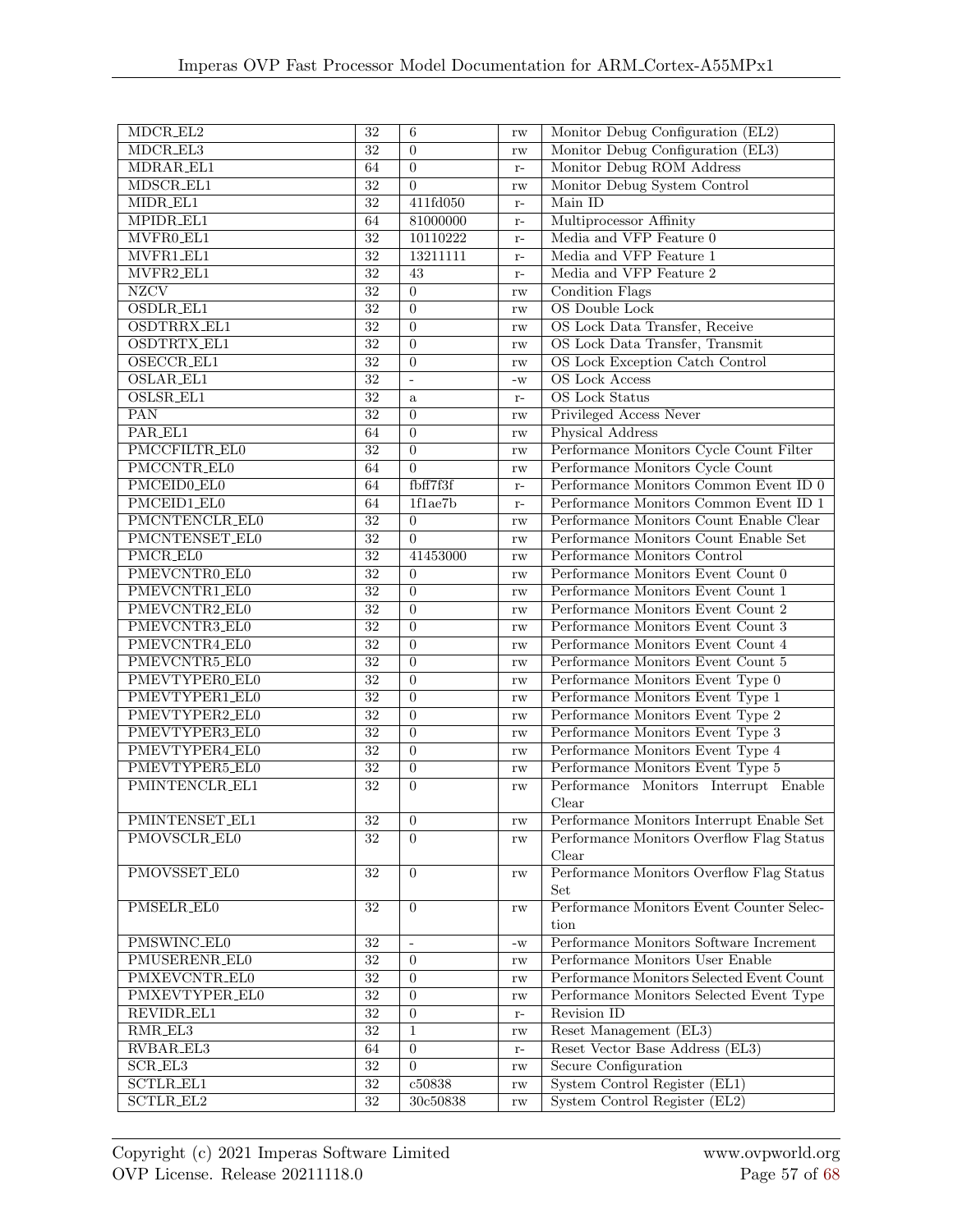| MDCR_EL2 | 32 | 6 | rw | Monitor Debug Configuration (EL2) |
|---|---|---|---|---|
| MDCR_EL3 | 32 | 0 | rw | Monitor Debug Configuration (EL3) |
| MDRAR_EL1 | 64 | 0 | r- | Monitor Debug ROM Address |
| MDSCR_EL1 | 32 | 0 | rw | Monitor Debug System Control |
| MIDR_EL1 | 32 | 411fd050 | r- | Main ID |
| MPIDR_EL1 | 64 | 81000000 | r- | Multiprocessor Affinity |
| MVFR0_EL1 | 32 | 10110222 | r- | Media and VFP Feature 0 |
| MVFR1_EL1 | 32 | 13211111 | r- | Media and VFP Feature 1 |
| MVFR2_EL1 | 32 | 43 | r- | Media and VFP Feature 2 |
| NZCV | 32 | 0 | rw | Condition Flags |
| OSDLR_EL1 | 32 | 0 | rw | OS Double Lock |
| OSDTRRX_EL1 | 32 | 0 | rw | OS Lock Data Transfer, Receive |
| OSDTRTX_EL1 | 32 | 0 | rw | OS Lock Data Transfer, Transmit |
| OSECCR_EL1 | 32 | 0 | rw | OS Lock Exception Catch Control |
| OSLAR_EL1 | 32 | - | -w | OS Lock Access |
| OSLSR_EL1 | 32 | a | r- | OS Lock Status |
| PAN | 32 | 0 | rw | Privileged Access Never |
| PAR_EL1 | 64 | 0 | rw | Physical Address |
| PMCCFILTR_EL0 | 32 | 0 | rw | Performance Monitors Cycle Count Filter |
| PMCCNTR_EL0 | 64 | 0 | rw | Performance Monitors Cycle Count |
| PMCEID0_EL0 | 64 | fbff7f3f | r- | Performance Monitors Common Event ID 0 |
| PMCEID1_EL0 | 64 | 1f1ae7b | r- | Performance Monitors Common Event ID 1 |
| PMCNTENCLR_EL0 | 32 | 0 | rw | Performance Monitors Count Enable Clear |
| PMCNTENSET_EL0 | 32 | 0 | rw | Performance Monitors Count Enable Set |
| PMCR_EL0 | 32 | 41453000 | rw | Performance Monitors Control |
| PMEVCNTR0_EL0 | 32 | 0 | rw | Performance Monitors Event Count 0 |
| PMEVCNTR1_EL0 | 32 | 0 | rw | Performance Monitors Event Count 1 |
| PMEVCNTR2_EL0 | 32 | 0 | rw | Performance Monitors Event Count 2 |
| PMEVCNTR3_EL0 | 32 | 0 | rw | Performance Monitors Event Count 3 |
| PMEVCNTR4_EL0 | 32 | 0 | rw | Performance Monitors Event Count 4 |
| PMEVCNTR5_EL0 | 32 | 0 | rw | Performance Monitors Event Count 5 |
| PMEVTYPER0_EL0 | 32 | 0 | rw | Performance Monitors Event Type 0 |
| PMEVTYPER1_EL0 | 32 | 0 | rw | Performance Monitors Event Type 1 |
| PMEVTYPER2_EL0 | 32 | 0 | rw | Performance Monitors Event Type 2 |
| PMEVTYPER3_EL0 | 32 | 0 | rw | Performance Monitors Event Type 3 |
| PMEVTYPER4_EL0 | 32 | 0 | rw | Performance Monitors Event Type 4 |
| PMEVTYPER5_EL0 | 32 | 0 | rw | Performance Monitors Event Type 5 |
| PMINTENCLR_EL1 | 32 | 0 | rw | Performance Monitors Interrupt Enable Clear |
| PMINTENSET_EL1 | 32 | 0 | rw | Performance Monitors Interrupt Enable Set |
| PMOVSCLR_EL0 | 32 | 0 | rw | Performance Monitors Overflow Flag Status Clear |
| PMOVSSET_EL0 | 32 | 0 | rw | Performance Monitors Overflow Flag Status Set |
| PMSELR_EL0 | 32 | 0 | rw | Performance Monitors Event Counter Selection |
| PMSWINC_EL0 | 32 | - | -w | Performance Monitors Software Increment |
| PMUSERENR_EL0 | 32 | 0 | rw | Performance Monitors User Enable |
| PMXEVCNTR_EL0 | 32 | 0 | rw | Performance Monitors Selected Event Count |
| PMXEVTYPER_EL0 | 32 | 0 | rw | Performance Monitors Selected Event Type |
| REVIDR_EL1 | 32 | 0 | r- | Revision ID |
| RMR_EL3 | 32 | 1 | rw | Reset Management (EL3) |
| RVBAR_EL3 | 64 | 0 | r- | Reset Vector Base Address (EL3) |
| SCR_EL3 | 32 | 0 | rw | Secure Configuration |
| SCTLR_EL1 | 32 | c50838 | rw | System Control Register (EL1) |
| SCTLR_EL2 | 32 | 30c50838 | rw | System Control Register (EL2) |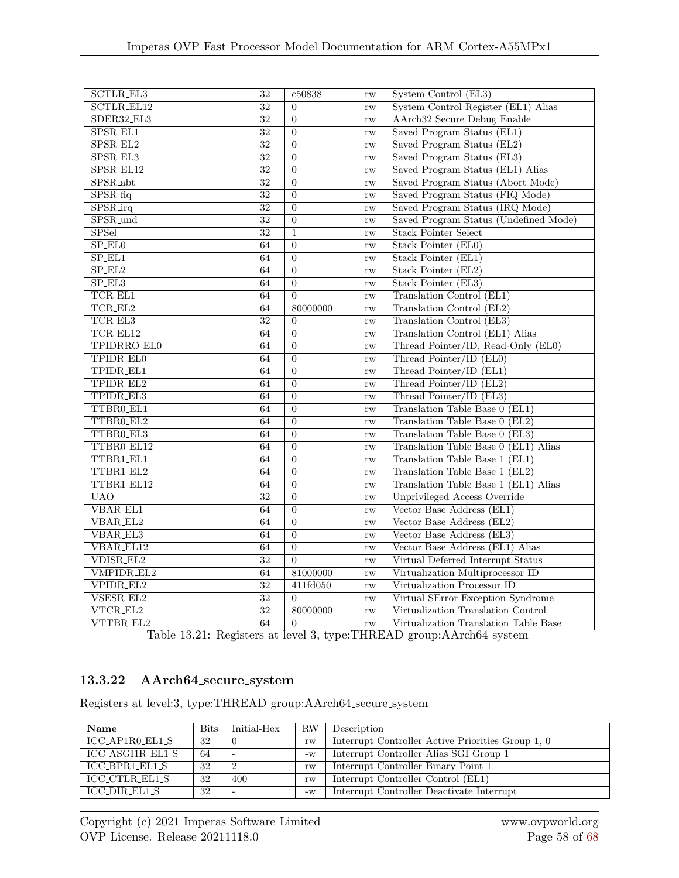| | | | | |
|---|---|---|---|---|
| SCTLR_EL3 | 32 | c50838 | rw | System Control (EL3) |
| SCTLR_EL12 | 32 | 0 | rw | System Control Register (EL1) Alias |
| SDER32_EL3 | 32 | 0 | rw | AArch32 Secure Debug Enable |
| SPSR_EL1 | 32 | 0 | rw | Saved Program Status (EL1) |
| SPSR_EL2 | 32 | 0 | rw | Saved Program Status (EL2) |
| SPSR_EL3 | 32 | 0 | rw | Saved Program Status (EL3) |
| SPSR_EL12 | 32 | 0 | rw | Saved Program Status (EL1) Alias |
| SPSR_abt | 32 | 0 | rw | Saved Program Status (Abort Mode) |
| SPSR_fiq | 32 | 0 | rw | Saved Program Status (FIQ Mode) |
| SPSR_irq | 32 | 0 | rw | Saved Program Status (IRQ Mode) |
| SPSR_und | 32 | 0 | rw | Saved Program Status (Undefined Mode) |
| SPSel | 32 | 1 | rw | Stack Pointer Select |
| SP_EL0 | 64 | 0 | rw | Stack Pointer (EL0) |
| SP_EL1 | 64 | 0 | rw | Stack Pointer (EL1) |
| SP_EL2 | 64 | 0 | rw | Stack Pointer (EL2) |
| SP_EL3 | 64 | 0 | rw | Stack Pointer (EL3) |
| TCR_EL1 | 64 | 0 | rw | Translation Control (EL1) |
| TCR_EL2 | 64 | 80000000 | rw | Translation Control (EL2) |
| TCR_EL3 | 32 | 0 | rw | Translation Control (EL3) |
| TCR_EL12 | 64 | 0 | rw | Translation Control (EL1) Alias |
| TPIDRRO_EL0 | 64 | 0 | rw | Thread Pointer/ID, Read-Only (EL0) |
| TPIDR_EL0 | 64 | 0 | rw | Thread Pointer/ID (EL0) |
| TPIDR_EL1 | 64 | 0 | rw | Thread Pointer/ID (EL1) |
| TPIDR_EL2 | 64 | 0 | rw | Thread Pointer/ID (EL2) |
| TPIDR_EL3 | 64 | 0 | rw | Thread Pointer/ID (EL3) |
| TTBR0_EL1 | 64 | 0 | rw | Translation Table Base 0 (EL1) |
| TTBR0_EL2 | 64 | 0 | rw | Translation Table Base 0 (EL2) |
| TTBR0_EL3 | 64 | 0 | rw | Translation Table Base 0 (EL3) |
| TTBR0_EL12 | 64 | 0 | rw | Translation Table Base 0 (EL1) Alias |
| TTBR1_EL1 | 64 | 0 | rw | Translation Table Base 1 (EL1) |
| TTBR1_EL2 | 64 | 0 | rw | Translation Table Base 1 (EL2) |
| TTBR1_EL12 | 64 | 0 | rw | Translation Table Base 1 (EL1) Alias |
| UAO | 32 | 0 | rw | Unprivileged Access Override |
| VBAR_EL1 | 64 | 0 | rw | Vector Base Address (EL1) |
| VBAR_EL2 | 64 | 0 | rw | Vector Base Address (EL2) |
| VBAR_EL3 | 64 | 0 | rw | Vector Base Address (EL3) |
| VBAR_EL12 | 64 | 0 | rw | Vector Base Address (EL1) Alias |
| VDISR_EL2 | 32 | 0 | rw | Virtual Deferred Interrupt Status |
| VMPIDR_EL2 | 64 | 81000000 | rw | Virtualization Multiprocessor ID |
| VPIDR_EL2 | 32 | 411fd050 | rw | Virtualization Processor ID |
| VSESR_EL2 | 32 | 0 | rw | Virtual SError Exception Syndrome |
| VTCR_EL2 | 32 | 80000000 | rw | Virtualization Translation Control |
| VTTBR_EL2 | 64 | 0 | rw | Virtualization Translation Table Base |

Table 13.21: Registers at level 3, type:THREAD group:AArch64_system

### 13.3.22 AArch64_secure_system

Registers at level:3, type:THREAD group:AArch64_secure_system

| Name | Bits | Initial-Hex | RW | Description |
|---|---|---|---|---|
| ICC_AP1R0_EL1_S | 32 | 0 | rw | Interrupt Controller Active Priorities Group 1, 0 |
| ICC_ASGI1R_EL1_S | 64 | - | -w | Interrupt Controller Alias SGI Group 1 |
| ICC_BPR1_EL1_S | 32 | 2 | rw | Interrupt Controller Binary Point 1 |
| ICC_CTLR_EL1_S | 32 | 400 | rw | Interrupt Controller Control (EL1) |
| ICC_DIR_EL1_S | 32 | - | -w | Interrupt Controller Deactivate Interrupt |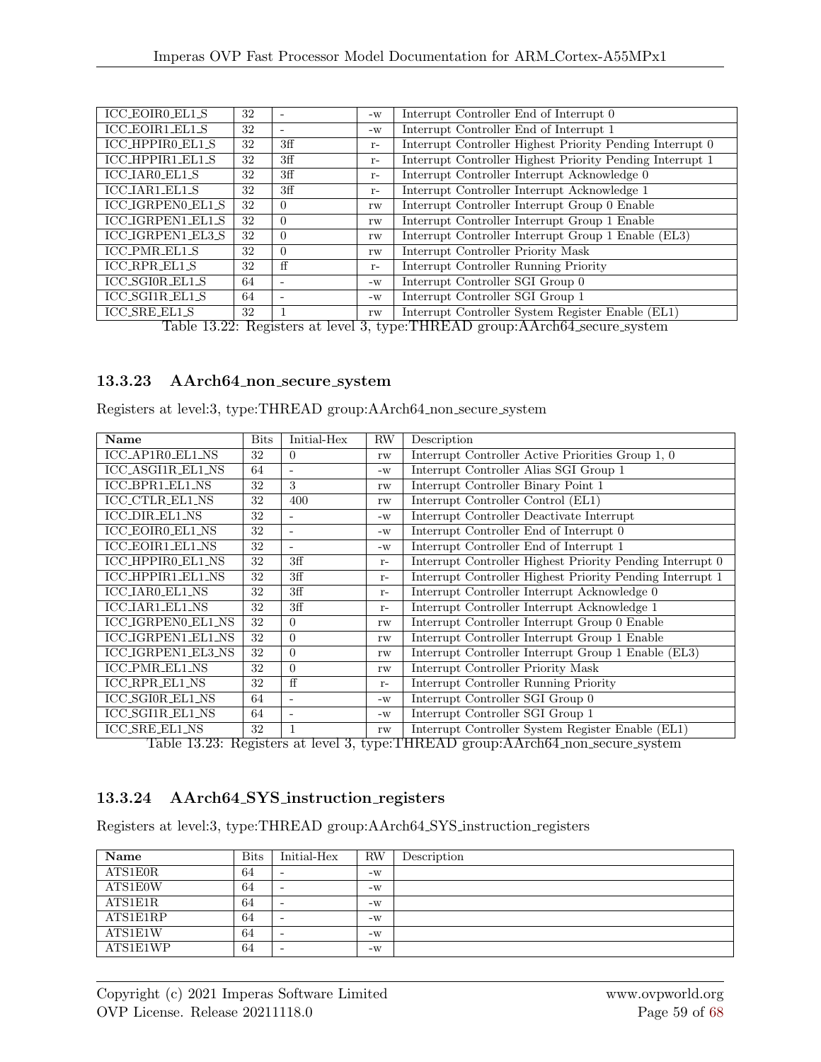| ICC_EOIR0_EL1_S | 32 | - | -w | Interrupt Controller End of Interrupt 0 |
|---|---|---|---|---|
| ICC_EOIR1_EL1_S | 32 | - | -w | Interrupt Controller End of Interrupt 1 |
| ICC_HPPIR0_EL1_S | 32 | 3ff | r- | Interrupt Controller Highest Priority Pending Interrupt 0 |
| ICC_HPPIR1_EL1_S | 32 | 3ff | r- | Interrupt Controller Highest Priority Pending Interrupt 1 |
| ICC_IAR0_EL1_S | 32 | 3ff | r- | Interrupt Controller Interrupt Acknowledge 0 |
| ICC_IAR1_EL1_S | 32 | 3ff | r- | Interrupt Controller Interrupt Acknowledge 1 |
| ICC_IGRPEN0_EL1_S | 32 | 0 | rw | Interrupt Controller Interrupt Group 0 Enable |
| ICC_IGRPEN1_EL1_S | 32 | 0 | rw | Interrupt Controller Interrupt Group 1 Enable |
| ICC_IGRPEN1_EL3_S | 32 | 0 | rw | Interrupt Controller Interrupt Group 1 Enable (EL3) |
| ICC_PMR_EL1_S | 32 | 0 | rw | Interrupt Controller Priority Mask |
| ICC_RPR_EL1_S | 32 | ff | r- | Interrupt Controller Running Priority |
| ICC_SGI0R_EL1_S | 64 | - | -w | Interrupt Controller SGI Group 0 |
| ICC_SGI1R_EL1_S | 64 | - | -w | Interrupt Controller SGI Group 1 |
| ICC_SRE_EL1_S | 32 | 1 | rw | Interrupt Controller System Register Enable (EL1) |

Table 13.22: Registers at level 3, type:THREAD group:AArch64_secure_system

### 13.3.23 AArch64_non_secure_system

Registers at level:3, type:THREAD group:AArch64_non_secure_system

| Name | Bits | Initial-Hex | RW | Description |
|---|---|---|---|---|
| ICC_AP1R0_EL1_NS | 32 | 0 | rw | Interrupt Controller Active Priorities Group 1, 0 |
| ICC_ASGI1R_EL1_NS | 64 | - | -w | Interrupt Controller Alias SGI Group 1 |
| ICC_BPR1_EL1_NS | 32 | 3 | rw | Interrupt Controller Binary Point 1 |
| ICC_CTLR_EL1_NS | 32 | 400 | rw | Interrupt Controller Control (EL1) |
| ICC_DIR_EL1_NS | 32 | - | -w | Interrupt Controller Deactivate Interrupt |
| ICC_EOIR0_EL1_NS | 32 | - | -w | Interrupt Controller End of Interrupt 0 |
| ICC_EOIR1_EL1_NS | 32 | - | -w | Interrupt Controller End of Interrupt 1 |
| ICC_HPPIR0_EL1_NS | 32 | 3ff | r- | Interrupt Controller Highest Priority Pending Interrupt 0 |
| ICC_HPPIR1_EL1_NS | 32 | 3ff | r- | Interrupt Controller Highest Priority Pending Interrupt 1 |
| ICC_IAR0_EL1_NS | 32 | 3ff | r- | Interrupt Controller Interrupt Acknowledge 0 |
| ICC_IAR1_EL1_NS | 32 | 3ff | r- | Interrupt Controller Interrupt Acknowledge 1 |
| ICC_IGRPEN0_EL1_NS | 32 | 0 | rw | Interrupt Controller Interrupt Group 0 Enable |
| ICC_IGRPEN1_EL1_NS | 32 | 0 | rw | Interrupt Controller Interrupt Group 1 Enable |
| ICC_IGRPEN1_EL3_NS | 32 | 0 | rw | Interrupt Controller Interrupt Group 1 Enable (EL3) |
| ICC_PMR_EL1_NS | 32 | 0 | rw | Interrupt Controller Priority Mask |
| ICC_RPR_EL1_NS | 32 | ff | r- | Interrupt Controller Running Priority |
| ICC_SGI0R_EL1_NS | 64 | - | -w | Interrupt Controller SGI Group 0 |
| ICC_SGI1R_EL1_NS | 64 | - | -w | Interrupt Controller SGI Group 1 |
| ICC_SRE_EL1_NS | 32 | 1 | rw | Interrupt Controller System Register Enable (EL1) |

Table 13.23: Registers at level 3, type:THREAD group:AArch64_non_secure_system

### 13.3.24 AArch64_SYS_instruction_registers

Registers at level:3, type:THREAD group:AArch64_SYS_instruction_registers

| Name | Bits | Initial-Hex | RW | Description |
|---|---|---|---|---|
| ATS1E0R | 64 | - | -w | |
| ATS1E0W | 64 | - | -w | |
| ATS1E1R | 64 | - | -w | |
| ATS1E1RP | 64 | - | -w | |
| ATS1E1W | 64 | - | -w | |
| ATS1E1WP | 64 | - | -w | |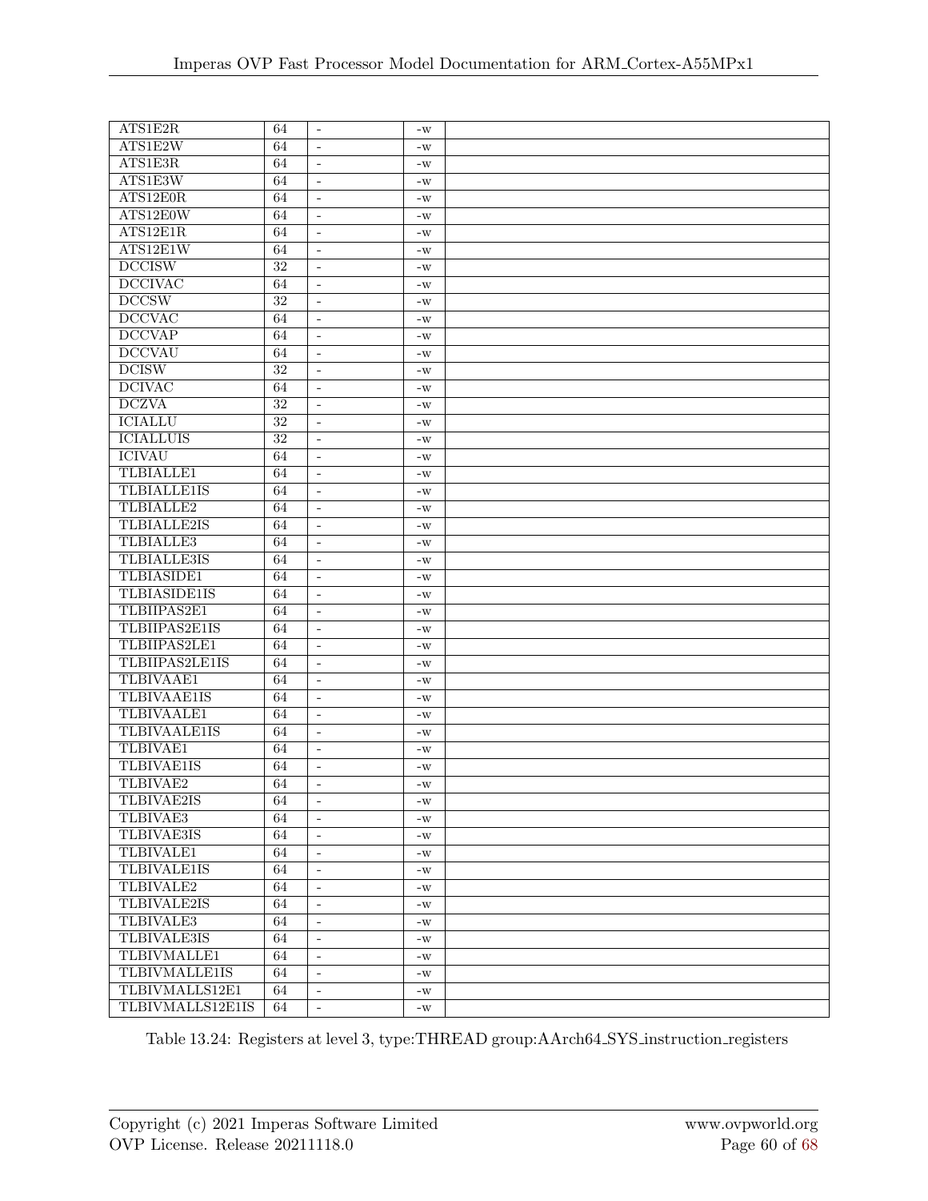| | | | | |
|---|---|---|---|---|
| ATS1E2R | 64 | - | -w | |
| ATS1E2W | 64 | - | -w | |
| ATS1E3R | 64 | - | -w | |
| ATS1E3W | 64 | - | -w | |
| ATS12E0R | 64 | - | -w | |
| ATS12E0W | 64 | - | -w | |
| ATS12E1R | 64 | - | -w | |
| ATS12E1W | 64 | - | -w | |
| DCCISW | 32 | - | -w | |
| DCCIVAC | 64 | - | -w | |
| DCCSW | 32 | - | -w | |
| DCCVAC | 64 | - | -w | |
| DCCVAP | 64 | - | -w | |
| DCCVAU | 64 | - | -w | |
| DCISW | 32 | - | -w | |
| DCIVAC | 64 | - | -w | |
| DCZVA | 32 | - | -w | |
| ICIALLU | 32 | - | -w | |
| ICIALLUIS | 32 | - | -w | |
| ICIVAU | 64 | - | -w | |
| TLBIALLE1 | 64 | - | -w | |
| TLBIALLE1IS | 64 | - | -w | |
| TLBIALLE2 | 64 | - | -w | |
| TLBIALLE2IS | 64 | - | -w | |
| TLBIALLE3 | 64 | - | -w | |
| TLBIALLE3IS | 64 | - | -w | |
| TLBIASIDE1 | 64 | - | -w | |
| TLBIASIDE1IS | 64 | - | -w | |
| TLBIIPAS2E1 | 64 | - | -w | |
| TLBIIPAS2E1IS | 64 | - | -w | |
| TLBIIPAS2LE1 | 64 | - | -w | |
| TLBIIPAS2LE1IS | 64 | - | -w | |
| TLBIVAAE1 | 64 | - | -w | |
| TLBIVAAE1IS | 64 | - | -w | |
| TLBIVAALE1 | 64 | - | -w | |
| TLBIVAALE1IS | 64 | - | -w | |
| TLBIVAE1 | 64 | - | -w | |
| TLBIVAE1IS | 64 | - | -w | |
| TLBIVAE2 | 64 | - | -w | |
| TLBIVAE2IS | 64 | - | -w | |
| TLBIVAE3 | 64 | - | -w | |
| TLBIVAE3IS | 64 | - | -w | |
| TLBIVALE1 | 64 | - | -w | |
| TLBIVALE1IS | 64 | - | -w | |
| TLBIVALE2 | 64 | - | -w | |
| TLBIVALE2IS | 64 | - | -w | |
| TLBIVALE3 | 64 | - | -w | |
| TLBIVALE3IS | 64 | - | -w | |
| TLBIVMALLE1 | 64 | - | -w | |
| TLBIVMALLE1IS | 64 | - | -w | |
| TLBIVMALLS12E1 | 64 | - | -w | |
| TLBIVMALLS12E1IS | 64 | - | -w | |

Table 13.24: Registers at level 3, type:THREAD group:AArch64_SYS_instruction_registers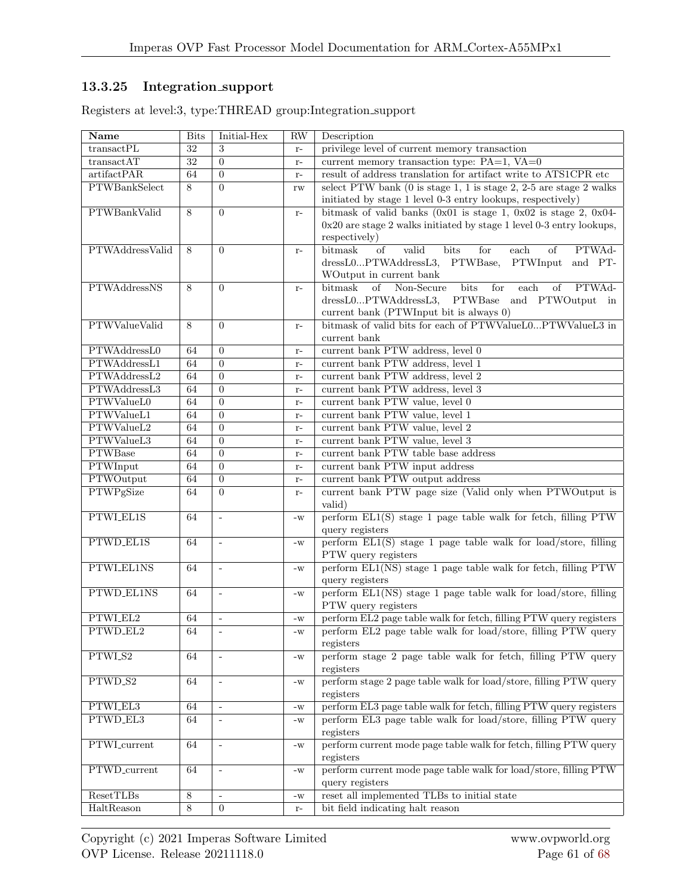### 13.3.25 Integration_support

Registers at level:3, type:THREAD group:Integration_support

| Name | Bits | Initial-Hex | RW | Description |
|---|---|---|---|---|
| transactPL | 32 | 3 | r- | privilege level of current memory transaction |
| transactAT | 32 | 0 | r- | current memory transaction type: PA=1, VA=0 |
| artifactPAR | 64 | 0 | r- | result of address translation for artifact write to ATS1CPR etc |
| PTWBankSelect | 8 | 0 | rw | select PTW bank (0 is stage 1, 1 is stage 2, 2-5 are stage 2 walks initiated by stage 1 level 0-3 entry lookups, respectively) |
| PTWBankValid | 8 | 0 | r- | bitmask of valid banks (0x01 is stage 1, 0x02 is stage 2, 0x04-0x20 are stage 2 walks initiated by stage 1 level 0-3 entry lookups, respectively) |
| PTWAddressValid | 8 | 0 | r- | bitmask of valid bits for each of PTWAddressL0...PTWAddressL3, PTWBase, PTWInput and PTWOutput in current bank |
| PTWAddressNS | 8 | 0 | r- | bitmask of Non-Secure bits for each of PTWAddressL0...PTWAddressL3, PTWBase and PTWOutput in current bank (PTWInput bit is always 0) |
| PTWValueValid | 8 | 0 | r- | bitmask of valid bits for each of PTWValueL0...PTWValueL3 in current bank |
| PTWAddressL0 | 64 | 0 | r- | current bank PTW address, level 0 |
| PTWAddressL1 | 64 | 0 | r- | current bank PTW address, level 1 |
| PTWAddressL2 | 64 | 0 | r- | current bank PTW address, level 2 |
| PTWAddressL3 | 64 | 0 | r- | current bank PTW address, level 3 |
| PTWValueL0 | 64 | 0 | r- | current bank PTW value, level 0 |
| PTWValueL1 | 64 | 0 | r- | current bank PTW value, level 1 |
| PTWValueL2 | 64 | 0 | r- | current bank PTW value, level 2 |
| PTWValueL3 | 64 | 0 | r- | current bank PTW value, level 3 |
| PTWBase | 64 | 0 | r- | current bank PTW table base address |
| PTWInput | 64 | 0 | r- | current bank PTW input address |
| PTWOutput | 64 | 0 | r- | current bank PTW output address |
| PTWPgSize | 64 | 0 | r- | current bank PTW page size (Valid only when PTWOutput is valid) |
| PTWI_EL1S | 64 | - | -w | perform EL1(S) stage 1 page table walk for fetch, filling PTW query registers |
| PTWD_EL1S | 64 | - | -w | perform EL1(S) stage 1 page table walk for load/store, filling PTW query registers |
| PTWI_EL1NS | 64 | - | -w | perform EL1(NS) stage 1 page table walk for fetch, filling PTW query registers |
| PTWD_EL1NS | 64 | - | -w | perform EL1(NS) stage 1 page table walk for load/store, filling PTW query registers |
| PTWI_EL2 | 64 | - | -w | perform EL2 page table walk for fetch, filling PTW query registers |
| PTWD_EL2 | 64 | - | -w | perform EL2 page table walk for load/store, filling PTW query registers |
| PTWI_S2 | 64 | - | -w | perform stage 2 page table walk for fetch, filling PTW query registers |
| PTWD_S2 | 64 | - | -w | perform stage 2 page table walk for load/store, filling PTW query registers |
| PTWI_EL3 | 64 | - | -w | perform EL3 page table walk for fetch, filling PTW query registers |
| PTWD_EL3 | 64 | - | -w | perform EL3 page table walk for load/store, filling PTW query registers |
| PTWI_current | 64 | - | -w | perform current mode page table walk for fetch, filling PTW query registers |
| PTWD_current | 64 | - | -w | perform current mode page table walk for load/store, filling PTW query registers |
| ResetTLBs | 8 | - | -w | reset all implemented TLBs to initial state |
| HaltReason | 8 | 0 | r- | bit field indicating halt reason |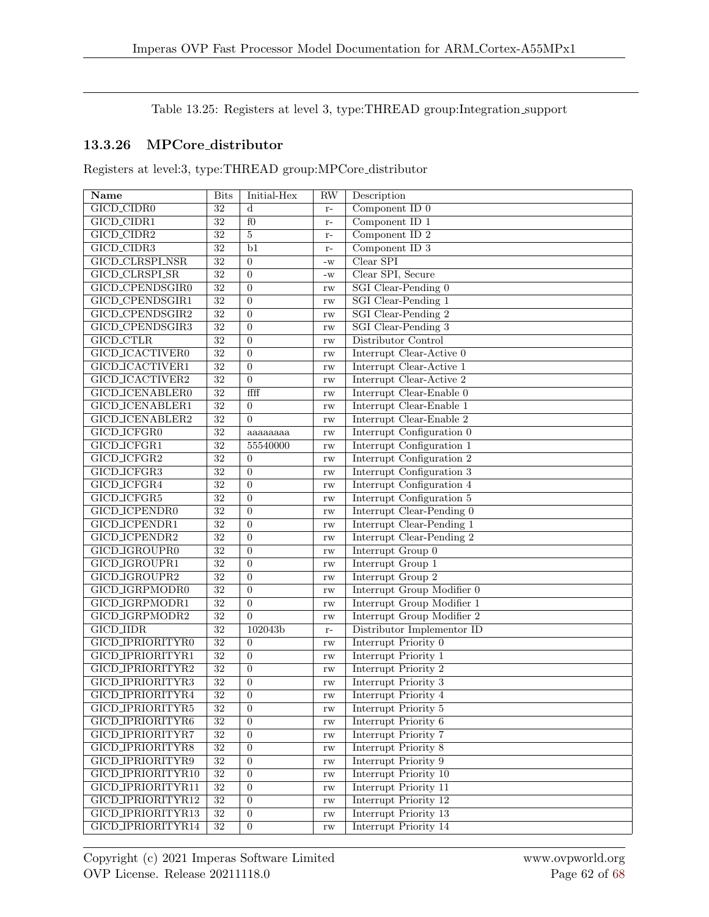Table 13.25: Registers at level 3, type:THREAD group:Integration_support

### 13.3.26 MPCore_distributor

Registers at level:3, type:THREAD group:MPCore_distributor

| Name | Bits | Initial-Hex | RW | Description |
|---|---|---|---|---|
| GICD_CIDR0 | 32 | d | r- | Component ID 0 |
| GICD_CIDR1 | 32 | f0 | r- | Component ID 1 |
| GICD_CIDR2 | 32 | 5 | r- | Component ID 2 |
| GICD_CIDR3 | 32 | b1 | r- | Component ID 3 |
| GICD_CLRSPI_NSR | 32 | 0 | -w | Clear SPI |
| GICD_CLRSPI_SR | 32 | 0 | -w | Clear SPI, Secure |
| GICD_CPENDSGIR0 | 32 | 0 | rw | SGI Clear-Pending 0 |
| GICD_CPENDSGIR1 | 32 | 0 | rw | SGI Clear-Pending 1 |
| GICD_CPENDSGIR2 | 32 | 0 | rw | SGI Clear-Pending 2 |
| GICD_CPENDSGIR3 | 32 | 0 | rw | SGI Clear-Pending 3 |
| GICD_CTLR | 32 | 0 | rw | Distributor Control |
| GICD_ICACTIVER0 | 32 | 0 | rw | Interrupt Clear-Active 0 |
| GICD_ICACTIVER1 | 32 | 0 | rw | Interrupt Clear-Active 1 |
| GICD_ICACTIVER2 | 32 | 0 | rw | Interrupt Clear-Active 2 |
| GICD_ICENABLER0 | 32 | ffff | rw | Interrupt Clear-Enable 0 |
| GICD_ICENABLER1 | 32 | 0 | rw | Interrupt Clear-Enable 1 |
| GICD_ICENABLER2 | 32 | 0 | rw | Interrupt Clear-Enable 2 |
| GICD_ICFGR0 | 32 | aaaaaaaa | rw | Interrupt Configuration 0 |
| GICD_ICFGR1 | 32 | 55540000 | rw | Interrupt Configuration 1 |
| GICD_ICFGR2 | 32 | 0 | rw | Interrupt Configuration 2 |
| GICD_ICFGR3 | 32 | 0 | rw | Interrupt Configuration 3 |
| GICD_ICFGR4 | 32 | 0 | rw | Interrupt Configuration 4 |
| GICD_ICFGR5 | 32 | 0 | rw | Interrupt Configuration 5 |
| GICD_ICPENDR0 | 32 | 0 | rw | Interrupt Clear-Pending 0 |
| GICD_ICPENDR1 | 32 | 0 | rw | Interrupt Clear-Pending 1 |
| GICD_ICPENDR2 | 32 | 0 | rw | Interrupt Clear-Pending 2 |
| GICD_IGROUPR0 | 32 | 0 | rw | Interrupt Group 0 |
| GICD_IGROUPR1 | 32 | 0 | rw | Interrupt Group 1 |
| GICD_IGROUPR2 | 32 | 0 | rw | Interrupt Group 2 |
| GICD_IGRPMODR0 | 32 | 0 | rw | Interrupt Group Modifier 0 |
| GICD_IGRPMODR1 | 32 | 0 | rw | Interrupt Group Modifier 1 |
| GICD_IGRPMODR2 | 32 | 0 | rw | Interrupt Group Modifier 2 |
| GICD_IIDR | 32 | 102043b | r- | Distributor Implementor ID |
| GICD_IPRIORITYR0 | 32 | 0 | rw | Interrupt Priority 0 |
| GICD_IPRIORITYR1 | 32 | 0 | rw | Interrupt Priority 1 |
| GICD_IPRIORITYR2 | 32 | 0 | rw | Interrupt Priority 2 |
| GICD_IPRIORITYR3 | 32 | 0 | rw | Interrupt Priority 3 |
| GICD_IPRIORITYR4 | 32 | 0 | rw | Interrupt Priority 4 |
| GICD_IPRIORITYR5 | 32 | 0 | rw | Interrupt Priority 5 |
| GICD_IPRIORITYR6 | 32 | 0 | rw | Interrupt Priority 6 |
| GICD_IPRIORITYR7 | 32 | 0 | rw | Interrupt Priority 7 |
| GICD_IPRIORITYR8 | 32 | 0 | rw | Interrupt Priority 8 |
| GICD_IPRIORITYR9 | 32 | 0 | rw | Interrupt Priority 9 |
| GICD_IPRIORITYR10 | 32 | 0 | rw | Interrupt Priority 10 |
| GICD_IPRIORITYR11 | 32 | 0 | rw | Interrupt Priority 11 |
| GICD_IPRIORITYR12 | 32 | 0 | rw | Interrupt Priority 12 |
| GICD_IPRIORITYR13 | 32 | 0 | rw | Interrupt Priority 13 |
| GICD_IPRIORITYR14 | 32 | 0 | rw | Interrupt Priority 14 |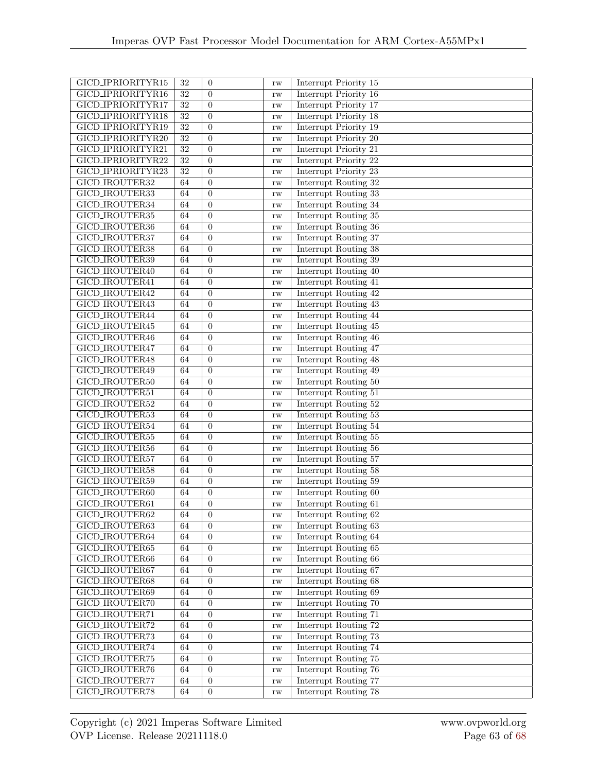| | | | | |
|---|---|---|---|---|
| GICD_IPRIORITYR15 | 32 | 0 | rw | Interrupt Priority 15 |
| GICD_IPRIORITYR16 | 32 | 0 | rw | Interrupt Priority 16 |
| GICD_IPRIORITYR17 | 32 | 0 | rw | Interrupt Priority 17 |
| GICD_IPRIORITYR18 | 32 | 0 | rw | Interrupt Priority 18 |
| GICD_IPRIORITYR19 | 32 | 0 | rw | Interrupt Priority 19 |
| GICD_IPRIORITYR20 | 32 | 0 | rw | Interrupt Priority 20 |
| GICD_IPRIORITYR21 | 32 | 0 | rw | Interrupt Priority 21 |
| GICD_IPRIORITYR22 | 32 | 0 | rw | Interrupt Priority 22 |
| GICD_IPRIORITYR23 | 32 | 0 | rw | Interrupt Priority 23 |
| GICD_IROUTER32 | 64 | 0 | rw | Interrupt Routing 32 |
| GICD_IROUTER33 | 64 | 0 | rw | Interrupt Routing 33 |
| GICD_IROUTER34 | 64 | 0 | rw | Interrupt Routing 34 |
| GICD_IROUTER35 | 64 | 0 | rw | Interrupt Routing 35 |
| GICD_IROUTER36 | 64 | 0 | rw | Interrupt Routing 36 |
| GICD_IROUTER37 | 64 | 0 | rw | Interrupt Routing 37 |
| GICD_IROUTER38 | 64 | 0 | rw | Interrupt Routing 38 |
| GICD_IROUTER39 | 64 | 0 | rw | Interrupt Routing 39 |
| GICD_IROUTER40 | 64 | 0 | rw | Interrupt Routing 40 |
| GICD_IROUTER41 | 64 | 0 | rw | Interrupt Routing 41 |
| GICD_IROUTER42 | 64 | 0 | rw | Interrupt Routing 42 |
| GICD_IROUTER43 | 64 | 0 | rw | Interrupt Routing 43 |
| GICD_IROUTER44 | 64 | 0 | rw | Interrupt Routing 44 |
| GICD_IROUTER45 | 64 | 0 | rw | Interrupt Routing 45 |
| GICD_IROUTER46 | 64 | 0 | rw | Interrupt Routing 46 |
| GICD_IROUTER47 | 64 | 0 | rw | Interrupt Routing 47 |
| GICD_IROUTER48 | 64 | 0 | rw | Interrupt Routing 48 |
| GICD_IROUTER49 | 64 | 0 | rw | Interrupt Routing 49 |
| GICD_IROUTER50 | 64 | 0 | rw | Interrupt Routing 50 |
| GICD_IROUTER51 | 64 | 0 | rw | Interrupt Routing 51 |
| GICD_IROUTER52 | 64 | 0 | rw | Interrupt Routing 52 |
| GICD_IROUTER53 | 64 | 0 | rw | Interrupt Routing 53 |
| GICD_IROUTER54 | 64 | 0 | rw | Interrupt Routing 54 |
| GICD_IROUTER55 | 64 | 0 | rw | Interrupt Routing 55 |
| GICD_IROUTER56 | 64 | 0 | rw | Interrupt Routing 56 |
| GICD_IROUTER57 | 64 | 0 | rw | Interrupt Routing 57 |
| GICD_IROUTER58 | 64 | 0 | rw | Interrupt Routing 58 |
| GICD_IROUTER59 | 64 | 0 | rw | Interrupt Routing 59 |
| GICD_IROUTER60 | 64 | 0 | rw | Interrupt Routing 60 |
| GICD_IROUTER61 | 64 | 0 | rw | Interrupt Routing 61 |
| GICD_IROUTER62 | 64 | 0 | rw | Interrupt Routing 62 |
| GICD_IROUTER63 | 64 | 0 | rw | Interrupt Routing 63 |
| GICD_IROUTER64 | 64 | 0 | rw | Interrupt Routing 64 |
| GICD_IROUTER65 | 64 | 0 | rw | Interrupt Routing 65 |
| GICD_IROUTER66 | 64 | 0 | rw | Interrupt Routing 66 |
| GICD_IROUTER67 | 64 | 0 | rw | Interrupt Routing 67 |
| GICD_IROUTER68 | 64 | 0 | rw | Interrupt Routing 68 |
| GICD_IROUTER69 | 64 | 0 | rw | Interrupt Routing 69 |
| GICD_IROUTER70 | 64 | 0 | rw | Interrupt Routing 70 |
| GICD_IROUTER71 | 64 | 0 | rw | Interrupt Routing 71 |
| GICD_IROUTER72 | 64 | 0 | rw | Interrupt Routing 72 |
| GICD_IROUTER73 | 64 | 0 | rw | Interrupt Routing 73 |
| GICD_IROUTER74 | 64 | 0 | rw | Interrupt Routing 74 |
| GICD_IROUTER75 | 64 | 0 | rw | Interrupt Routing 75 |
| GICD_IROUTER76 | 64 | 0 | rw | Interrupt Routing 76 |
| GICD_IROUTER77 | 64 | 0 | rw | Interrupt Routing 77 |
| GICD_IROUTER78 | 64 | 0 | rw | Interrupt Routing 78 |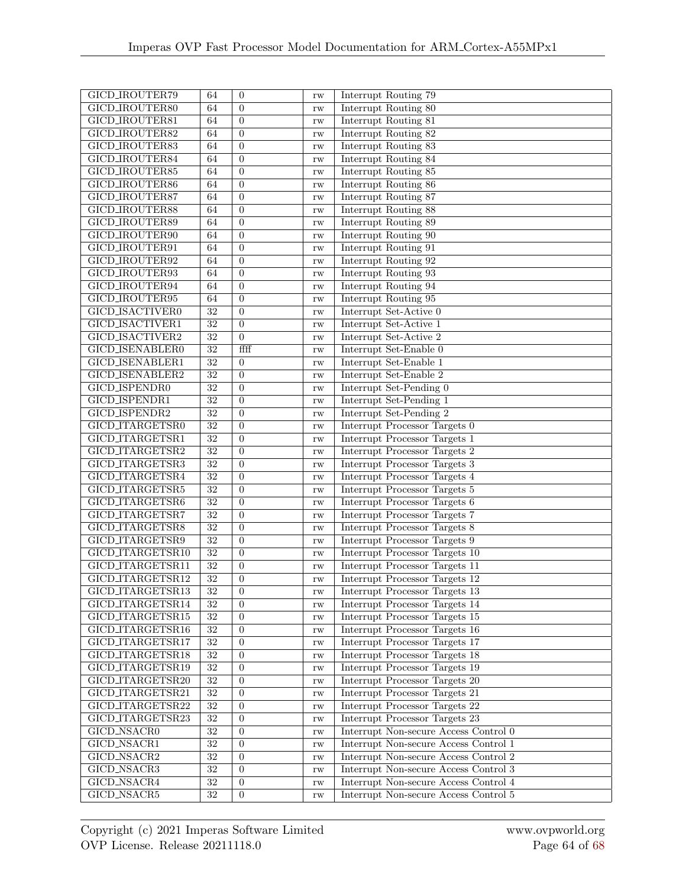| | | | | |
|---|---|---|---|---|
| GICD_IROUTER79 | 64 | 0 | rw | Interrupt Routing 79 |
| GICD_IROUTER80 | 64 | 0 | rw | Interrupt Routing 80 |
| GICD_IROUTER81 | 64 | 0 | rw | Interrupt Routing 81 |
| GICD_IROUTER82 | 64 | 0 | rw | Interrupt Routing 82 |
| GICD_IROUTER83 | 64 | 0 | rw | Interrupt Routing 83 |
| GICD_IROUTER84 | 64 | 0 | rw | Interrupt Routing 84 |
| GICD_IROUTER85 | 64 | 0 | rw | Interrupt Routing 85 |
| GICD_IROUTER86 | 64 | 0 | rw | Interrupt Routing 86 |
| GICD_IROUTER87 | 64 | 0 | rw | Interrupt Routing 87 |
| GICD_IROUTER88 | 64 | 0 | rw | Interrupt Routing 88 |
| GICD_IROUTER89 | 64 | 0 | rw | Interrupt Routing 89 |
| GICD_IROUTER90 | 64 | 0 | rw | Interrupt Routing 90 |
| GICD_IROUTER91 | 64 | 0 | rw | Interrupt Routing 91 |
| GICD_IROUTER92 | 64 | 0 | rw | Interrupt Routing 92 |
| GICD_IROUTER93 | 64 | 0 | rw | Interrupt Routing 93 |
| GICD_IROUTER94 | 64 | 0 | rw | Interrupt Routing 94 |
| GICD_IROUTER95 | 64 | 0 | rw | Interrupt Routing 95 |
| GICD_ISACTIVER0 | 32 | 0 | rw | Interrupt Set-Active 0 |
| GICD_ISACTIVER1 | 32 | 0 | rw | Interrupt Set-Active 1 |
| GICD_ISACTIVER2 | 32 | 0 | rw | Interrupt Set-Active 2 |
| GICD_ISENABLER0 | 32 | ffff | rw | Interrupt Set-Enable 0 |
| GICD_ISENABLER1 | 32 | 0 | rw | Interrupt Set-Enable 1 |
| GICD_ISENABLER2 | 32 | 0 | rw | Interrupt Set-Enable 2 |
| GICD_ISPENDR0 | 32 | 0 | rw | Interrupt Set-Pending 0 |
| GICD_ISPENDR1 | 32 | 0 | rw | Interrupt Set-Pending 1 |
| GICD_ISPENDR2 | 32 | 0 | rw | Interrupt Set-Pending 2 |
| GICD_ITARGETSR0 | 32 | 0 | rw | Interrupt Processor Targets 0 |
| GICD_ITARGETSR1 | 32 | 0 | rw | Interrupt Processor Targets 1 |
| GICD_ITARGETSR2 | 32 | 0 | rw | Interrupt Processor Targets 2 |
| GICD_ITARGETSR3 | 32 | 0 | rw | Interrupt Processor Targets 3 |
| GICD_ITARGETSR4 | 32 | 0 | rw | Interrupt Processor Targets 4 |
| GICD_ITARGETSR5 | 32 | 0 | rw | Interrupt Processor Targets 5 |
| GICD_ITARGETSR6 | 32 | 0 | rw | Interrupt Processor Targets 6 |
| GICD_ITARGETSR7 | 32 | 0 | rw | Interrupt Processor Targets 7 |
| GICD_ITARGETSR8 | 32 | 0 | rw | Interrupt Processor Targets 8 |
| GICD_ITARGETSR9 | 32 | 0 | rw | Interrupt Processor Targets 9 |
| GICD_ITARGETSR10 | 32 | 0 | rw | Interrupt Processor Targets 10 |
| GICD_ITARGETSR11 | 32 | 0 | rw | Interrupt Processor Targets 11 |
| GICD_ITARGETSR12 | 32 | 0 | rw | Interrupt Processor Targets 12 |
| GICD_ITARGETSR13 | 32 | 0 | rw | Interrupt Processor Targets 13 |
| GICD_ITARGETSR14 | 32 | 0 | rw | Interrupt Processor Targets 14 |
| GICD_ITARGETSR15 | 32 | 0 | rw | Interrupt Processor Targets 15 |
| GICD_ITARGETSR16 | 32 | 0 | rw | Interrupt Processor Targets 16 |
| GICD_ITARGETSR17 | 32 | 0 | rw | Interrupt Processor Targets 17 |
| GICD_ITARGETSR18 | 32 | 0 | rw | Interrupt Processor Targets 18 |
| GICD_ITARGETSR19 | 32 | 0 | rw | Interrupt Processor Targets 19 |
| GICD_ITARGETSR20 | 32 | 0 | rw | Interrupt Processor Targets 20 |
| GICD_ITARGETSR21 | 32 | 0 | rw | Interrupt Processor Targets 21 |
| GICD_ITARGETSR22 | 32 | 0 | rw | Interrupt Processor Targets 22 |
| GICD_ITARGETSR23 | 32 | 0 | rw | Interrupt Processor Targets 23 |
| GICD_NSACR0 | 32 | 0 | rw | Interrupt Non-secure Access Control 0 |
| GICD_NSACR1 | 32 | 0 | rw | Interrupt Non-secure Access Control 1 |
| GICD_NSACR2 | 32 | 0 | rw | Interrupt Non-secure Access Control 2 |
| GICD_NSACR3 | 32 | 0 | rw | Interrupt Non-secure Access Control 3 |
| GICD_NSACR4 | 32 | 0 | rw | Interrupt Non-secure Access Control 4 |
| GICD_NSACR5 | 32 | 0 | rw | Interrupt Non-secure Access Control 5 |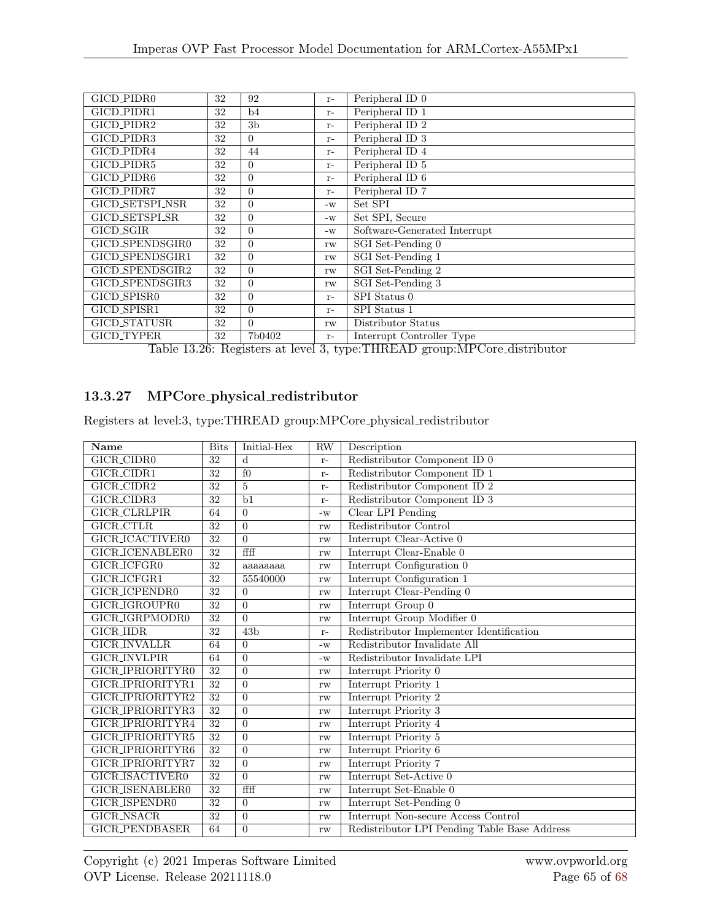| | | | | |
|---|---|---|---|---|
| GICD_PIDR0 | 32 | 92 | r- | Peripheral ID 0 |
| GICD_PIDR1 | 32 | b4 | r- | Peripheral ID 1 |
| GICD_PIDR2 | 32 | 3b | r- | Peripheral ID 2 |
| GICD_PIDR3 | 32 | 0 | r- | Peripheral ID 3 |
| GICD_PIDR4 | 32 | 44 | r- | Peripheral ID 4 |
| GICD_PIDR5 | 32 | 0 | r- | Peripheral ID 5 |
| GICD_PIDR6 | 32 | 0 | r- | Peripheral ID 6 |
| GICD_PIDR7 | 32 | 0 | r- | Peripheral ID 7 |
| GICD_SETSPI_NSR | 32 | 0 | -w | Set SPI |
| GICD_SETSPI_SR | 32 | 0 | -w | Set SPI, Secure |
| GICD_SGIR | 32 | 0 | -w | Software-Generated Interrupt |
| GICD_SPENDSGIR0 | 32 | 0 | rw | SGI Set-Pending 0 |
| GICD_SPENDSGIR1 | 32 | 0 | rw | SGI Set-Pending 1 |
| GICD_SPENDSGIR2 | 32 | 0 | rw | SGI Set-Pending 2 |
| GICD_SPENDSGIR3 | 32 | 0 | rw | SGI Set-Pending 3 |
| GICD_SPISR0 | 32 | 0 | r- | SPI Status 0 |
| GICD_SPISR1 | 32 | 0 | r- | SPI Status 1 |
| GICD_STATUSR | 32 | 0 | rw | Distributor Status |
| GICD_TYPER | 32 | 7b0402 | r- | Interrupt Controller Type |

Table 13.26: Registers at level 3, type:THREAD group:MPCore_distributor

### 13.3.27 MPCore_physical_redistributor

Registers at level:3, type:THREAD group:MPCore_physical_redistributor

| Name | Bits | Initial-Hex | RW | Description |
|---|---|---|---|---|
| GICR_CIDR0 | 32 | d | r- | Redistributor Component ID 0 |
| GICR_CIDR1 | 32 | f0 | r- | Redistributor Component ID 1 |
| GICR_CIDR2 | 32 | 5 | r- | Redistributor Component ID 2 |
| GICR_CIDR3 | 32 | b1 | r- | Redistributor Component ID 3 |
| GICR_CLRLPIR | 64 | 0 | -w | Clear LPI Pending |
| GICR_CTLR | 32 | 0 | rw | Redistributor Control |
| GICR_ICACTIVER0 | 32 | 0 | rw | Interrupt Clear-Active 0 |
| GICR_ICENABLER0 | 32 | ffff | rw | Interrupt Clear-Enable 0 |
| GICR_ICFGR0 | 32 | aaaaaaaa | rw | Interrupt Configuration 0 |
| GICR_ICFGR1 | 32 | 55540000 | rw | Interrupt Configuration 1 |
| GICR_ICPENDR0 | 32 | 0 | rw | Interrupt Clear-Pending 0 |
| GICR_IGROUPR0 | 32 | 0 | rw | Interrupt Group 0 |
| GICR_IGRPMODR0 | 32 | 0 | rw | Interrupt Group Modifier 0 |
| GICR_IIDR | 32 | 43b | r- | Redistributor Implementer Identification |
| GICR_INVALLR | 64 | 0 | -w | Redistributor Invalidate All |
| GICR_INVLPIR | 64 | 0 | -w | Redistributor Invalidate LPI |
| GICR_IPRIORITYR0 | 32 | 0 | rw | Interrupt Priority 0 |
| GICR_IPRIORITYR1 | 32 | 0 | rw | Interrupt Priority 1 |
| GICR_IPRIORITYR2 | 32 | 0 | rw | Interrupt Priority 2 |
| GICR_IPRIORITYR3 | 32 | 0 | rw | Interrupt Priority 3 |
| GICR_IPRIORITYR4 | 32 | 0 | rw | Interrupt Priority 4 |
| GICR_IPRIORITYR5 | 32 | 0 | rw | Interrupt Priority 5 |
| GICR_IPRIORITYR6 | 32 | 0 | rw | Interrupt Priority 6 |
| GICR_IPRIORITYR7 | 32 | 0 | rw | Interrupt Priority 7 |
| GICR_ISACTIVER0 | 32 | 0 | rw | Interrupt Set-Active 0 |
| GICR_ISENABLER0 | 32 | ffff | rw | Interrupt Set-Enable 0 |
| GICR_ISPENDR0 | 32 | 0 | rw | Interrupt Set-Pending 0 |
| GICR_NSACR | 32 | 0 | rw | Interrupt Non-secure Access Control |
| GICR_PENDBASER | 64 | 0 | rw | Redistributor LPI Pending Table Base Address |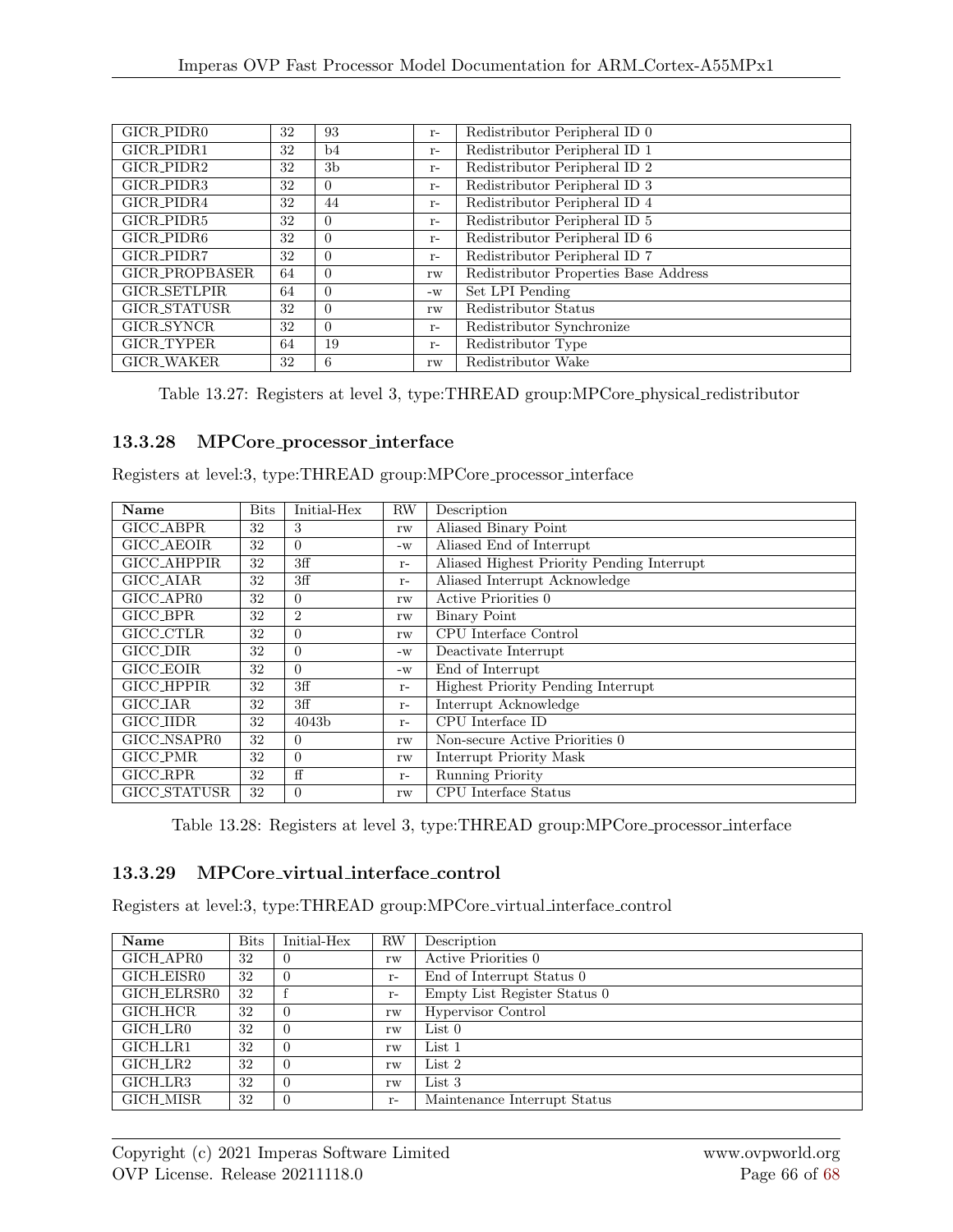| GICR_PIDR0 | 32 | 93 | r- | Redistributor Peripheral ID 0 |
|---|---|---|---|---|
| GICR_PIDR1 | 32 | b4 | r- | Redistributor Peripheral ID 1 |
| GICR_PIDR2 | 32 | 3b | r- | Redistributor Peripheral ID 2 |
| GICR_PIDR3 | 32 | 0 | r- | Redistributor Peripheral ID 3 |
| GICR_PIDR4 | 32 | 44 | r- | Redistributor Peripheral ID 4 |
| GICR_PIDR5 | 32 | 0 | r- | Redistributor Peripheral ID 5 |
| GICR_PIDR6 | 32 | 0 | r- | Redistributor Peripheral ID 6 |
| GICR_PIDR7 | 32 | 0 | r- | Redistributor Peripheral ID 7 |
| GICR_PROPBASER | 64 | 0 | rw | Redistributor Properties Base Address |
| GICR_SETLPIR | 64 | 0 | -w | Set LPI Pending |
| GICR_STATUSR | 32 | 0 | rw | Redistributor Status |
| GICR_SYNCR | 32 | 0 | r- | Redistributor Synchronize |
| GICR_TYPER | 64 | 19 | r- | Redistributor Type |
| GICR_WAKER | 32 | 6 | rw | Redistributor Wake |

Table 13.27: Registers at level 3, type:THREAD group:MPCore_physical_redistributor

### 13.3.28 MPCore_processor_interface

Registers at level:3, type:THREAD group:MPCore_processor_interface

| Name | Bits | Initial-Hex | RW | Description |
|---|---|---|---|---|
| GICC_ABPR | 32 | 3 | rw | Aliased Binary Point |
| GICC_AEOIR | 32 | 0 | -w | Aliased End of Interrupt |
| GICC_AHPPIR | 32 | 3ff | r- | Aliased Highest Priority Pending Interrupt |
| GICC_AIAR | 32 | 3ff | r- | Aliased Interrupt Acknowledge |
| GICC_APR0 | 32 | 0 | rw | Active Priorities 0 |
| GICC_BPR | 32 | 2 | rw | Binary Point |
| GICC_CTLR | 32 | 0 | rw | CPU Interface Control |
| GICC_DIR | 32 | 0 | -w | Deactivate Interrupt |
| GICC_EOIR | 32 | 0 | -w | End of Interrupt |
| GICC_HPPIR | 32 | 3ff | r- | Highest Priority Pending Interrupt |
| GICC_IAR | 32 | 3ff | r- | Interrupt Acknowledge |
| GICC_IIDR | 32 | 4043b | r- | CPU Interface ID |
| GICC_NSAPR0 | 32 | 0 | rw | Non-secure Active Priorities 0 |
| GICC_PMR | 32 | 0 | rw | Interrupt Priority Mask |
| GICC_RPR | 32 | ff | r- | Running Priority |
| GICC_STATUSR | 32 | 0 | rw | CPU Interface Status |

Table 13.28: Registers at level 3, type:THREAD group:MPCore_processor_interface

### 13.3.29 MPCore_virtual_interface_control

Registers at level:3, type:THREAD group:MPCore_virtual_interface_control

| Name | Bits | Initial-Hex | RW | Description |
|---|---|---|---|---|
| GICH_APR0 | 32 | 0 | rw | Active Priorities 0 |
| GICH_EISR0 | 32 | 0 | r- | End of Interrupt Status 0 |
| GICH_ELRSR0 | 32 | f | r- | Empty List Register Status 0 |
| GICH_HCR | 32 | 0 | rw | Hypervisor Control |
| GICH_LR0 | 32 | 0 | rw | List 0 |
| GICH_LR1 | 32 | 0 | rw | List 1 |
| GICH_LR2 | 32 | 0 | rw | List 2 |
| GICH_LR3 | 32 | 0 | rw | List 3 |
| GICH_MISR | 32 | 0 | r- | Maintenance Interrupt Status |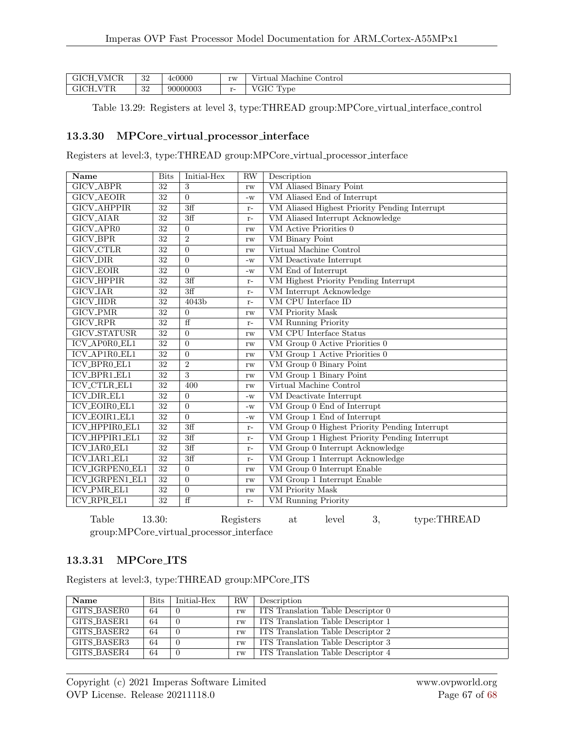| GICH_VMCR | 32 | 4c0000 | rw | Virtual Machine Control |
|---|---|---|---|---|
| GICH_VTR | 32 | 90000003 | r- | VGIC Type |

Table 13.29: Registers at level 3, type:THREAD group:MPCore_virtual_interface_control

### 13.3.30 MPCore_virtual_processor_interface

Registers at level:3, type:THREAD group:MPCore_virtual_processor_interface

| Name | Bits | Initial-Hex | RW | Description |
|---|---|---|---|---|
| GICV_ABPR | 32 | 3 | rw | VM Aliased Binary Point |
| GICV_AEOIR | 32 | 0 | -w | VM Aliased End of Interrupt |
| GICV_AHPPIR | 32 | 3ff | r- | VM Aliased Highest Priority Pending Interrupt |
| GICV_AIAR | 32 | 3ff | r- | VM Aliased Interrupt Acknowledge |
| GICV_APR0 | 32 | 0 | rw | VM Active Priorities 0 |
| GICV_BPR | 32 | 2 | rw | VM Binary Point |
| GICV_CTLR | 32 | 0 | rw | Virtual Machine Control |
| GICV_DIR | 32 | 0 | -w | VM Deactivate Interrupt |
| GICV_EOIR | 32 | 0 | -w | VM End of Interrupt |
| GICV_HPPIR | 32 | 3ff | r- | VM Highest Priority Pending Interrupt |
| GICV_IAR | 32 | 3ff | r- | VM Interrupt Acknowledge |
| GICV_IIDR | 32 | 4043b | r- | VM CPU Interface ID |
| GICV_PMR | 32 | 0 | rw | VM Priority Mask |
| GICV_RPR | 32 | ff | r- | VM Running Priority |
| GICV_STATUSR | 32 | 0 | rw | VM CPU Interface Status |
| ICV_AP0R0_EL1 | 32 | 0 | rw | VM Group 0 Active Priorities 0 |
| ICV_AP1R0_EL1 | 32 | 0 | rw | VM Group 1 Active Priorities 0 |
| ICV_BPR0_EL1 | 32 | 2 | rw | VM Group 0 Binary Point |
| ICV_BPR1_EL1 | 32 | 3 | rw | VM Group 1 Binary Point |
| ICV_CTLR_EL1 | 32 | 400 | rw | Virtual Machine Control |
| ICV_DIR_EL1 | 32 | 0 | -w | VM Deactivate Interrupt |
| ICV_EOIR0_EL1 | 32 | 0 | -w | VM Group 0 End of Interrupt |
| ICV_EOIR1_EL1 | 32 | 0 | -w | VM Group 1 End of Interrupt |
| ICV_HPPIR0_EL1 | 32 | 3ff | r- | VM Group 0 Highest Priority Pending Interrupt |
| ICV_HPPIR1_EL1 | 32 | 3ff | r- | VM Group 1 Highest Priority Pending Interrupt |
| ICV_IAR0_EL1 | 32 | 3ff | r- | VM Group 0 Interrupt Acknowledge |
| ICV_IAR1_EL1 | 32 | 3ff | r- | VM Group 1 Interrupt Acknowledge |
| ICV_IGRPEN0_EL1 | 32 | 0 | rw | VM Group 0 Interrupt Enable |
| ICV_IGRPEN1_EL1 | 32 | 0 | rw | VM Group 1 Interrupt Enable |
| ICV_PMR_EL1 | 32 | 0 | rw | VM Priority Mask |
| ICV_RPR_EL1 | 32 | ff | r- | VM Running Priority |

Table 13.30: Registers at level 3, type:THREAD group:MPCore_virtual_processor_interface

### 13.3.31 MPCore_ITS

Registers at level:3, type:THREAD group:MPCore_ITS

| Name | Bits | Initial-Hex | RW | Description |
|---|---|---|---|---|
| GITS_BASER0 | 64 | 0 | rw | ITS Translation Table Descriptor 0 |
| GITS_BASER1 | 64 | 0 | rw | ITS Translation Table Descriptor 1 |
| GITS_BASER2 | 64 | 0 | rw | ITS Translation Table Descriptor 2 |
| GITS_BASER3 | 64 | 0 | rw | ITS Translation Table Descriptor 3 |
| GITS_BASER4 | 64 | 0 | rw | ITS Translation Table Descriptor 4 |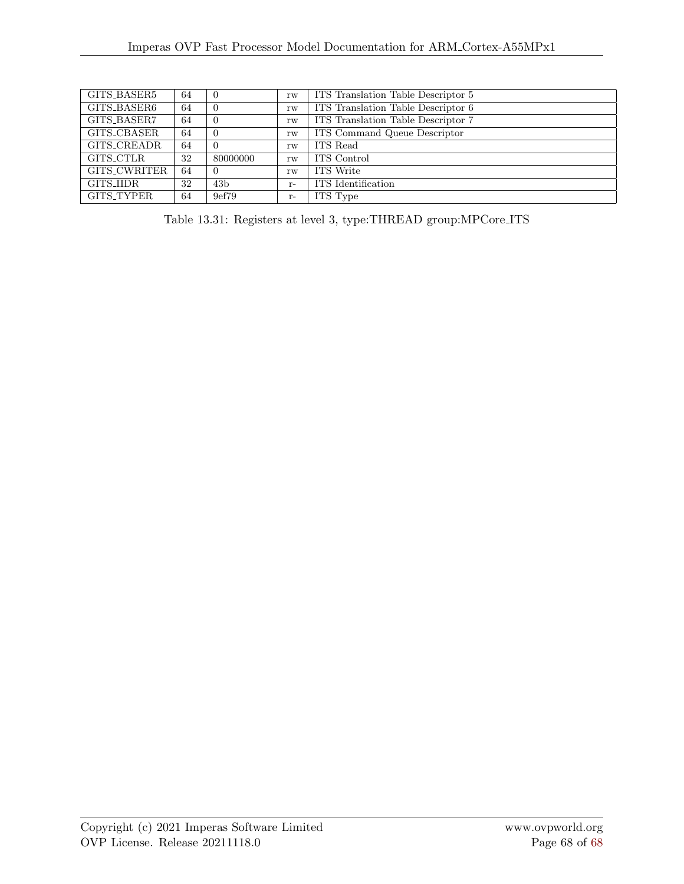| | | | | |
|---|---|---|---|---|
| GITS_BASER5 | 64 | 0 | rw | ITS Translation Table Descriptor 5 |
| GITS_BASER6 | 64 | 0 | rw | ITS Translation Table Descriptor 6 |
| GITS_BASER7 | 64 | 0 | rw | ITS Translation Table Descriptor 7 |
| GITS_CBASER | 64 | 0 | rw | ITS Command Queue Descriptor |
| GITS_CREADR | 64 | 0 | rw | ITS Read |
| GITS_CTLR | 32 | 80000000 | rw | ITS Control |
| GITS_CWRITER | 64 | 0 | rw | ITS Write |
| GITS_IIDR | 32 | 43b | r- | ITS Identification |
| GITS_TYPER | 64 | 9ef79 | r- | ITS Type |

Table 13.31: Registers at level 3, type:THREAD group:MPCore_ITS